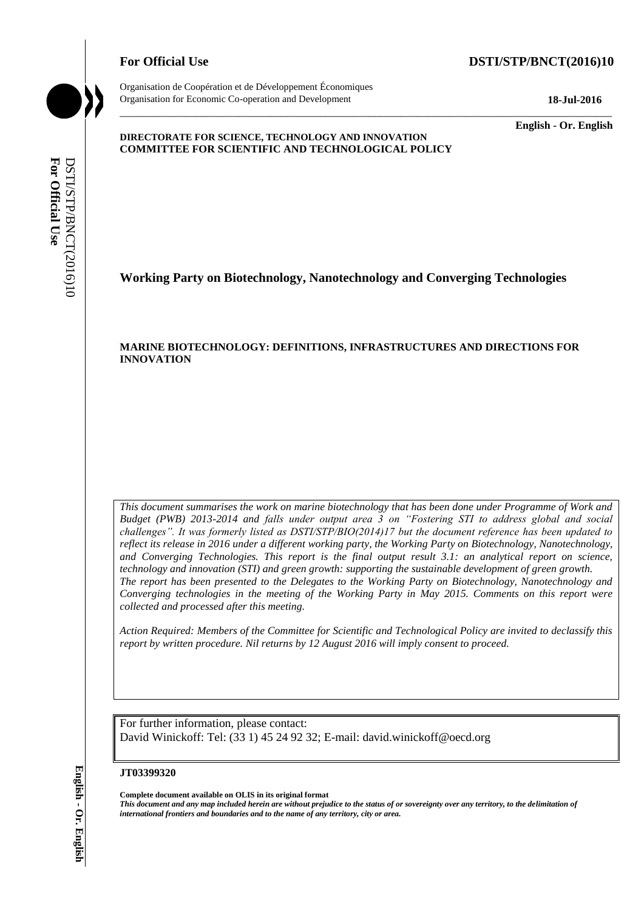**For Official Use** **DSTI/STP/BNCT(2016)10**

Organisation de Coopération et de Développement Économiques
Organisation for Economic Co-operation and Development

**18-Jul-2016**

**English - Or. English**

**DIRECTORATE FOR SCIENCE, TECHNOLOGY AND INNOVATION**
**COMMITTEE FOR SCIENTIFIC AND TECHNOLOGICAL POLICY**

# Working Party on Biotechnology, Nanotechnology and Converging Technologies

## MARINE BIOTECHNOLOGY: DEFINITIONS, INFRASTRUCTURES AND DIRECTIONS FOR INNOVATION

*This document summarises the work on marine biotechnology that has been done under Programme of Work and Budget (PWB) 2013-2014 and falls under output area 3 on "Fostering STI to address global and social challenges". It was formerly listed as DSTI/STP/BIO(2014)17 but the document reference has been updated to reflect its release in 2016 under a different working party, the Working Party on Biotechnology, Nanotechnology, and Converging Technologies. This report is the final output result 3.1: an analytical report on science, technology and innovation (STI) and green growth: supporting the sustainable development of green growth.*
*The report has been presented to the Delegates to the Working Party on Biotechnology, Nanotechnology and Converging technologies in the meeting of the Working Party in May 2015. Comments on this report were collected and processed after this meeting.*

*Action Required: Members of the Committee for Scientific and Technological Policy are invited to declassify this report by written procedure. Nil returns by 12 August 2016 will imply consent to proceed.*

For further information, please contact:
David Winickoff: Tel: (33 1) 45 24 92 32; E-mail: david.winickoff@oecd.org

**JT03399320**

**Complete document available on OLIS in its original format**
***This document and any map included herein are without prejudice to the status of or sovereignty over any territory, to the delimitation of international frontiers and boundaries and to the name of any territory, city or area.***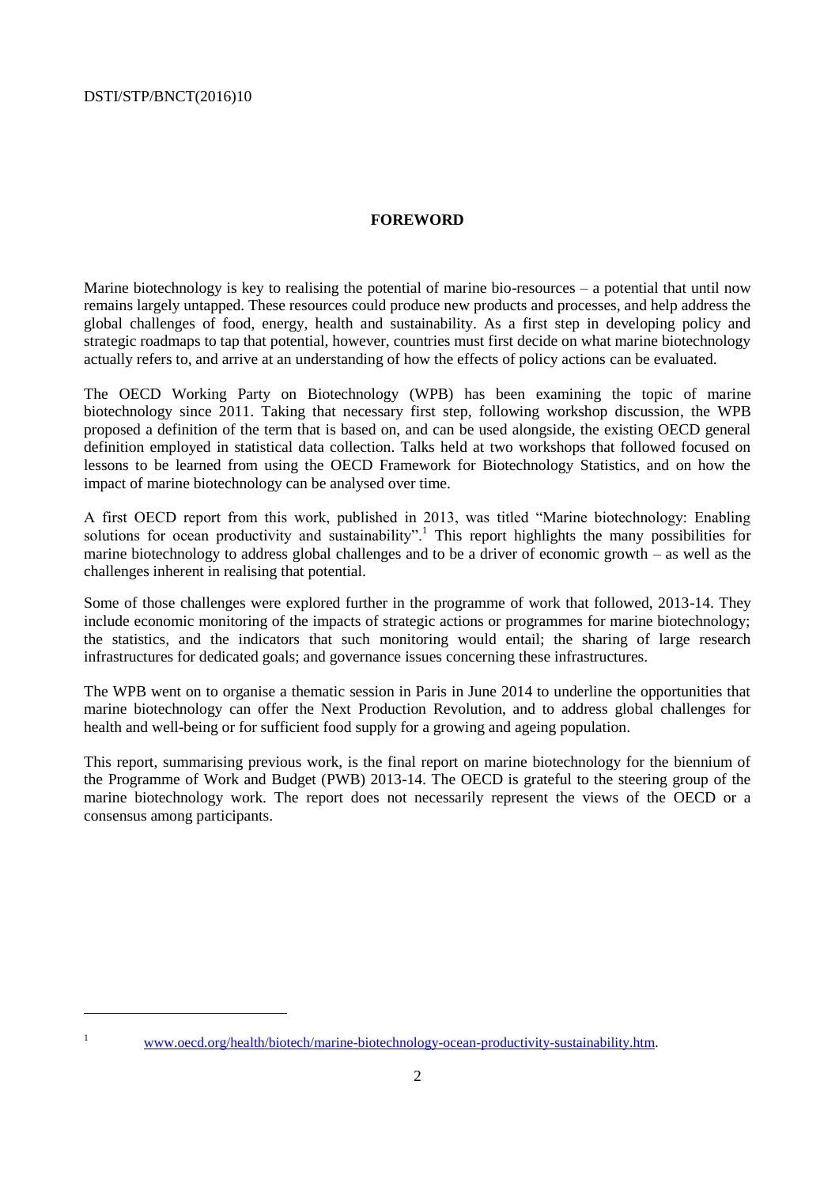## FOREWORD

Marine biotechnology is key to realising the potential of marine bio-resources – a potential that until now remains largely untapped. These resources could produce new products and processes, and help address the global challenges of food, energy, health and sustainability. As a first step in developing policy and strategic roadmaps to tap that potential, however, countries must first decide on what marine biotechnology actually refers to, and arrive at an understanding of how the effects of policy actions can be evaluated.

The OECD Working Party on Biotechnology (WPB) has been examining the topic of marine biotechnology since 2011. Taking that necessary first step, following workshop discussion, the WPB proposed a definition of the term that is based on, and can be used alongside, the existing OECD general definition employed in statistical data collection. Talks held at two workshops that followed focused on lessons to be learned from using the OECD Framework for Biotechnology Statistics, and on how the impact of marine biotechnology can be analysed over time.

A first OECD report from this work, published in 2013, was titled "Marine biotechnology: Enabling solutions for ocean productivity and sustainability".[1] This report highlights the many possibilities for marine biotechnology to address global challenges and to be a driver of economic growth – as well as the challenges inherent in realising that potential.

Some of those challenges were explored further in the programme of work that followed, 2013-14. They include economic monitoring of the impacts of strategic actions or programmes for marine biotechnology; the statistics, and the indicators that such monitoring would entail; the sharing of large research infrastructures for dedicated goals; and governance issues concerning these infrastructures.

The WPB went on to organise a thematic session in Paris in June 2014 to underline the opportunities that marine biotechnology can offer the Next Production Revolution, and to address global challenges for health and well-being or for sufficient food supply for a growing and ageing population.

This report, summarising previous work, is the final report on marine biotechnology for the biennium of the Programme of Work and Budget (PWB) 2013-14. The OECD is grateful to the steering group of the marine biotechnology work. The report does not necessarily represent the views of the OECD or a consensus among participants.

---

[1] www.oecd.org/health/biotech/marine-biotechnology-ocean-productivity-sustainability.htm.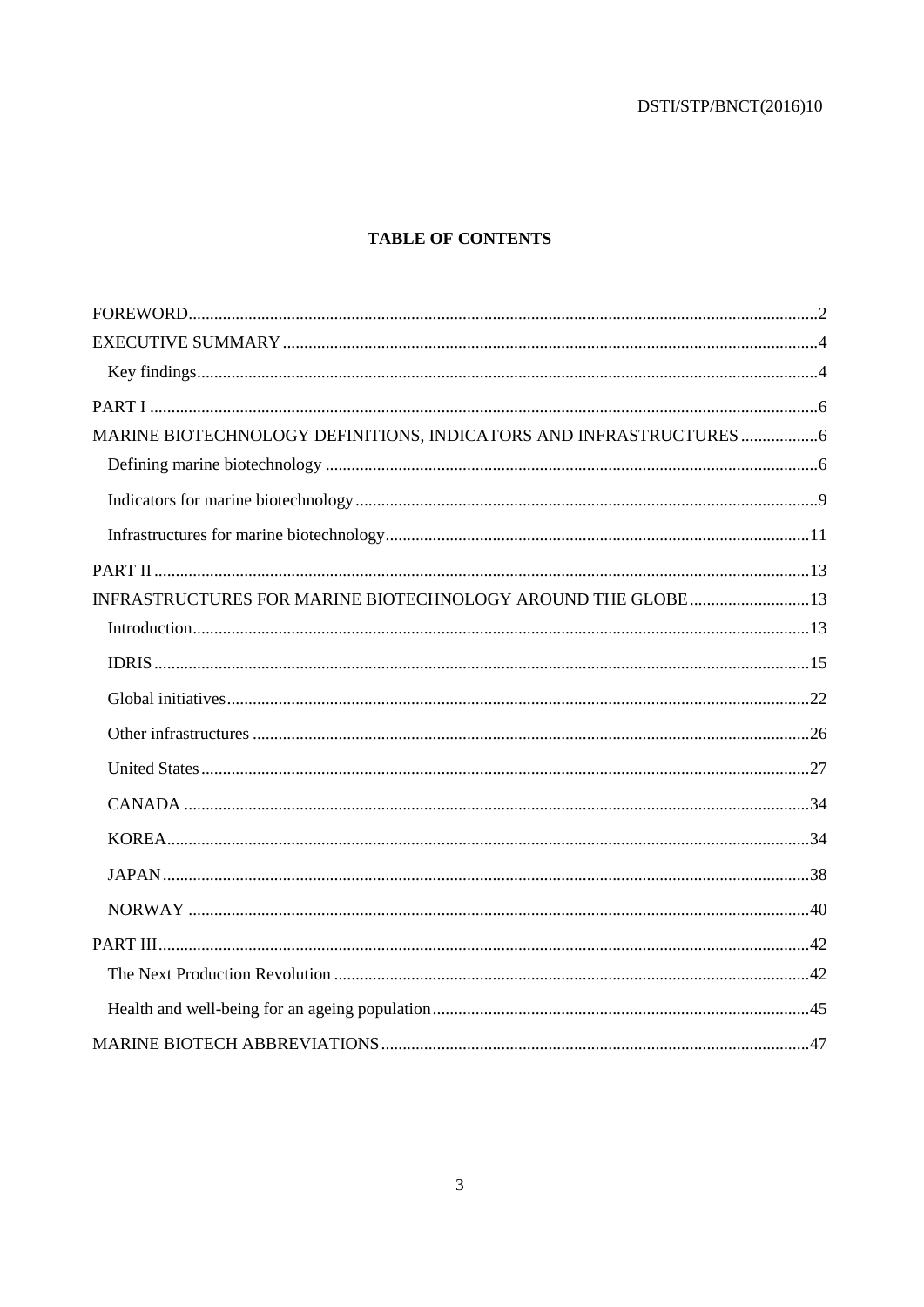# TABLE OF CONTENTS

FOREWORD....................................................................................................................................2

EXECUTIVE SUMMARY ..............................................................................................................4

Key findings..................................................................................................................................4

PART I ...........................................................................................................................................6

MARINE BIOTECHNOLOGY DEFINITIONS, INDICATORS AND INFRASTRUCTURES ..................6

Defining marine biotechnology ....................................................................................................6

Indicators for marine biotechnology .............................................................................................9

Infrastructures for marine biotechnology.....................................................................................11

PART II ........................................................................................................................................13

INFRASTRUCTURES FOR MARINE BIOTECHNOLOGY AROUND THE GLOBE ............................13

Introduction..................................................................................................................................13

IDRIS ...........................................................................................................................................15

Global initiatives..........................................................................................................................22

Other infrastructures ....................................................................................................................26

United States ...............................................................................................................................27

CANADA ....................................................................................................................................34

KOREA........................................................................................................................................34

JAPAN.........................................................................................................................................38

NORWAY ...................................................................................................................................40

PART III.......................................................................................................................................42

The Next Production Revolution .................................................................................................42

Health and well-being for an ageing population..........................................................................45

MARINE BIOTECH ABBREVIATIONS....................................................................................47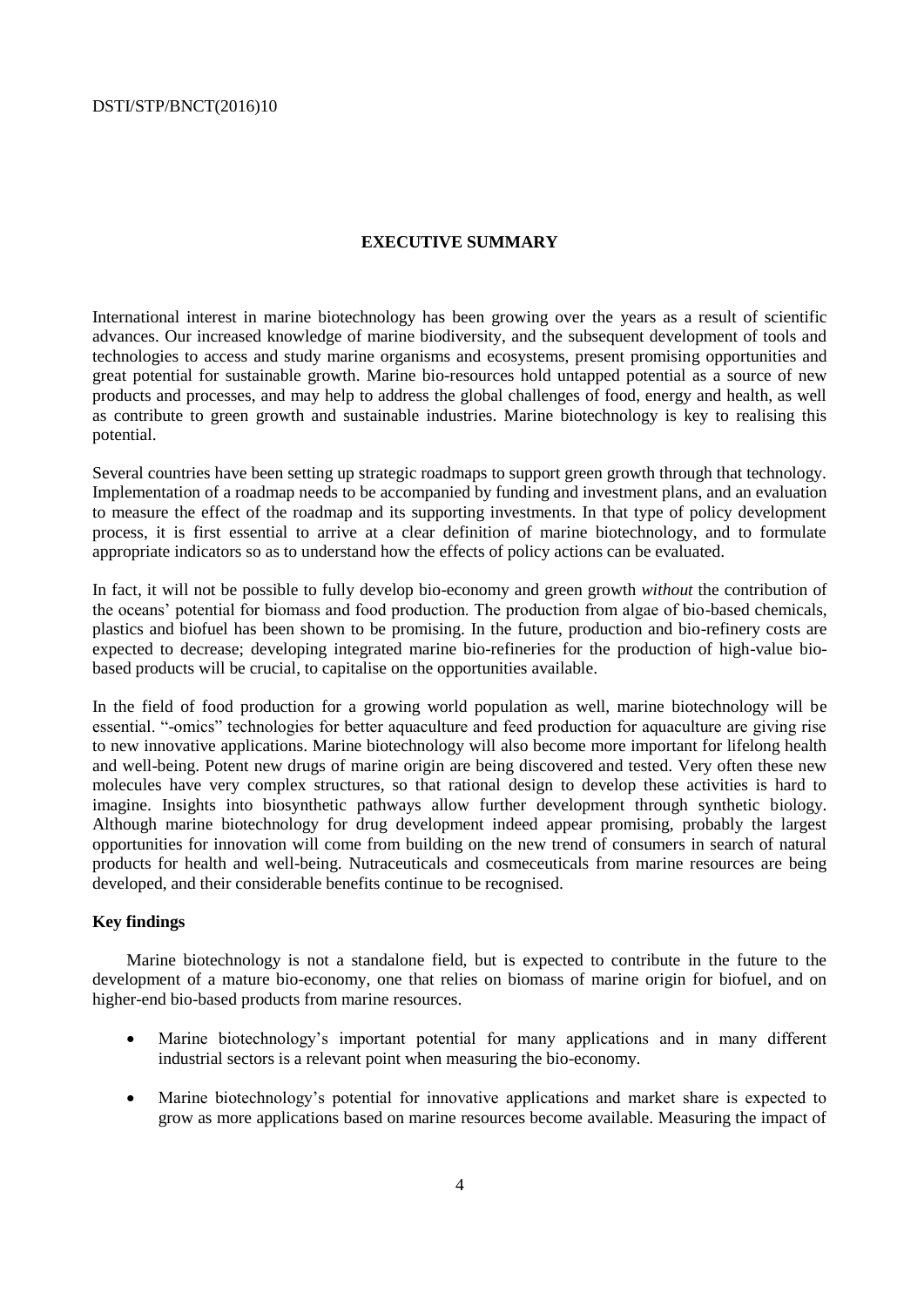# EXECUTIVE SUMMARY

International interest in marine biotechnology has been growing over the years as a result of scientific advances. Our increased knowledge of marine biodiversity, and the subsequent development of tools and technologies to access and study marine organisms and ecosystems, present promising opportunities and great potential for sustainable growth. Marine bio-resources hold untapped potential as a source of new products and processes, and may help to address the global challenges of food, energy and health, as well as contribute to green growth and sustainable industries. Marine biotechnology is key to realising this potential.

Several countries have been setting up strategic roadmaps to support green growth through that technology. Implementation of a roadmap needs to be accompanied by funding and investment plans, and an evaluation to measure the effect of the roadmap and its supporting investments. In that type of policy development process, it is first essential to arrive at a clear definition of marine biotechnology, and to formulate appropriate indicators so as to understand how the effects of policy actions can be evaluated.

In fact, it will not be possible to fully develop bio-economy and green growth *without* the contribution of the oceans' potential for biomass and food production. The production from algae of bio-based chemicals, plastics and biofuel has been shown to be promising. In the future, production and bio-refinery costs are expected to decrease; developing integrated marine bio-refineries for the production of high-value bio-based products will be crucial, to capitalise on the opportunities available.

In the field of food production for a growing world population as well, marine biotechnology will be essential. "-omics" technologies for better aquaculture and feed production for aquaculture are giving rise to new innovative applications. Marine biotechnology will also become more important for lifelong health and well-being. Potent new drugs of marine origin are being discovered and tested. Very often these new molecules have very complex structures, so that rational design to develop these activities is hard to imagine. Insights into biosynthetic pathways allow further development through synthetic biology. Although marine biotechnology for drug development indeed appear promising, probably the largest opportunities for innovation will come from building on the new trend of consumers in search of natural products for health and well-being. Nutraceuticals and cosmeceuticals from marine resources are being developed, and their considerable benefits continue to be recognised.

## Key findings

Marine biotechnology is not a standalone field, but is expected to contribute in the future to the development of a mature bio-economy, one that relies on biomass of marine origin for biofuel, and on higher-end bio-based products from marine resources.

- Marine biotechnology's important potential for many applications and in many different industrial sectors is a relevant point when measuring the bio-economy.
- Marine biotechnology's potential for innovative applications and market share is expected to grow as more applications based on marine resources become available. Measuring the impact of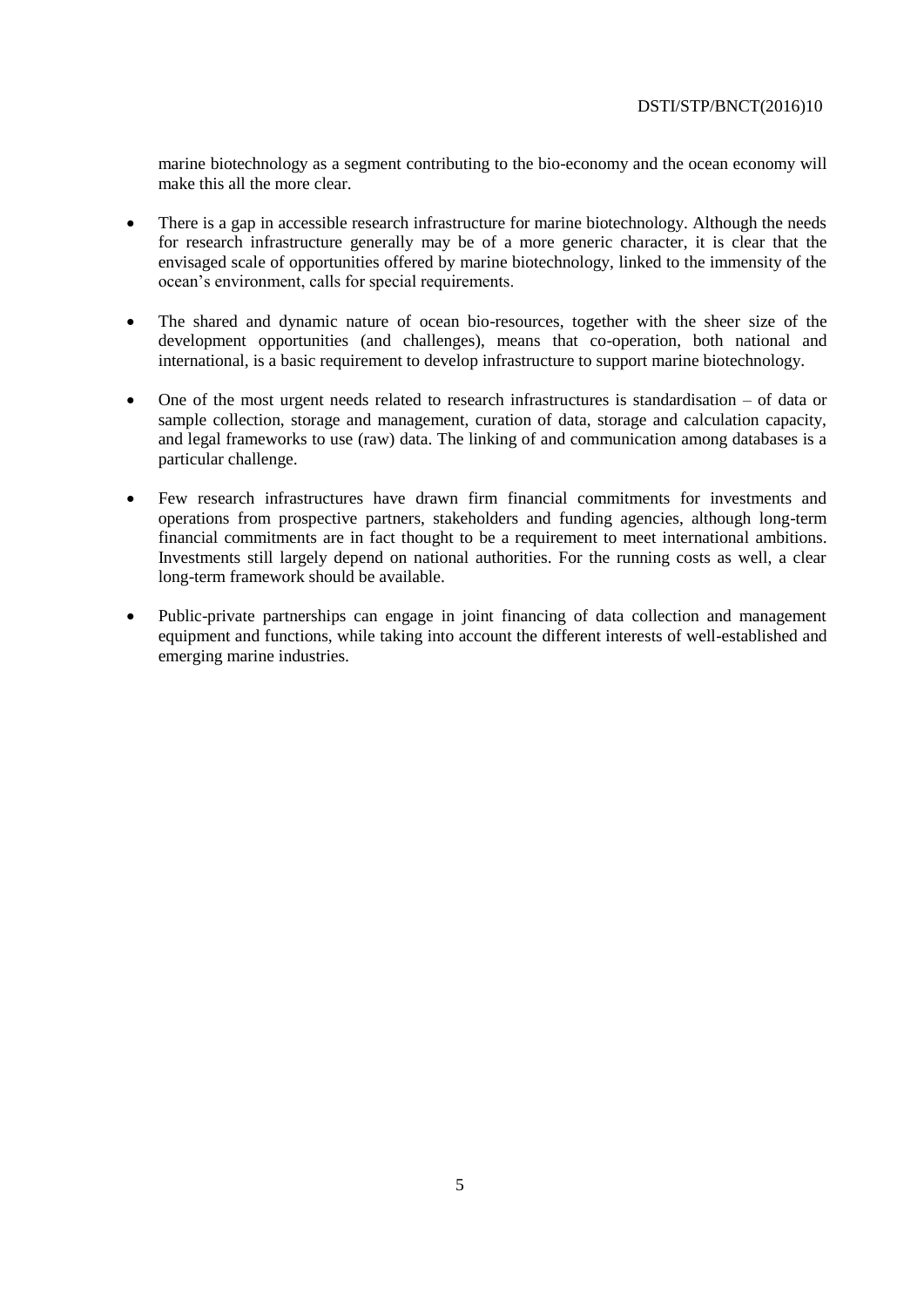marine biotechnology as a segment contributing to the bio-economy and the ocean economy will make this all the more clear.

- There is a gap in accessible research infrastructure for marine biotechnology. Although the needs for research infrastructure generally may be of a more generic character, it is clear that the envisaged scale of opportunities offered by marine biotechnology, linked to the immensity of the ocean's environment, calls for special requirements.

- The shared and dynamic nature of ocean bio-resources, together with the sheer size of the development opportunities (and challenges), means that co-operation, both national and international, is a basic requirement to develop infrastructure to support marine biotechnology.

- One of the most urgent needs related to research infrastructures is standardisation – of data or sample collection, storage and management, curation of data, storage and calculation capacity, and legal frameworks to use (raw) data. The linking of and communication among databases is a particular challenge.

- Few research infrastructures have drawn firm financial commitments for investments and operations from prospective partners, stakeholders and funding agencies, although long-term financial commitments are in fact thought to be a requirement to meet international ambitions. Investments still largely depend on national authorities. For the running costs as well, a clear long-term framework should be available.

- Public-private partnerships can engage in joint financing of data collection and management equipment and functions, while taking into account the different interests of well-established and emerging marine industries.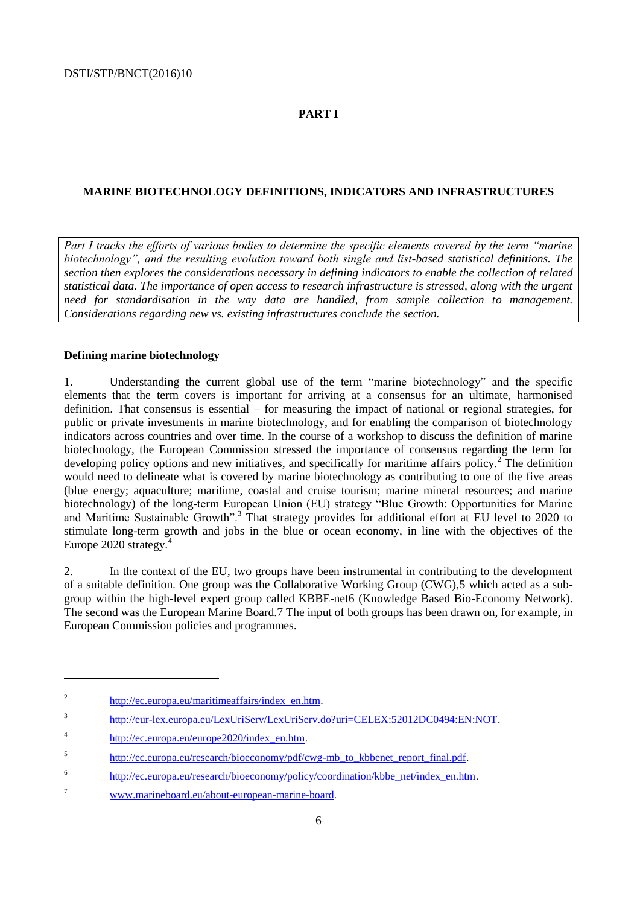# PART I

## MARINE BIOTECHNOLOGY DEFINITIONS, INDICATORS AND INFRASTRUCTURES

*Part I tracks the efforts of various bodies to determine the specific elements covered by the term "marine biotechnology", and the resulting evolution toward both single and list-based statistical definitions. The section then explores the considerations necessary in defining indicators to enable the collection of related statistical data. The importance of open access to research infrastructure is stressed, along with the urgent need for standardisation in the way data are handled, from sample collection to management. Considerations regarding new vs. existing infrastructures conclude the section.*

### Defining marine biotechnology

1. Understanding the current global use of the term "marine biotechnology" and the specific elements that the term covers is important for arriving at a consensus for an ultimate, harmonised definition. That consensus is essential – for measuring the impact of national or regional strategies, for public or private investments in marine biotechnology, and for enabling the comparison of biotechnology indicators across countries and over time. In the course of a workshop to discuss the definition of marine biotechnology, the European Commission stressed the importance of consensus regarding the term for developing policy options and new initiatives, and specifically for maritime affairs policy.[2] The definition would need to delineate what is covered by marine biotechnology as contributing to one of the five areas (blue energy; aquaculture; maritime, coastal and cruise tourism; marine mineral resources; and marine biotechnology) of the long-term European Union (EU) strategy "Blue Growth: Opportunities for Marine and Maritime Sustainable Growth".[3] That strategy provides for additional effort at EU level to 2020 to stimulate long-term growth and jobs in the blue or ocean economy, in line with the objectives of the Europe 2020 strategy.[4]

2. In the context of the EU, two groups have been instrumental in contributing to the development of a suitable definition. One group was the Collaborative Working Group (CWG),5 which acted as a sub-group within the high-level expert group called KBBE-net6 (Knowledge Based Bio-Economy Network). The second was the European Marine Board.7 The input of both groups has been drawn on, for example, in European Commission policies and programmes.

---

2. http://ec.europa.eu/maritimeaffairs/index_en.htm.

3. http://eur-lex.europa.eu/LexUriServ/LexUriServ.do?uri=CELEX:52012DC0494:EN:NOT.

4. http://ec.europa.eu/europe2020/index_en.htm.

5. http://ec.europa.eu/research/bioeconomy/pdf/cwg-mb_to_kbbenet_report_final.pdf.

6. http://ec.europa.eu/research/bioeconomy/policy/coordination/kbbe_net/index_en.htm.

7. www.marineboard.eu/about-european-marine-board.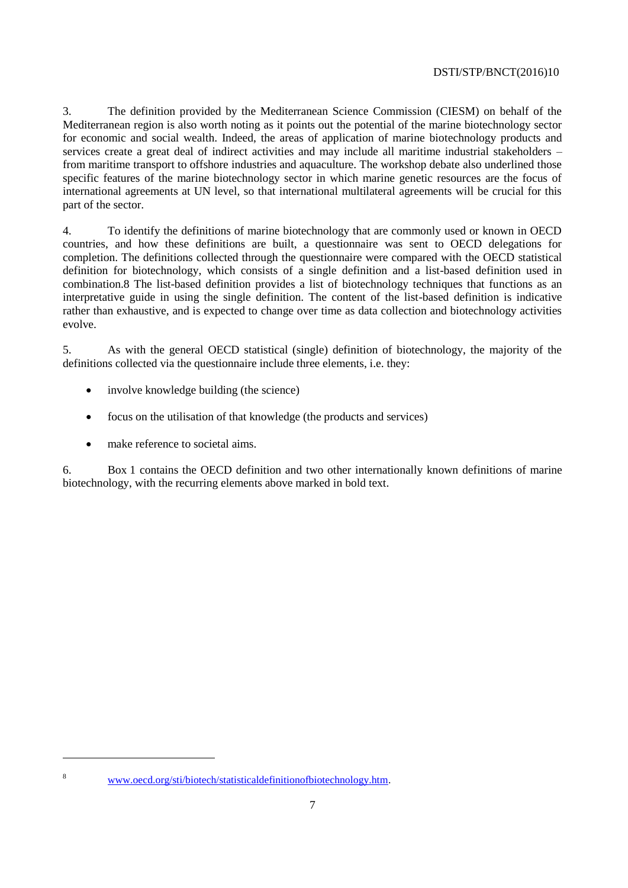3. The definition provided by the Mediterranean Science Commission (CIESM) on behalf of the Mediterranean region is also worth noting as it points out the potential of the marine biotechnology sector for economic and social wealth. Indeed, the areas of application of marine biotechnology products and services create a great deal of indirect activities and may include all maritime industrial stakeholders – from maritime transport to offshore industries and aquaculture. The workshop debate also underlined those specific features of the marine biotechnology sector in which marine genetic resources are the focus of international agreements at UN level, so that international multilateral agreements will be crucial for this part of the sector.

4. To identify the definitions of marine biotechnology that are commonly used or known in OECD countries, and how these definitions are built, a questionnaire was sent to OECD delegations for completion. The definitions collected through the questionnaire were compared with the OECD statistical definition for biotechnology, which consists of a single definition and a list-based definition used in combination.[8] The list-based definition provides a list of biotechnology techniques that functions as an interpretative guide in using the single definition. The content of the list-based definition is indicative rather than exhaustive, and is expected to change over time as data collection and biotechnology activities evolve.

5. As with the general OECD statistical (single) definition of biotechnology, the majority of the definitions collected via the questionnaire include three elements, i.e. they:

- involve knowledge building (the science)
- focus on the utilisation of that knowledge (the products and services)
- make reference to societal aims.

6. Box 1 contains the OECD definition and two other internationally known definitions of marine biotechnology, with the recurring elements above marked in bold text.

---

[8] www.oecd.org/sti/biotech/statisticaldefinitionofbiotechnology.htm.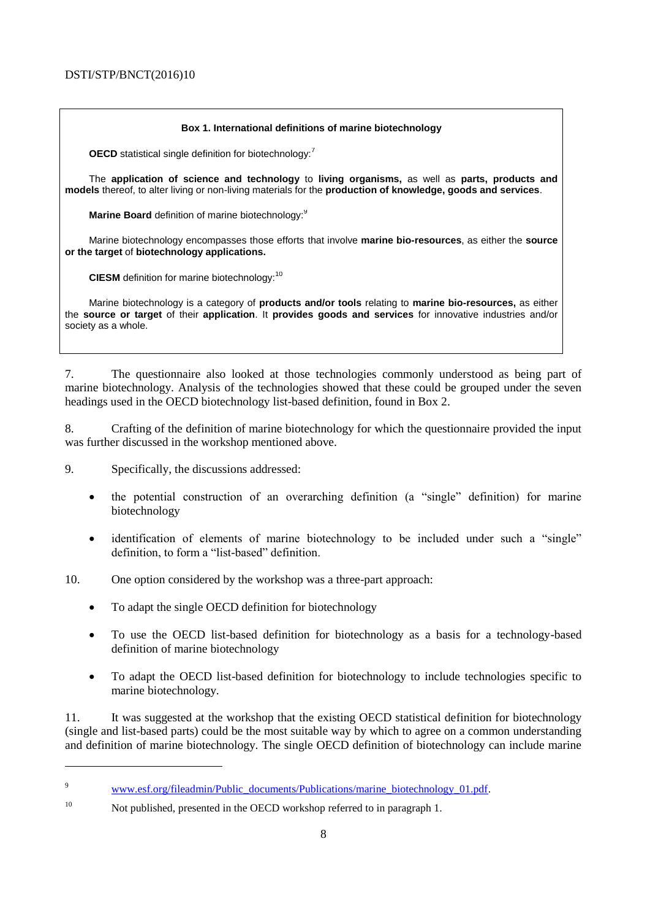**Box 1. International definitions of marine biotechnology**

**OECD** statistical single definition for biotechnology:[7]

The **application of science and technology** to **living organisms,** as well as **parts, products and models** thereof, to alter living or non-living materials for the **production of knowledge, goods and services**.

**Marine Board** definition of marine biotechnology:[9]

Marine biotechnology encompasses those efforts that involve **marine bio-resources**, as either the **source or the target** of **biotechnology applications.**

**CIESM** definition for marine biotechnology:[10]

Marine biotechnology is a category of **products and/or tools** relating to **marine bio-resources,** as either the **source or target** of their **application**. It **provides goods and services** for innovative industries and/or society as a whole.

7. The questionnaire also looked at those technologies commonly understood as being part of marine biotechnology. Analysis of the technologies showed that these could be grouped under the seven headings used in the OECD biotechnology list-based definition, found in Box 2.

8. Crafting of the definition of marine biotechnology for which the questionnaire provided the input was further discussed in the workshop mentioned above.

9. Specifically, the discussions addressed:

- the potential construction of an overarching definition (a "single" definition) for marine biotechnology
- identification of elements of marine biotechnology to be included under such a "single" definition, to form a "list-based" definition.

10. One option considered by the workshop was a three-part approach:

- To adapt the single OECD definition for biotechnology
- To use the OECD list-based definition for biotechnology as a basis for a technology-based definition of marine biotechnology
- To adapt the OECD list-based definition for biotechnology to include technologies specific to marine biotechnology.

11. It was suggested at the workshop that the existing OECD statistical definition for biotechnology (single and list-based parts) could be the most suitable way by which to agree on a common understanding and definition of marine biotechnology. The single OECD definition of biotechnology can include marine

---

[9] www.esf.org/fileadmin/Public_documents/Publications/marine_biotechnology_01.pdf.

[10] Not published, presented in the OECD workshop referred to in paragraph 1.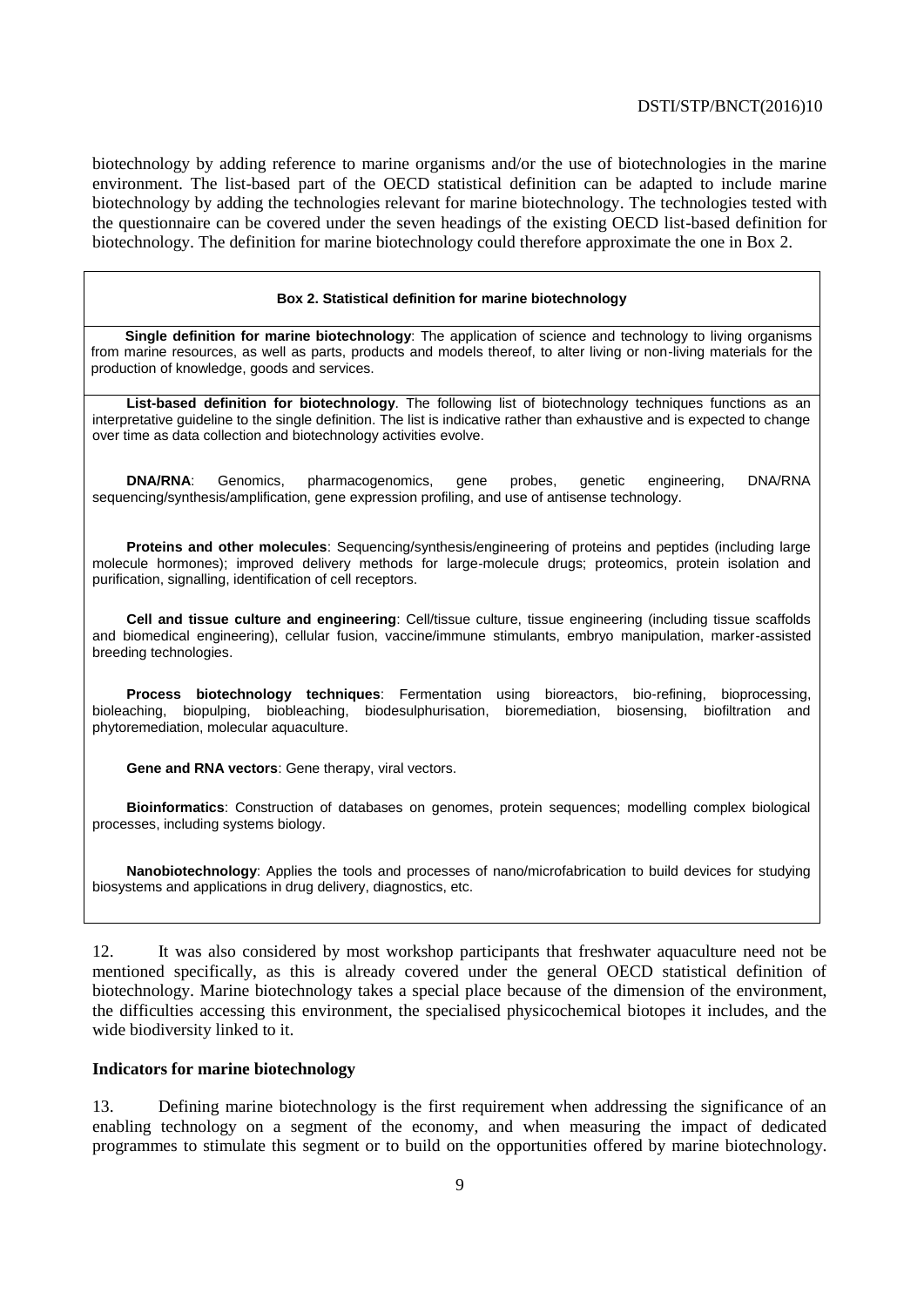biotechnology by adding reference to marine organisms and/or the use of biotechnologies in the marine environment. The list-based part of the OECD statistical definition can be adapted to include marine biotechnology by adding the technologies relevant for marine biotechnology. The technologies tested with the questionnaire can be covered under the seven headings of the existing OECD list-based definition for biotechnology. The definition for marine biotechnology could therefore approximate the one in Box 2.

**Box 2. Statistical definition for marine biotechnology**

**Single definition for marine biotechnology**: The application of science and technology to living organisms from marine resources, as well as parts, products and models thereof, to alter living or non-living materials for the production of knowledge, goods and services.

**List-based definition for biotechnology**. The following list of biotechnology techniques functions as an interpretative guideline to the single definition. The list is indicative rather than exhaustive and is expected to change over time as data collection and biotechnology activities evolve.

**DNA/RNA**: Genomics, pharmacogenomics, gene probes, genetic engineering, DNA/RNA sequencing/synthesis/amplification, gene expression profiling, and use of antisense technology.

**Proteins and other molecules**: Sequencing/synthesis/engineering of proteins and peptides (including large molecule hormones); improved delivery methods for large-molecule drugs; proteomics, protein isolation and purification, signalling, identification of cell receptors.

**Cell and tissue culture and engineering**: Cell/tissue culture, tissue engineering (including tissue scaffolds and biomedical engineering), cellular fusion, vaccine/immune stimulants, embryo manipulation, marker-assisted breeding technologies.

**Process biotechnology techniques**: Fermentation using bioreactors, bio-refining, bioprocessing, bioleaching, biopulping, biobleaching, biodesulphurisation, bioremediation, biosensing, biofiltration and phytoremediation, molecular aquaculture.

**Gene and RNA vectors**: Gene therapy, viral vectors.

**Bioinformatics**: Construction of databases on genomes, protein sequences; modelling complex biological processes, including systems biology.

**Nanobiotechnology**: Applies the tools and processes of nano/microfabrication to build devices for studying biosystems and applications in drug delivery, diagnostics, etc.

12. It was also considered by most workshop participants that freshwater aquaculture need not be mentioned specifically, as this is already covered under the general OECD statistical definition of biotechnology. Marine biotechnology takes a special place because of the dimension of the environment, the difficulties accessing this environment, the specialised physicochemical biotopes it includes, and the wide biodiversity linked to it.

### Indicators for marine biotechnology

13. Defining marine biotechnology is the first requirement when addressing the significance of an enabling technology on a segment of the economy, and when measuring the impact of dedicated programmes to stimulate this segment or to build on the opportunities offered by marine biotechnology.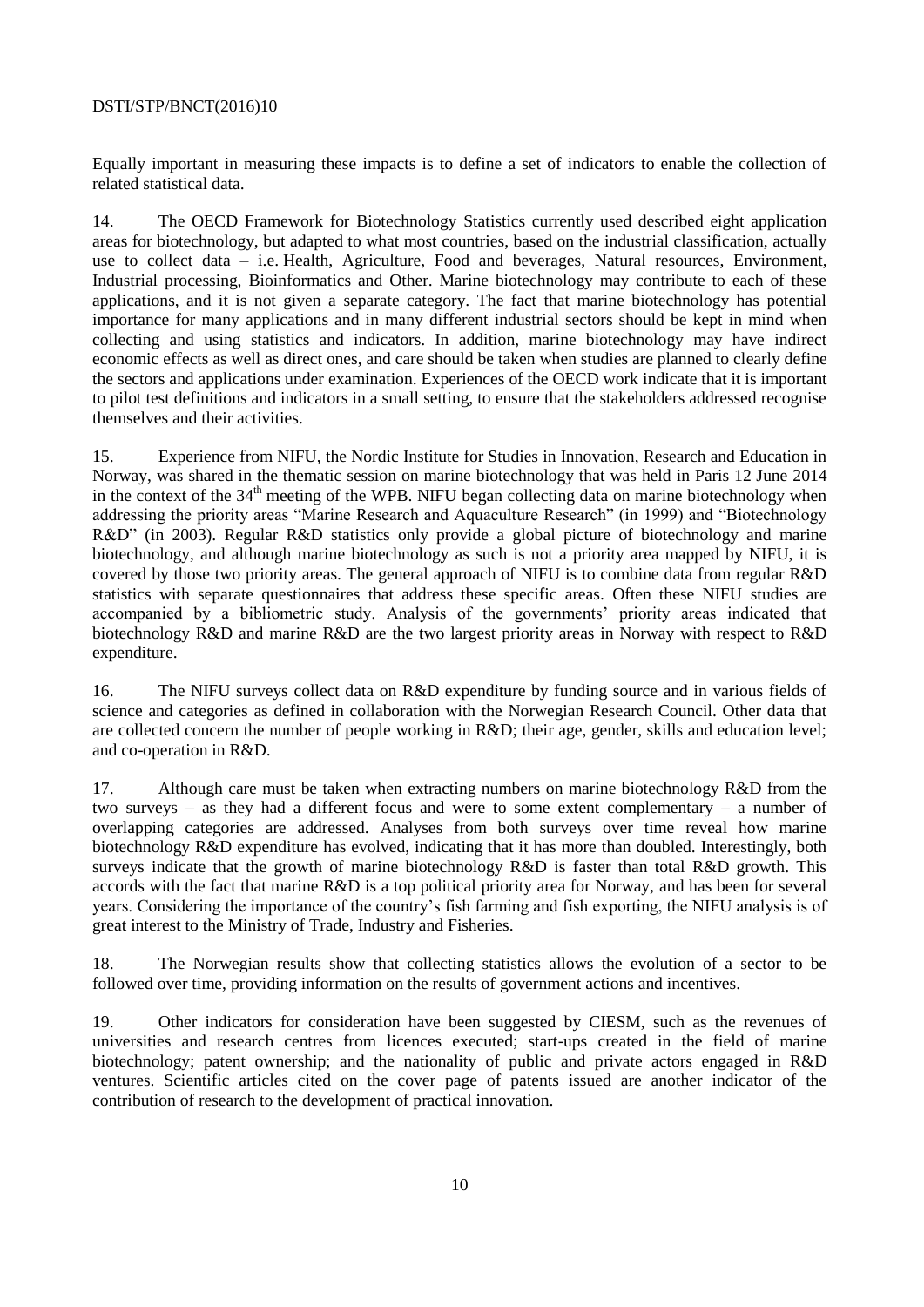Equally important in measuring these impacts is to define a set of indicators to enable the collection of related statistical data.

14. The OECD Framework for Biotechnology Statistics currently used described eight application areas for biotechnology, but adapted to what most countries, based on the industrial classification, actually use to collect data – i.e. Health, Agriculture, Food and beverages, Natural resources, Environment, Industrial processing, Bioinformatics and Other. Marine biotechnology may contribute to each of these applications, and it is not given a separate category. The fact that marine biotechnology has potential importance for many applications and in many different industrial sectors should be kept in mind when collecting and using statistics and indicators. In addition, marine biotechnology may have indirect economic effects as well as direct ones, and care should be taken when studies are planned to clearly define the sectors and applications under examination. Experiences of the OECD work indicate that it is important to pilot test definitions and indicators in a small setting, to ensure that the stakeholders addressed recognise themselves and their activities.

15. Experience from NIFU, the Nordic Institute for Studies in Innovation, Research and Education in Norway, was shared in the thematic session on marine biotechnology that was held in Paris 12 June 2014 in the context of the 34th meeting of the WPB. NIFU began collecting data on marine biotechnology when addressing the priority areas "Marine Research and Aquaculture Research" (in 1999) and "Biotechnology R&D" (in 2003). Regular R&D statistics only provide a global picture of biotechnology and marine biotechnology, and although marine biotechnology as such is not a priority area mapped by NIFU, it is covered by those two priority areas. The general approach of NIFU is to combine data from regular R&D statistics with separate questionnaires that address these specific areas. Often these NIFU studies are accompanied by a bibliometric study. Analysis of the governments' priority areas indicated that biotechnology R&D and marine R&D are the two largest priority areas in Norway with respect to R&D expenditure.

16. The NIFU surveys collect data on R&D expenditure by funding source and in various fields of science and categories as defined in collaboration with the Norwegian Research Council. Other data that are collected concern the number of people working in R&D; their age, gender, skills and education level; and co-operation in R&D.

17. Although care must be taken when extracting numbers on marine biotechnology R&D from the two surveys – as they had a different focus and were to some extent complementary – a number of overlapping categories are addressed. Analyses from both surveys over time reveal how marine biotechnology R&D expenditure has evolved, indicating that it has more than doubled. Interestingly, both surveys indicate that the growth of marine biotechnology R&D is faster than total R&D growth. This accords with the fact that marine R&D is a top political priority area for Norway, and has been for several years. Considering the importance of the country's fish farming and fish exporting, the NIFU analysis is of great interest to the Ministry of Trade, Industry and Fisheries.

18. The Norwegian results show that collecting statistics allows the evolution of a sector to be followed over time, providing information on the results of government actions and incentives.

19. Other indicators for consideration have been suggested by CIESM, such as the revenues of universities and research centres from licences executed; start-ups created in the field of marine biotechnology; patent ownership; and the nationality of public and private actors engaged in R&D ventures. Scientific articles cited on the cover page of patents issued are another indicator of the contribution of research to the development of practical innovation.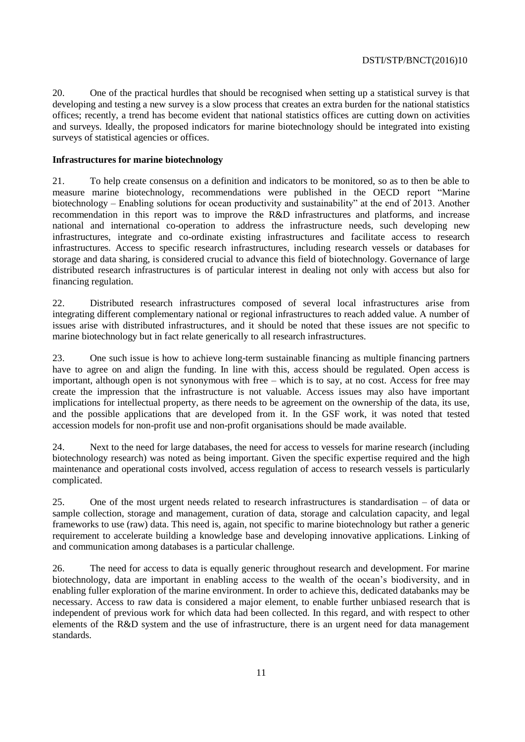20. One of the practical hurdles that should be recognised when setting up a statistical survey is that developing and testing a new survey is a slow process that creates an extra burden for the national statistics offices; recently, a trend has become evident that national statistics offices are cutting down on activities and surveys. Ideally, the proposed indicators for marine biotechnology should be integrated into existing surveys of statistical agencies or offices.

**Infrastructures for marine biotechnology**

21. To help create consensus on a definition and indicators to be monitored, so as to then be able to measure marine biotechnology, recommendations were published in the OECD report "Marine biotechnology – Enabling solutions for ocean productivity and sustainability" at the end of 2013. Another recommendation in this report was to improve the R&D infrastructures and platforms, and increase national and international co-operation to address the infrastructure needs, such developing new infrastructures, integrate and co-ordinate existing infrastructures and facilitate access to research infrastructures. Access to specific research infrastructures, including research vessels or databases for storage and data sharing, is considered crucial to advance this field of biotechnology. Governance of large distributed research infrastructures is of particular interest in dealing not only with access but also for financing regulation.

22. Distributed research infrastructures composed of several local infrastructures arise from integrating different complementary national or regional infrastructures to reach added value. A number of issues arise with distributed infrastructures, and it should be noted that these issues are not specific to marine biotechnology but in fact relate generically to all research infrastructures.

23. One such issue is how to achieve long-term sustainable financing as multiple financing partners have to agree on and align the funding. In line with this, access should be regulated. Open access is important, although open is not synonymous with free – which is to say, at no cost. Access for free may create the impression that the infrastructure is not valuable. Access issues may also have important implications for intellectual property, as there needs to be agreement on the ownership of the data, its use, and the possible applications that are developed from it. In the GSF work, it was noted that tested accession models for non-profit use and non-profit organisations should be made available.

24. Next to the need for large databases, the need for access to vessels for marine research (including biotechnology research) was noted as being important. Given the specific expertise required and the high maintenance and operational costs involved, access regulation of access to research vessels is particularly complicated.

25. One of the most urgent needs related to research infrastructures is standardisation – of data or sample collection, storage and management, curation of data, storage and calculation capacity, and legal frameworks to use (raw) data. This need is, again, not specific to marine biotechnology but rather a generic requirement to accelerate building a knowledge base and developing innovative applications. Linking of and communication among databases is a particular challenge.

26. The need for access to data is equally generic throughout research and development. For marine biotechnology, data are important in enabling access to the wealth of the ocean's biodiversity, and in enabling fuller exploration of the marine environment. In order to achieve this, dedicated databanks may be necessary. Access to raw data is considered a major element, to enable further unbiased research that is independent of previous work for which data had been collected. In this regard, and with respect to other elements of the R&D system and the use of infrastructure, there is an urgent need for data management standards.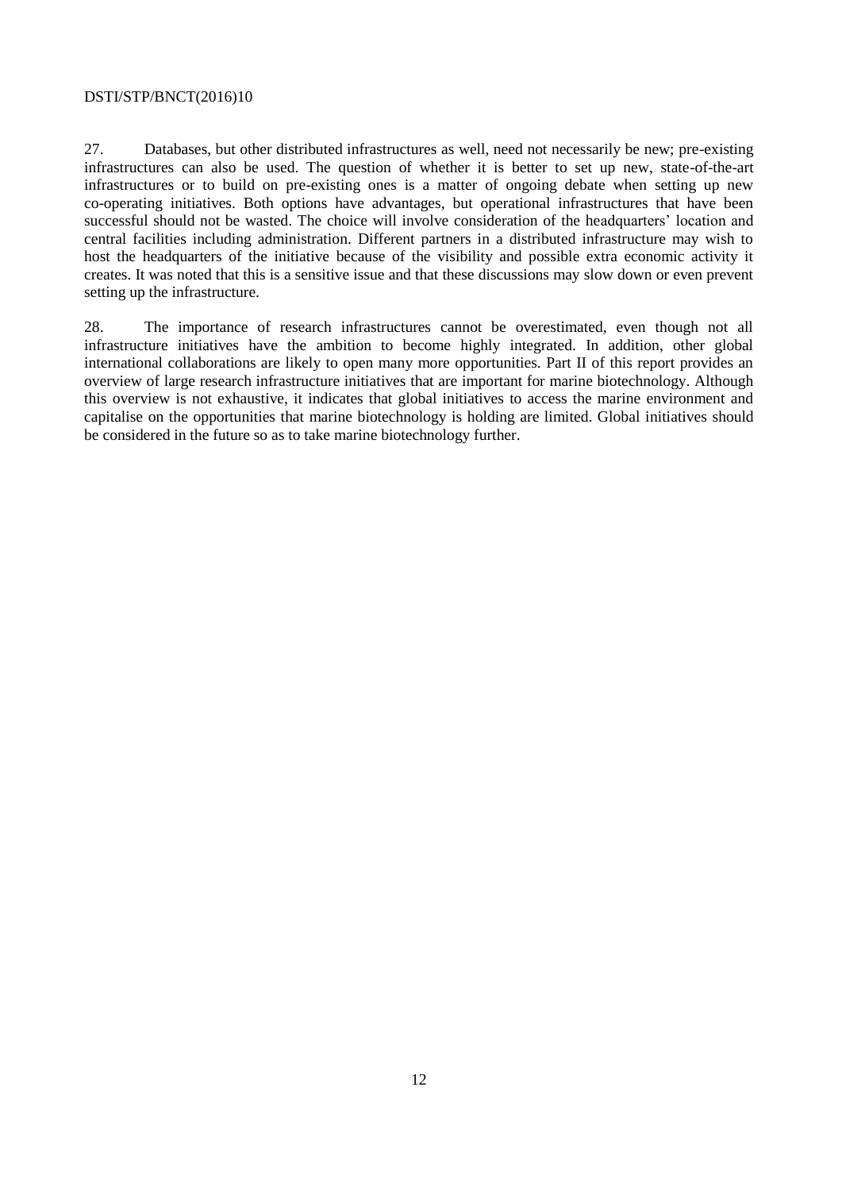27. Databases, but other distributed infrastructures as well, need not necessarily be new; pre-existing infrastructures can also be used. The question of whether it is better to set up new, state-of-the-art infrastructures or to build on pre-existing ones is a matter of ongoing debate when setting up new co-operating initiatives. Both options have advantages, but operational infrastructures that have been successful should not be wasted. The choice will involve consideration of the headquarters' location and central facilities including administration. Different partners in a distributed infrastructure may wish to host the headquarters of the initiative because of the visibility and possible extra economic activity it creates. It was noted that this is a sensitive issue and that these discussions may slow down or even prevent setting up the infrastructure.

28. The importance of research infrastructures cannot be overestimated, even though not all infrastructure initiatives have the ambition to become highly integrated. In addition, other global international collaborations are likely to open many more opportunities. Part II of this report provides an overview of large research infrastructure initiatives that are important for marine biotechnology. Although this overview is not exhaustive, it indicates that global initiatives to access the marine environment and capitalise on the opportunities that marine biotechnology is holding are limited. Global initiatives should be considered in the future so as to take marine biotechnology further.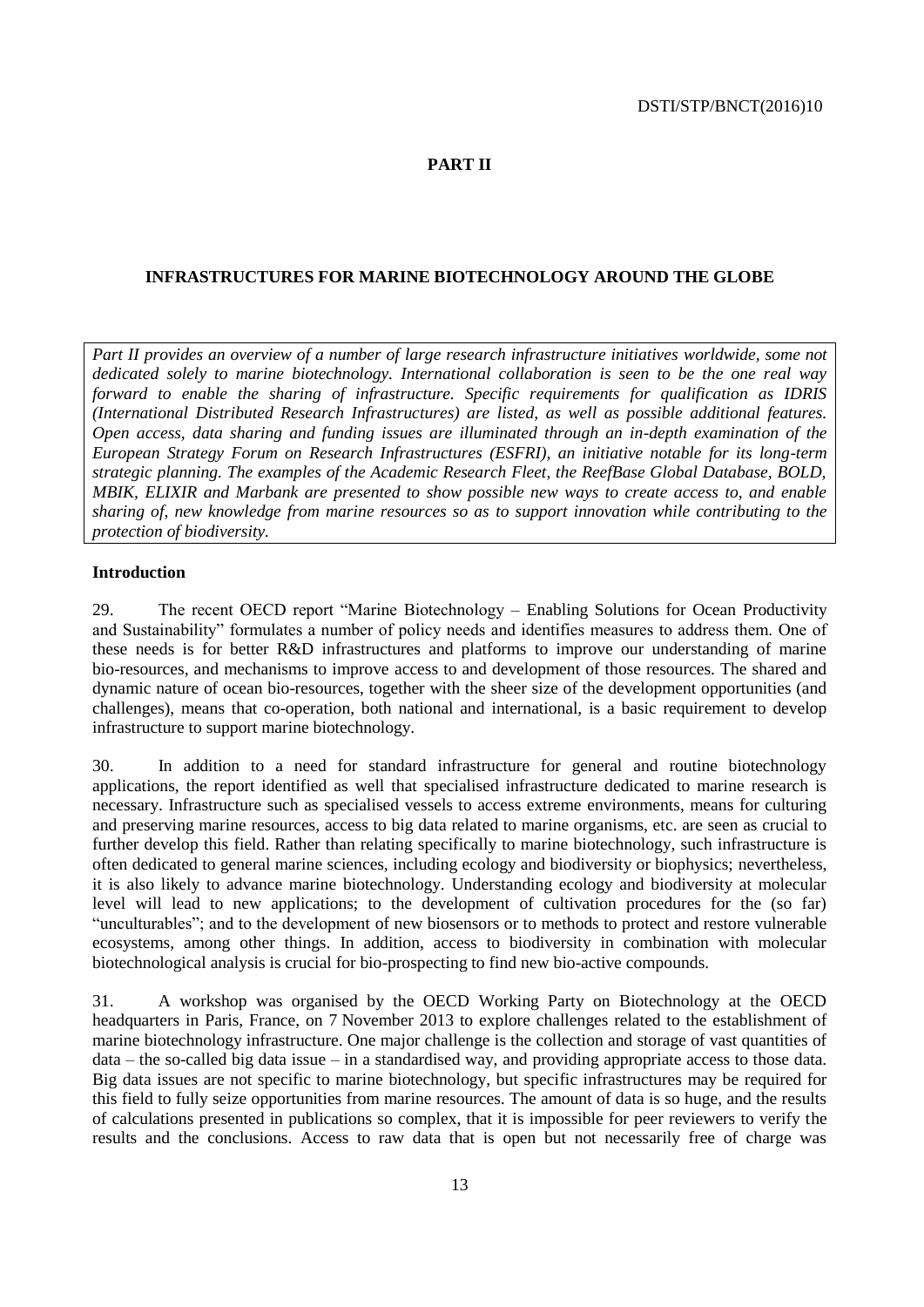# PART II

## INFRASTRUCTURES FOR MARINE BIOTECHNOLOGY AROUND THE GLOBE

*Part II provides an overview of a number of large research infrastructure initiatives worldwide, some not dedicated solely to marine biotechnology. International collaboration is seen to be the one real way forward to enable the sharing of infrastructure. Specific requirements for qualification as IDRIS (International Distributed Research Infrastructures) are listed, as well as possible additional features. Open access, data sharing and funding issues are illuminated through an in-depth examination of the European Strategy Forum on Research Infrastructures (ESFRI), an initiative notable for its long-term strategic planning. The examples of the Academic Research Fleet, the ReefBase Global Database, BOLD, MBIK, ELIXIR and Marbank are presented to show possible new ways to create access to, and enable sharing of, new knowledge from marine resources so as to support innovation while contributing to the protection of biodiversity.*

### Introduction

29. The recent OECD report "Marine Biotechnology – Enabling Solutions for Ocean Productivity and Sustainability" formulates a number of policy needs and identifies measures to address them. One of these needs is for better R&D infrastructures and platforms to improve our understanding of marine bio-resources, and mechanisms to improve access to and development of those resources. The shared and dynamic nature of ocean bio-resources, together with the sheer size of the development opportunities (and challenges), means that co-operation, both national and international, is a basic requirement to develop infrastructure to support marine biotechnology.

30. In addition to a need for standard infrastructure for general and routine biotechnology applications, the report identified as well that specialised infrastructure dedicated to marine research is necessary. Infrastructure such as specialised vessels to access extreme environments, means for culturing and preserving marine resources, access to big data related to marine organisms, etc. are seen as crucial to further develop this field. Rather than relating specifically to marine biotechnology, such infrastructure is often dedicated to general marine sciences, including ecology and biodiversity or biophysics; nevertheless, it is also likely to advance marine biotechnology. Understanding ecology and biodiversity at molecular level will lead to new applications; to the development of cultivation procedures for the (so far) "unculturables"; and to the development of new biosensors or to methods to protect and restore vulnerable ecosystems, among other things. In addition, access to biodiversity in combination with molecular biotechnological analysis is crucial for bio-prospecting to find new bio-active compounds.

31. A workshop was organised by the OECD Working Party on Biotechnology at the OECD headquarters in Paris, France, on 7 November 2013 to explore challenges related to the establishment of marine biotechnology infrastructure. One major challenge is the collection and storage of vast quantities of data – the so-called big data issue – in a standardised way, and providing appropriate access to those data. Big data issues are not specific to marine biotechnology, but specific infrastructures may be required for this field to fully seize opportunities from marine resources. The amount of data is so huge, and the results of calculations presented in publications so complex, that it is impossible for peer reviewers to verify the results and the conclusions. Access to raw data that is open but not necessarily free of charge was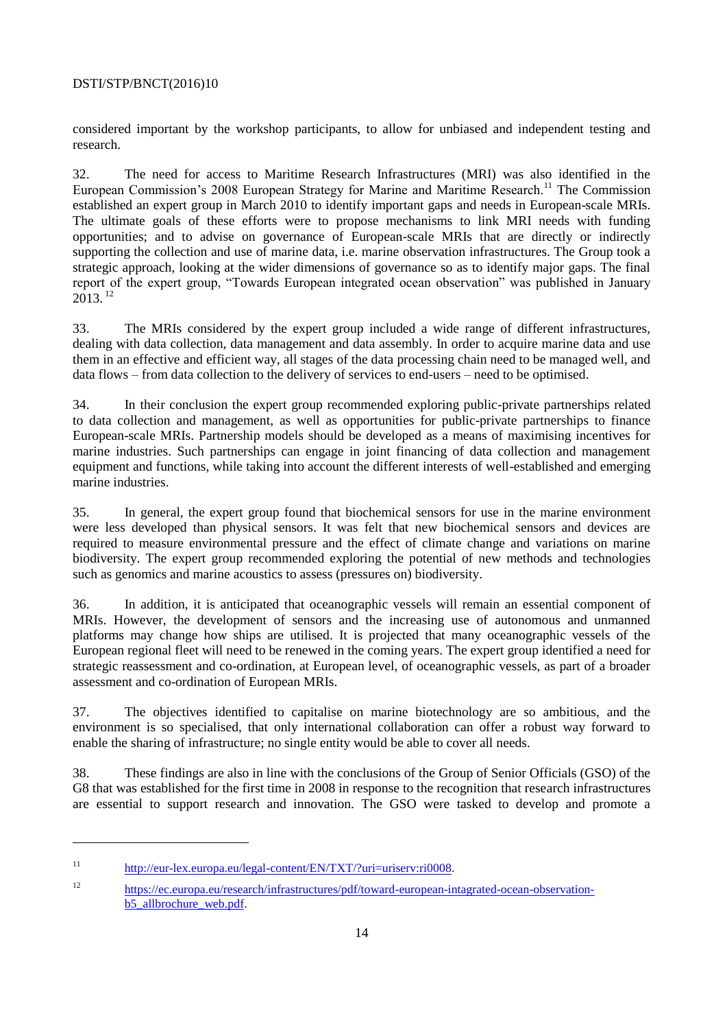considered important by the workshop participants, to allow for unbiased and independent testing and research.

32. The need for access to Maritime Research Infrastructures (MRI) was also identified in the European Commission's 2008 European Strategy for Marine and Maritime Research.[11] The Commission established an expert group in March 2010 to identify important gaps and needs in European-scale MRIs. The ultimate goals of these efforts were to propose mechanisms to link MRI needs with funding opportunities; and to advise on governance of European-scale MRIs that are directly or indirectly supporting the collection and use of marine data, i.e. marine observation infrastructures. The Group took a strategic approach, looking at the wider dimensions of governance so as to identify major gaps. The final report of the expert group, "Towards European integrated ocean observation" was published in January 2013.[12]

33. The MRIs considered by the expert group included a wide range of different infrastructures, dealing with data collection, data management and data assembly. In order to acquire marine data and use them in an effective and efficient way, all stages of the data processing chain need to be managed well, and data flows – from data collection to the delivery of services to end-users – need to be optimised.

34. In their conclusion the expert group recommended exploring public-private partnerships related to data collection and management, as well as opportunities for public-private partnerships to finance European-scale MRIs. Partnership models should be developed as a means of maximising incentives for marine industries. Such partnerships can engage in joint financing of data collection and management equipment and functions, while taking into account the different interests of well-established and emerging marine industries.

35. In general, the expert group found that biochemical sensors for use in the marine environment were less developed than physical sensors. It was felt that new biochemical sensors and devices are required to measure environmental pressure and the effect of climate change and variations on marine biodiversity. The expert group recommended exploring the potential of new methods and technologies such as genomics and marine acoustics to assess (pressures on) biodiversity.

36. In addition, it is anticipated that oceanographic vessels will remain an essential component of MRIs. However, the development of sensors and the increasing use of autonomous and unmanned platforms may change how ships are utilised. It is projected that many oceanographic vessels of the European regional fleet will need to be renewed in the coming years. The expert group identified a need for strategic reassessment and co-ordination, at European level, of oceanographic vessels, as part of a broader assessment and co-ordination of European MRIs.

37. The objectives identified to capitalise on marine biotechnology are so ambitious, and the environment is so specialised, that only international collaboration can offer a robust way forward to enable the sharing of infrastructure; no single entity would be able to cover all needs.

38. These findings are also in line with the conclusions of the Group of Senior Officials (GSO) of the G8 that was established for the first time in 2008 in response to the recognition that research infrastructures are essential to support research and innovation. The GSO were tasked to develop and promote a

---

[11] http://eur-lex.europa.eu/legal-content/EN/TXT/?uri=uriserv:ri0008.

[12] https://ec.europa.eu/research/infrastructures/pdf/toward-european-intagrated-ocean-observation-b5_allbrochure_web.pdf.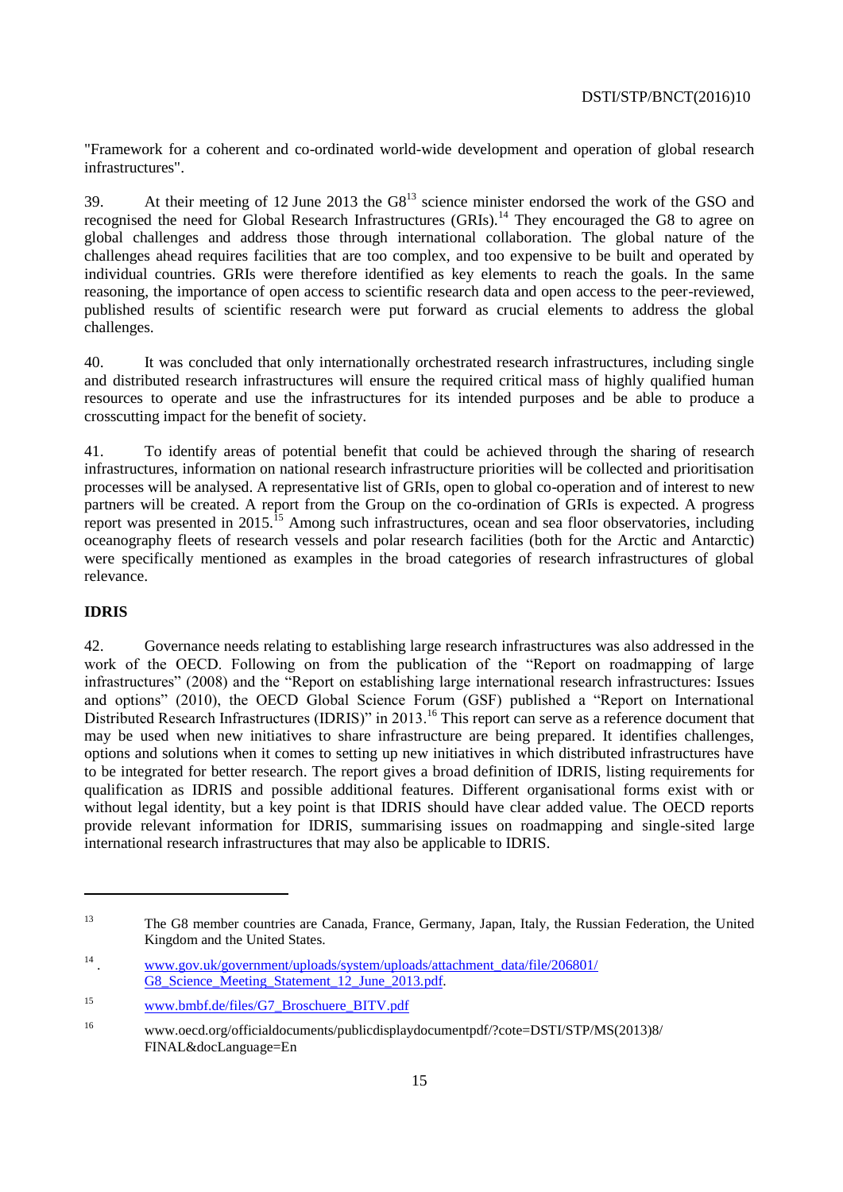"Framework for a coherent and co-ordinated world-wide development and operation of global research infrastructures".

39. At their meeting of 12 June 2013 the G8[13] science minister endorsed the work of the GSO and recognised the need for Global Research Infrastructures (GRIs).[14] They encouraged the G8 to agree on global challenges and address those through international collaboration. The global nature of the challenges ahead requires facilities that are too complex, and too expensive to be built and operated by individual countries. GRIs were therefore identified as key elements to reach the goals. In the same reasoning, the importance of open access to scientific research data and open access to the peer-reviewed, published results of scientific research were put forward as crucial elements to address the global challenges.

40. It was concluded that only internationally orchestrated research infrastructures, including single and distributed research infrastructures will ensure the required critical mass of highly qualified human resources to operate and use the infrastructures for its intended purposes and be able to produce a crosscutting impact for the benefit of society.

41. To identify areas of potential benefit that could be achieved through the sharing of research infrastructures, information on national research infrastructure priorities will be collected and prioritisation processes will be analysed. A representative list of GRIs, open to global co-operation and of interest to new partners will be created. A report from the Group on the co-ordination of GRIs is expected. A progress report was presented in 2015.[15] Among such infrastructures, ocean and sea floor observatories, including oceanography fleets of research vessels and polar research facilities (both for the Arctic and Antarctic) were specifically mentioned as examples in the broad categories of research infrastructures of global relevance.

**IDRIS**

42. Governance needs relating to establishing large research infrastructures was also addressed in the work of the OECD. Following on from the publication of the "Report on roadmapping of large infrastructures" (2008) and the "Report on establishing large international research infrastructures: Issues and options" (2010), the OECD Global Science Forum (GSF) published a "Report on International Distributed Research Infrastructures (IDRIS)" in 2013.[16] This report can serve as a reference document that may be used when new initiatives to share infrastructure are being prepared. It identifies challenges, options and solutions when it comes to setting up new initiatives in which distributed infrastructures have to be integrated for better research. The report gives a broad definition of IDRIS, listing requirements for qualification as IDRIS and possible additional features. Different organisational forms exist with or without legal identity, but a key point is that IDRIS should have clear added value. The OECD reports provide relevant information for IDRIS, summarising issues on roadmapping and single-sited large international research infrastructures that may also be applicable to IDRIS.

---

[13] The G8 member countries are Canada, France, Germany, Japan, Italy, the Russian Federation, the United Kingdom and the United States.

[14] www.gov.uk/government/uploads/system/uploads/attachment_data/file/206801/G8_Science_Meeting_Statement_12_June_2013.pdf.

[15] www.bmbf.de/files/G7_Broschuere_BITV.pdf

[16] www.oecd.org/officialdocuments/publicdisplaydocumentpdf/?cote=DSTI/STP/MS(2013)8/FINAL&docLanguage=En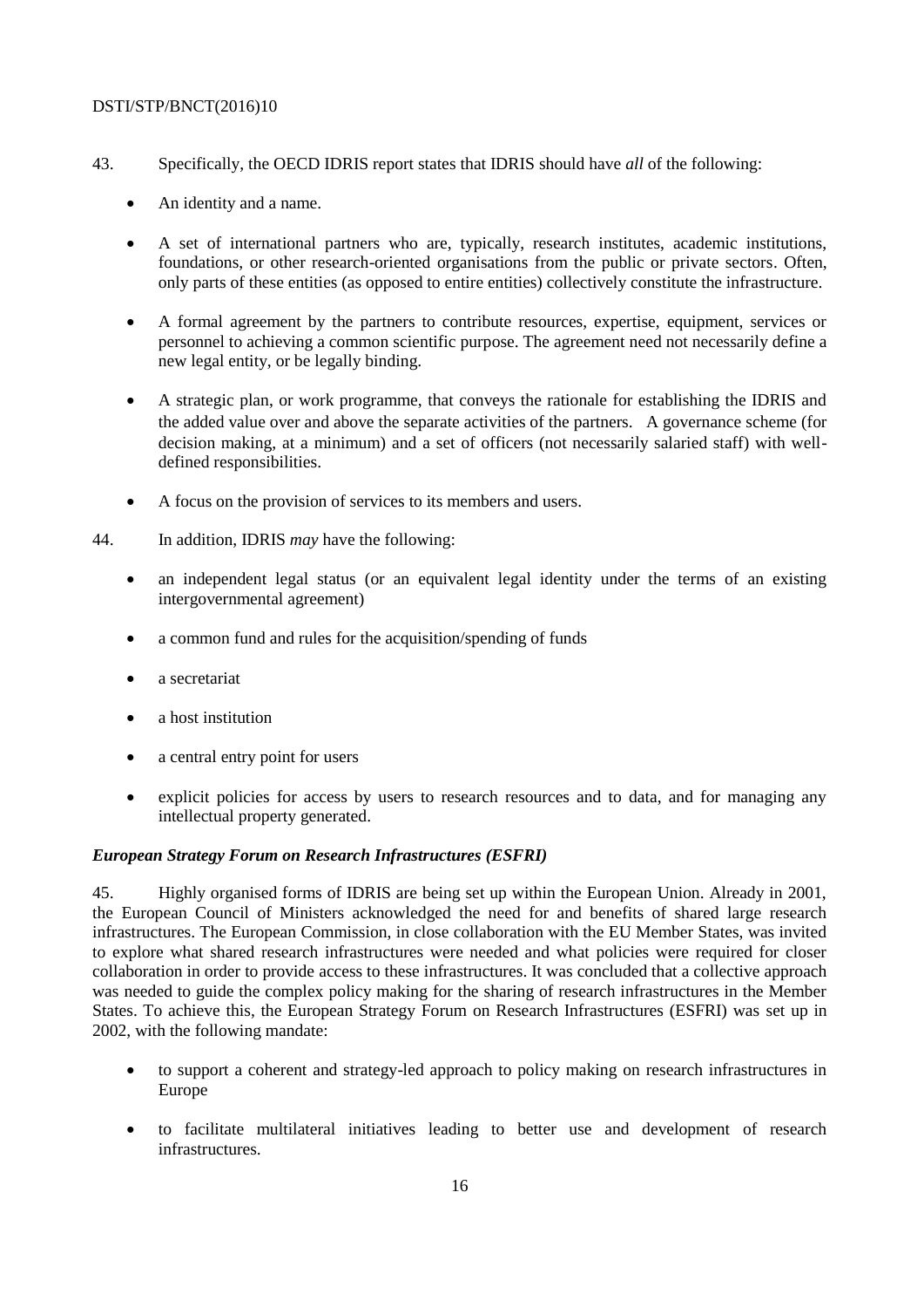43. Specifically, the OECD IDRIS report states that IDRIS should have *all* of the following:

- An identity and a name.
- A set of international partners who are, typically, research institutes, academic institutions, foundations, or other research-oriented organisations from the public or private sectors. Often, only parts of these entities (as opposed to entire entities) collectively constitute the infrastructure.
- A formal agreement by the partners to contribute resources, expertise, equipment, services or personnel to achieving a common scientific purpose. The agreement need not necessarily define a new legal entity, or be legally binding.
- A strategic plan, or work programme, that conveys the rationale for establishing the IDRIS and the added value over and above the separate activities of the partners. A governance scheme (for decision making, at a minimum) and a set of officers (not necessarily salaried staff) with well-defined responsibilities.
- A focus on the provision of services to its members and users.

44. In addition, IDRIS *may* have the following:

- an independent legal status (or an equivalent legal identity under the terms of an existing intergovernmental agreement)
- a common fund and rules for the acquisition/spending of funds
- a secretariat
- a host institution
- a central entry point for users
- explicit policies for access by users to research resources and to data, and for managing any intellectual property generated.

***European Strategy Forum on Research Infrastructures (ESFRI)***

45. Highly organised forms of IDRIS are being set up within the European Union. Already in 2001, the European Council of Ministers acknowledged the need for and benefits of shared large research infrastructures. The European Commission, in close collaboration with the EU Member States, was invited to explore what shared research infrastructures were needed and what policies were required for closer collaboration in order to provide access to these infrastructures. It was concluded that a collective approach was needed to guide the complex policy making for the sharing of research infrastructures in the Member States. To achieve this, the European Strategy Forum on Research Infrastructures (ESFRI) was set up in 2002, with the following mandate:

- to support a coherent and strategy-led approach to policy making on research infrastructures in Europe
- to facilitate multilateral initiatives leading to better use and development of research infrastructures.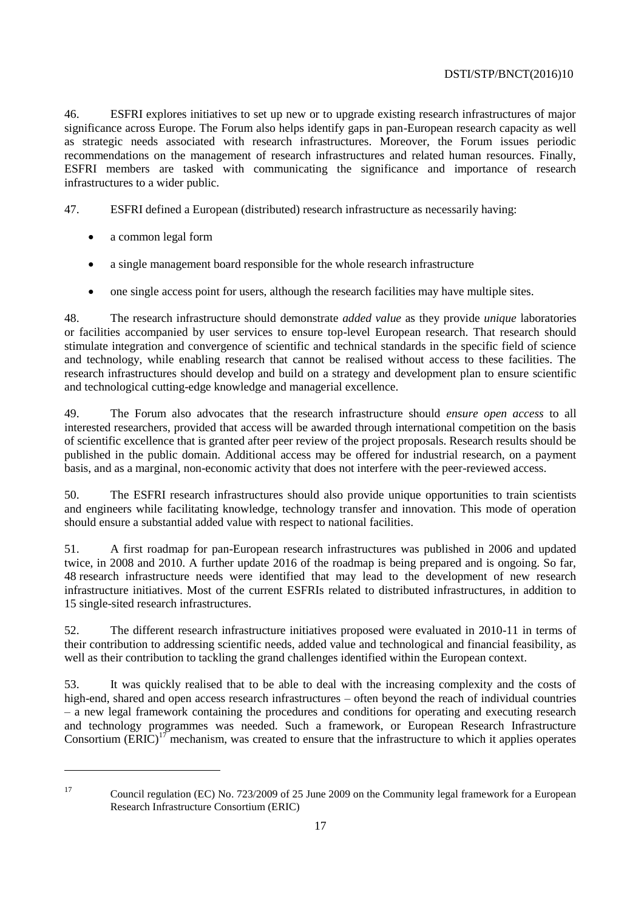46. ESFRI explores initiatives to set up new or to upgrade existing research infrastructures of major significance across Europe. The Forum also helps identify gaps in pan-European research capacity as well as strategic needs associated with research infrastructures. Moreover, the Forum issues periodic recommendations on the management of research infrastructures and related human resources. Finally, ESFRI members are tasked with communicating the significance and importance of research infrastructures to a wider public.

47. ESFRI defined a European (distributed) research infrastructure as necessarily having:

- a common legal form
- a single management board responsible for the whole research infrastructure
- one single access point for users, although the research facilities may have multiple sites.

48. The research infrastructure should demonstrate *added value* as they provide *unique* laboratories or facilities accompanied by user services to ensure top-level European research. That research should stimulate integration and convergence of scientific and technical standards in the specific field of science and technology, while enabling research that cannot be realised without access to these facilities. The research infrastructures should develop and build on a strategy and development plan to ensure scientific and technological cutting-edge knowledge and managerial excellence.

49. The Forum also advocates that the research infrastructure should *ensure open access* to all interested researchers, provided that access will be awarded through international competition on the basis of scientific excellence that is granted after peer review of the project proposals. Research results should be published in the public domain. Additional access may be offered for industrial research, on a payment basis, and as a marginal, non-economic activity that does not interfere with the peer-reviewed access.

50. The ESFRI research infrastructures should also provide unique opportunities to train scientists and engineers while facilitating knowledge, technology transfer and innovation. This mode of operation should ensure a substantial added value with respect to national facilities.

51. A first roadmap for pan-European research infrastructures was published in 2006 and updated twice, in 2008 and 2010. A further update 2016 of the roadmap is being prepared and is ongoing. So far, 48 research infrastructure needs were identified that may lead to the development of new research infrastructure initiatives. Most of the current ESFRIs related to distributed infrastructures, in addition to 15 single-sited research infrastructures.

52. The different research infrastructure initiatives proposed were evaluated in 2010-11 in terms of their contribution to addressing scientific needs, added value and technological and financial feasibility, as well as their contribution to tackling the grand challenges identified within the European context.

53. It was quickly realised that to be able to deal with the increasing complexity and the costs of high-end, shared and open access research infrastructures – often beyond the reach of individual countries – a new legal framework containing the procedures and conditions for operating and executing research and technology programmes was needed. Such a framework, or European Research Infrastructure Consortium (ERIC)[17] mechanism, was created to ensure that the infrastructure to which it applies operates

---

[17] Council regulation (EC) No. 723/2009 of 25 June 2009 on the Community legal framework for a European Research Infrastructure Consortium (ERIC)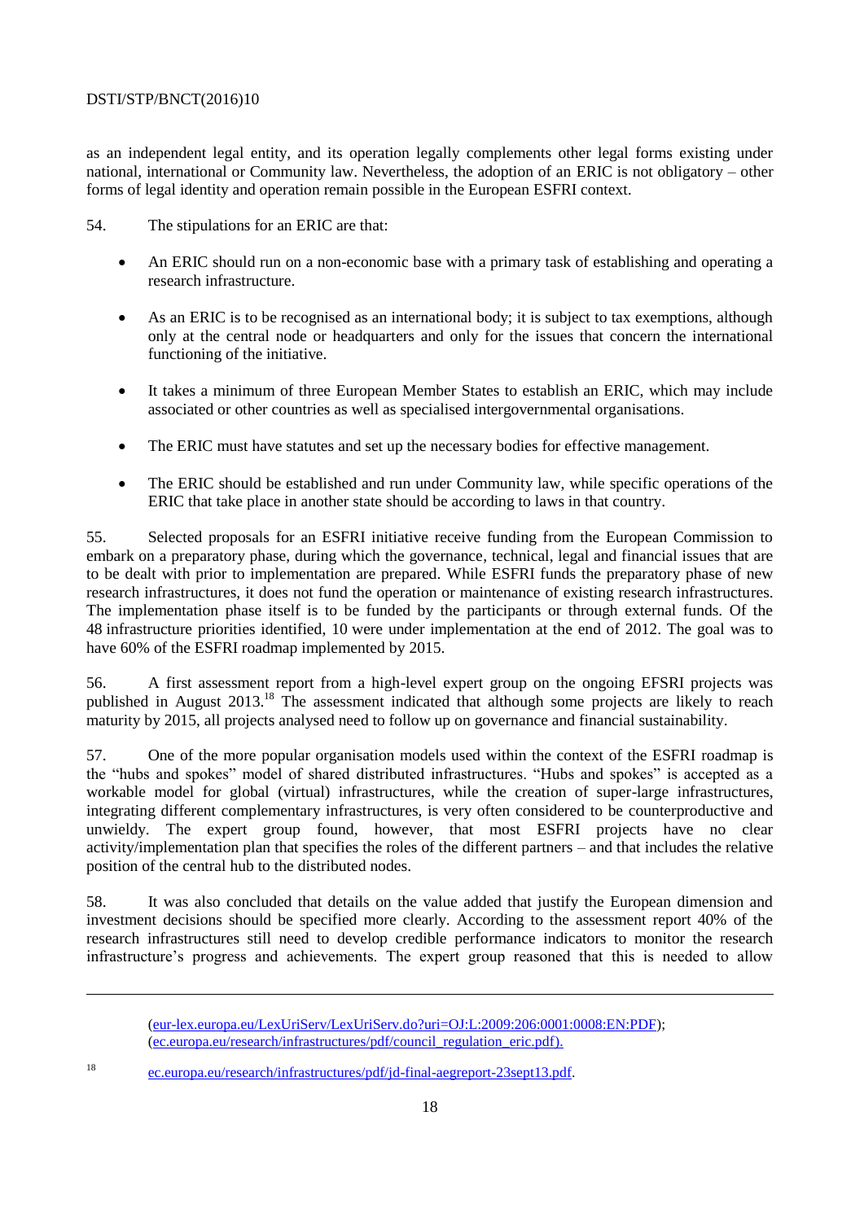as an independent legal entity, and its operation legally complements other legal forms existing under national, international or Community law. Nevertheless, the adoption of an ERIC is not obligatory – other forms of legal identity and operation remain possible in the European ESFRI context.

54. The stipulations for an ERIC are that:

- An ERIC should run on a non-economic base with a primary task of establishing and operating a research infrastructure.
- As an ERIC is to be recognised as an international body; it is subject to tax exemptions, although only at the central node or headquarters and only for the issues that concern the international functioning of the initiative.
- It takes a minimum of three European Member States to establish an ERIC, which may include associated or other countries as well as specialised intergovernmental organisations.
- The ERIC must have statutes and set up the necessary bodies for effective management.
- The ERIC should be established and run under Community law, while specific operations of the ERIC that take place in another state should be according to laws in that country.

55. Selected proposals for an ESFRI initiative receive funding from the European Commission to embark on a preparatory phase, during which the governance, technical, legal and financial issues that are to be dealt with prior to implementation are prepared. While ESFRI funds the preparatory phase of new research infrastructures, it does not fund the operation or maintenance of existing research infrastructures. The implementation phase itself is to be funded by the participants or through external funds. Of the 48 infrastructure priorities identified, 10 were under implementation at the end of 2012. The goal was to have 60% of the ESFRI roadmap implemented by 2015.

56. A first assessment report from a high-level expert group on the ongoing EFSRI projects was published in August 2013.[18] The assessment indicated that although some projects are likely to reach maturity by 2015, all projects analysed need to follow up on governance and financial sustainability.

57. One of the more popular organisation models used within the context of the ESFRI roadmap is the "hubs and spokes" model of shared distributed infrastructures. "Hubs and spokes" is accepted as a workable model for global (virtual) infrastructures, while the creation of super-large infrastructures, integrating different complementary infrastructures, is very often considered to be counterproductive and unwieldy. The expert group found, however, that most ESFRI projects have no clear activity/implementation plan that specifies the roles of the different partners – and that includes the relative position of the central hub to the distributed nodes.

58. It was also concluded that details on the value added that justify the European dimension and investment decisions should be specified more clearly. According to the assessment report 40% of the research infrastructures still need to develop credible performance indicators to monitor the research infrastructure's progress and achievements. The expert group reasoned that this is needed to allow

---

(eur-lex.europa.eu/LexUriServ/LexUriServ.do?uri=OJ:L:2009:206:0001:0008:EN:PDF); (ec.europa.eu/research/infrastructures/pdf/council_regulation_eric.pdf).

[18] ec.europa.eu/research/infrastructures/pdf/jd-final-aegreport-23sept13.pdf.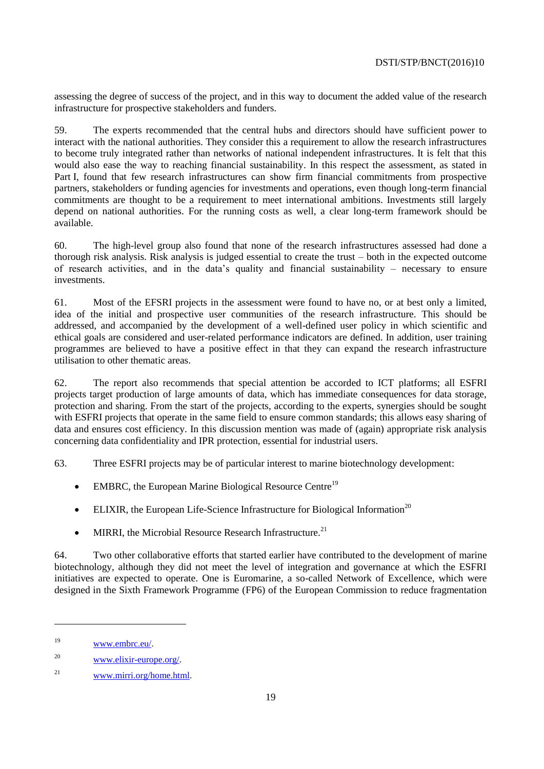assessing the degree of success of the project, and in this way to document the added value of the research infrastructure for prospective stakeholders and funders.

59. The experts recommended that the central hubs and directors should have sufficient power to interact with the national authorities. They consider this a requirement to allow the research infrastructures to become truly integrated rather than networks of national independent infrastructures. It is felt that this would also ease the way to reaching financial sustainability. In this respect the assessment, as stated in Part I, found that few research infrastructures can show firm financial commitments from prospective partners, stakeholders or funding agencies for investments and operations, even though long-term financial commitments are thought to be a requirement to meet international ambitions. Investments still largely depend on national authorities. For the running costs as well, a clear long-term framework should be available.

60. The high-level group also found that none of the research infrastructures assessed had done a thorough risk analysis. Risk analysis is judged essential to create the trust – both in the expected outcome of research activities, and in the data's quality and financial sustainability – necessary to ensure investments.

61. Most of the EFSRI projects in the assessment were found to have no, or at best only a limited, idea of the initial and prospective user communities of the research infrastructure. This should be addressed, and accompanied by the development of a well-defined user policy in which scientific and ethical goals are considered and user-related performance indicators are defined. In addition, user training programmes are believed to have a positive effect in that they can expand the research infrastructure utilisation to other thematic areas.

62. The report also recommends that special attention be accorded to ICT platforms; all ESFRI projects target production of large amounts of data, which has immediate consequences for data storage, protection and sharing. From the start of the projects, according to the experts, synergies should be sought with ESFRI projects that operate in the same field to ensure common standards; this allows easy sharing of data and ensures cost efficiency. In this discussion mention was made of (again) appropriate risk analysis concerning data confidentiality and IPR protection, essential for industrial users.

63. Three ESFRI projects may be of particular interest to marine biotechnology development:

- EMBRC, the European Marine Biological Resource Centre[19]
- ELIXIR, the European Life-Science Infrastructure for Biological Information[20]
- MIRRI, the Microbial Resource Research Infrastructure.[21]

64. Two other collaborative efforts that started earlier have contributed to the development of marine biotechnology, although they did not meet the level of integration and governance at which the ESFRI initiatives are expected to operate. One is Euromarine, a so-called Network of Excellence, which were designed in the Sixth Framework Programme (FP6) of the European Commission to reduce fragmentation

---

19 www.embrc.eu/.

20 www.elixir-europe.org/.

21 www.mirri.org/home.html.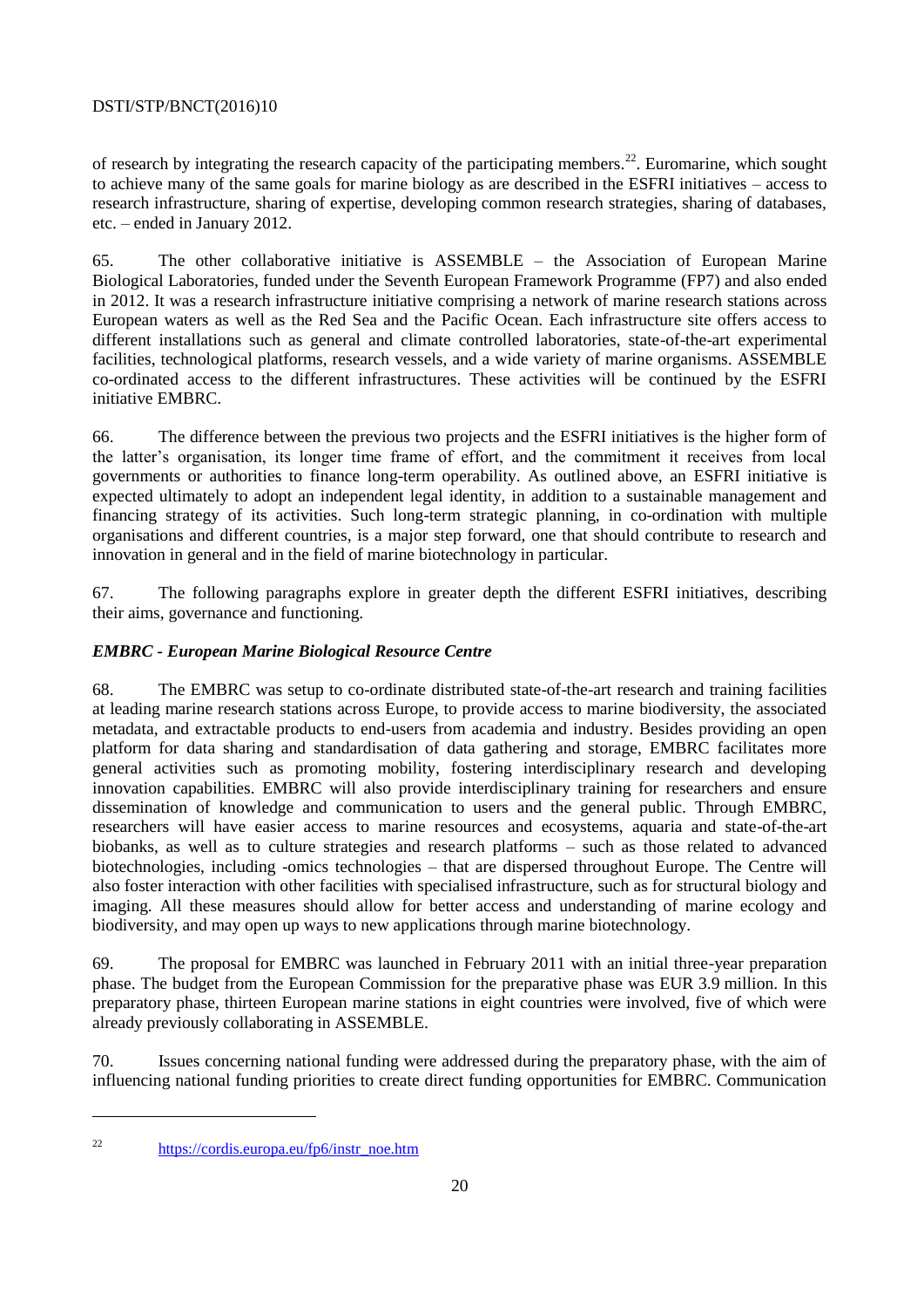of research by integrating the research capacity of the participating members.[22]. Euromarine, which sought to achieve many of the same goals for marine biology as are described in the ESFRI initiatives – access to research infrastructure, sharing of expertise, developing common research strategies, sharing of databases, etc. – ended in January 2012.

65. The other collaborative initiative is ASSEMBLE – the Association of European Marine Biological Laboratories, funded under the Seventh European Framework Programme (FP7) and also ended in 2012. It was a research infrastructure initiative comprising a network of marine research stations across European waters as well as the Red Sea and the Pacific Ocean. Each infrastructure site offers access to different installations such as general and climate controlled laboratories, state-of-the-art experimental facilities, technological platforms, research vessels, and a wide variety of marine organisms. ASSEMBLE co-ordinated access to the different infrastructures. These activities will be continued by the ESFRI initiative EMBRC.

66. The difference between the previous two projects and the ESFRI initiatives is the higher form of the latter's organisation, its longer time frame of effort, and the commitment it receives from local governments or authorities to finance long-term operability. As outlined above, an ESFRI initiative is expected ultimately to adopt an independent legal identity, in addition to a sustainable management and financing strategy of its activities. Such long-term strategic planning, in co-ordination with multiple organisations and different countries, is a major step forward, one that should contribute to research and innovation in general and in the field of marine biotechnology in particular.

67. The following paragraphs explore in greater depth the different ESFRI initiatives, describing their aims, governance and functioning.

***EMBRC - European Marine Biological Resource Centre***

68. The EMBRC was setup to co-ordinate distributed state-of-the-art research and training facilities at leading marine research stations across Europe, to provide access to marine biodiversity, the associated metadata, and extractable products to end-users from academia and industry. Besides providing an open platform for data sharing and standardisation of data gathering and storage, EMBRC facilitates more general activities such as promoting mobility, fostering interdisciplinary research and developing innovation capabilities. EMBRC will also provide interdisciplinary training for researchers and ensure dissemination of knowledge and communication to users and the general public. Through EMBRC, researchers will have easier access to marine resources and ecosystems, aquaria and state-of-the-art biobanks, as well as to culture strategies and research platforms – such as those related to advanced biotechnologies, including -omics technologies – that are dispersed throughout Europe. The Centre will also foster interaction with other facilities with specialised infrastructure, such as for structural biology and imaging. All these measures should allow for better access and understanding of marine ecology and biodiversity, and may open up ways to new applications through marine biotechnology.

69. The proposal for EMBRC was launched in February 2011 with an initial three-year preparation phase. The budget from the European Commission for the preparative phase was EUR 3.9 million. In this preparatory phase, thirteen European marine stations in eight countries were involved, five of which were already previously collaborating in ASSEMBLE.

70. Issues concerning national funding were addressed during the preparatory phase, with the aim of influencing national funding priorities to create direct funding opportunities for EMBRC. Communication

---

[22] https://cordis.europa.eu/fp6/instr_noe.htm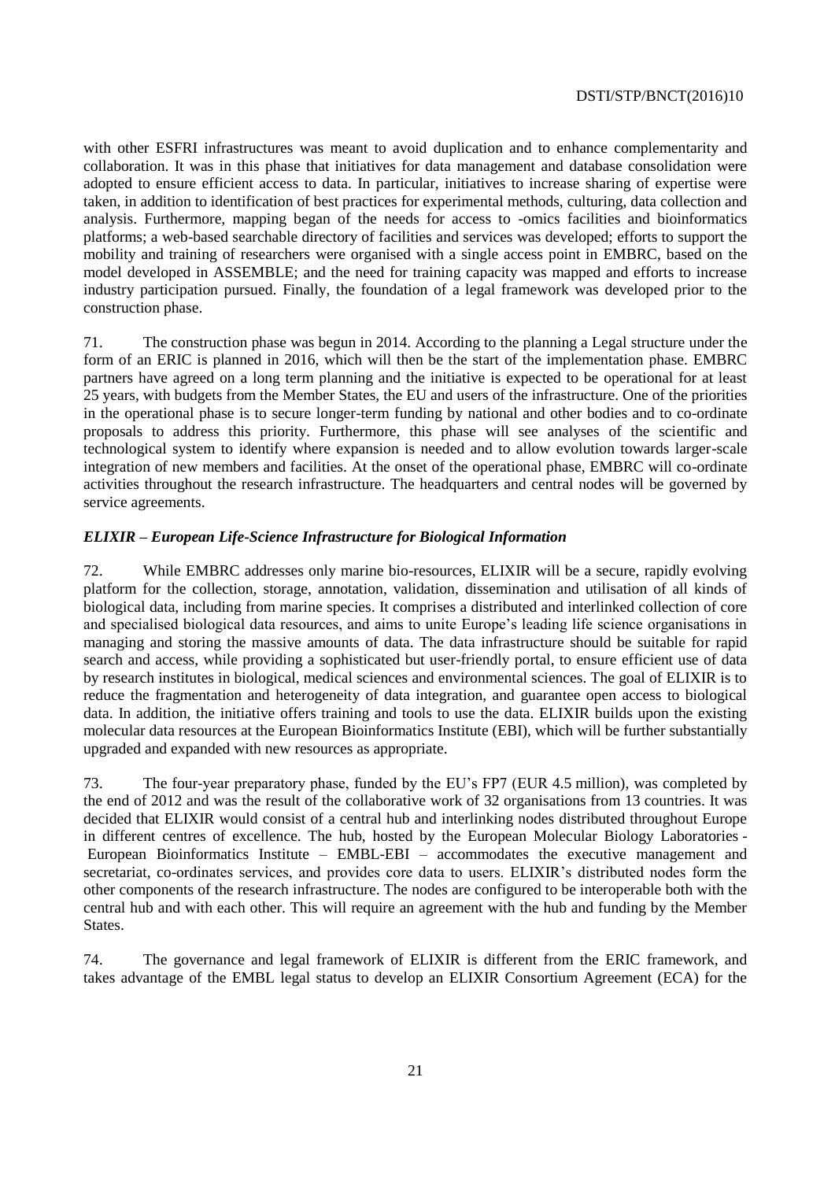with other ESFRI infrastructures was meant to avoid duplication and to enhance complementarity and collaboration. It was in this phase that initiatives for data management and database consolidation were adopted to ensure efficient access to data. In particular, initiatives to increase sharing of expertise were taken, in addition to identification of best practices for experimental methods, culturing, data collection and analysis. Furthermore, mapping began of the needs for access to -omics facilities and bioinformatics platforms; a web-based searchable directory of facilities and services was developed; efforts to support the mobility and training of researchers were organised with a single access point in EMBRC, based on the model developed in ASSEMBLE; and the need for training capacity was mapped and efforts to increase industry participation pursued. Finally, the foundation of a legal framework was developed prior to the construction phase.

71. The construction phase was begun in 2014. According to the planning a Legal structure under the form of an ERIC is planned in 2016, which will then be the start of the implementation phase. EMBRC partners have agreed on a long term planning and the initiative is expected to be operational for at least 25 years, with budgets from the Member States, the EU and users of the infrastructure. One of the priorities in the operational phase is to secure longer-term funding by national and other bodies and to co-ordinate proposals to address this priority. Furthermore, this phase will see analyses of the scientific and technological system to identify where expansion is needed and to allow evolution towards larger-scale integration of new members and facilities. At the onset of the operational phase, EMBRC will co-ordinate activities throughout the research infrastructure. The headquarters and central nodes will be governed by service agreements.

### *ELIXIR – European Life-Science Infrastructure for Biological Information*

72. While EMBRC addresses only marine bio-resources, ELIXIR will be a secure, rapidly evolving platform for the collection, storage, annotation, validation, dissemination and utilisation of all kinds of biological data, including from marine species. It comprises a distributed and interlinked collection of core and specialised biological data resources, and aims to unite Europe's leading life science organisations in managing and storing the massive amounts of data. The data infrastructure should be suitable for rapid search and access, while providing a sophisticated but user-friendly portal, to ensure efficient use of data by research institutes in biological, medical sciences and environmental sciences. The goal of ELIXIR is to reduce the fragmentation and heterogeneity of data integration, and guarantee open access to biological data. In addition, the initiative offers training and tools to use the data. ELIXIR builds upon the existing molecular data resources at the European Bioinformatics Institute (EBI), which will be further substantially upgraded and expanded with new resources as appropriate.

73. The four-year preparatory phase, funded by the EU's FP7 (EUR 4.5 million), was completed by the end of 2012 and was the result of the collaborative work of 32 organisations from 13 countries. It was decided that ELIXIR would consist of a central hub and interlinking nodes distributed throughout Europe in different centres of excellence. The hub, hosted by the European Molecular Biology Laboratories - European Bioinformatics Institute – EMBL-EBI – accommodates the executive management and secretariat, co-ordinates services, and provides core data to users. ELIXIR's distributed nodes form the other components of the research infrastructure. The nodes are configured to be interoperable both with the central hub and with each other. This will require an agreement with the hub and funding by the Member States.

74. The governance and legal framework of ELIXIR is different from the ERIC framework, and takes advantage of the EMBL legal status to develop an ELIXIR Consortium Agreement (ECA) for the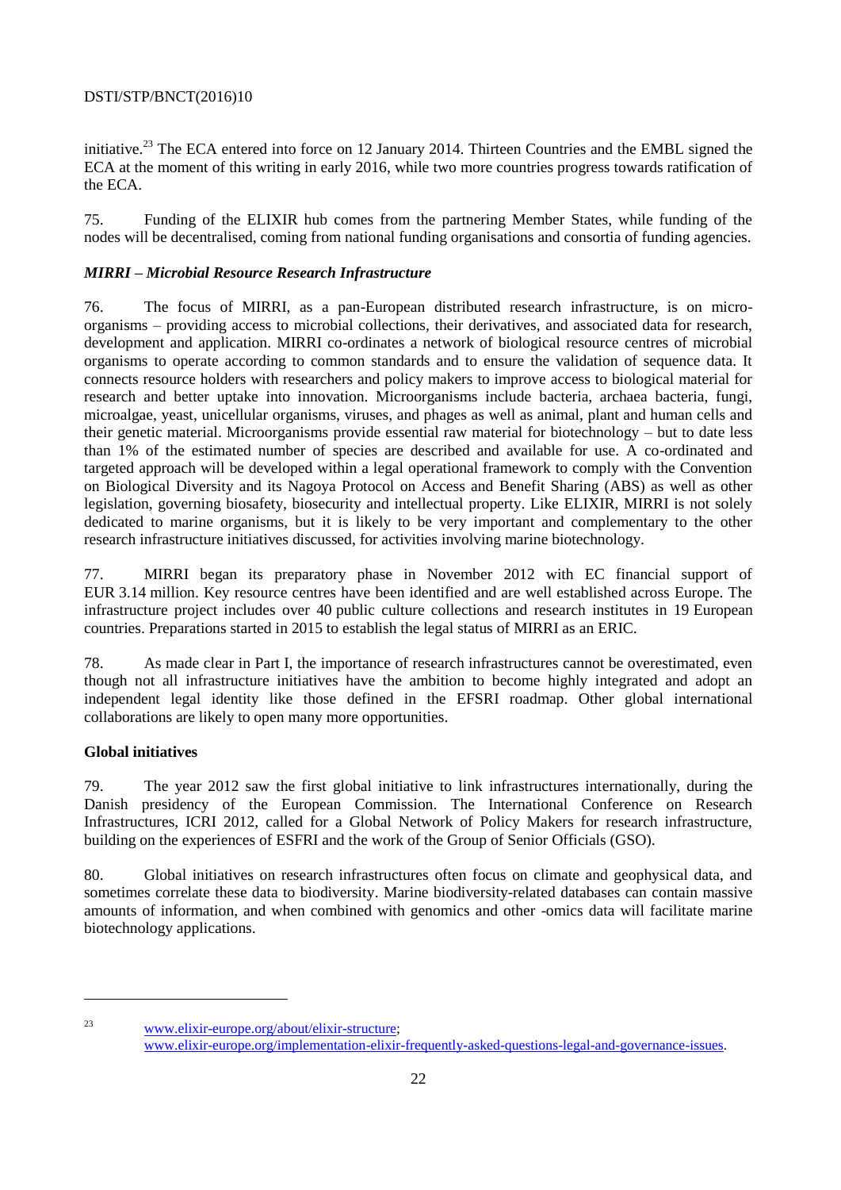initiative.[23] The ECA entered into force on 12 January 2014. Thirteen Countries and the EMBL signed the ECA at the moment of this writing in early 2016, while two more countries progress towards ratification of the ECA.

75. Funding of the ELIXIR hub comes from the partnering Member States, while funding of the nodes will be decentralised, coming from national funding organisations and consortia of funding agencies.

***MIRRI – Microbial Resource Research Infrastructure***

76. The focus of MIRRI, as a pan-European distributed research infrastructure, is on micro-organisms – providing access to microbial collections, their derivatives, and associated data for research, development and application. MIRRI co-ordinates a network of biological resource centres of microbial organisms to operate according to common standards and to ensure the validation of sequence data. It connects resource holders with researchers and policy makers to improve access to biological material for research and better uptake into innovation. Microorganisms include bacteria, archaea bacteria, fungi, microalgae, yeast, unicellular organisms, viruses, and phages as well as animal, plant and human cells and their genetic material. Microorganisms provide essential raw material for biotechnology – but to date less than 1% of the estimated number of species are described and available for use. A co-ordinated and targeted approach will be developed within a legal operational framework to comply with the Convention on Biological Diversity and its Nagoya Protocol on Access and Benefit Sharing (ABS) as well as other legislation, governing biosafety, biosecurity and intellectual property. Like ELIXIR, MIRRI is not solely dedicated to marine organisms, but it is likely to be very important and complementary to the other research infrastructure initiatives discussed, for activities involving marine biotechnology.

77. MIRRI began its preparatory phase in November 2012 with EC financial support of EUR 3.14 million. Key resource centres have been identified and are well established across Europe. The infrastructure project includes over 40 public culture collections and research institutes in 19 European countries. Preparations started in 2015 to establish the legal status of MIRRI as an ERIC.

78. As made clear in Part I, the importance of research infrastructures cannot be overestimated, even though not all infrastructure initiatives have the ambition to become highly integrated and adopt an independent legal identity like those defined in the EFSRI roadmap. Other global international collaborations are likely to open many more opportunities.

**Global initiatives**

79. The year 2012 saw the first global initiative to link infrastructures internationally, during the Danish presidency of the European Commission. The International Conference on Research Infrastructures, ICRI 2012, called for a Global Network of Policy Makers for research infrastructure, building on the experiences of ESFRI and the work of the Group of Senior Officials (GSO).

80. Global initiatives on research infrastructures often focus on climate and geophysical data, and sometimes correlate these data to biodiversity. Marine biodiversity-related databases can contain massive amounts of information, and when combined with genomics and other -omics data will facilitate marine biotechnology applications.

---

[23] www.elixir-europe.org/about/elixir-structure; www.elixir-europe.org/implementation-elixir-frequently-asked-questions-legal-and-governance-issues.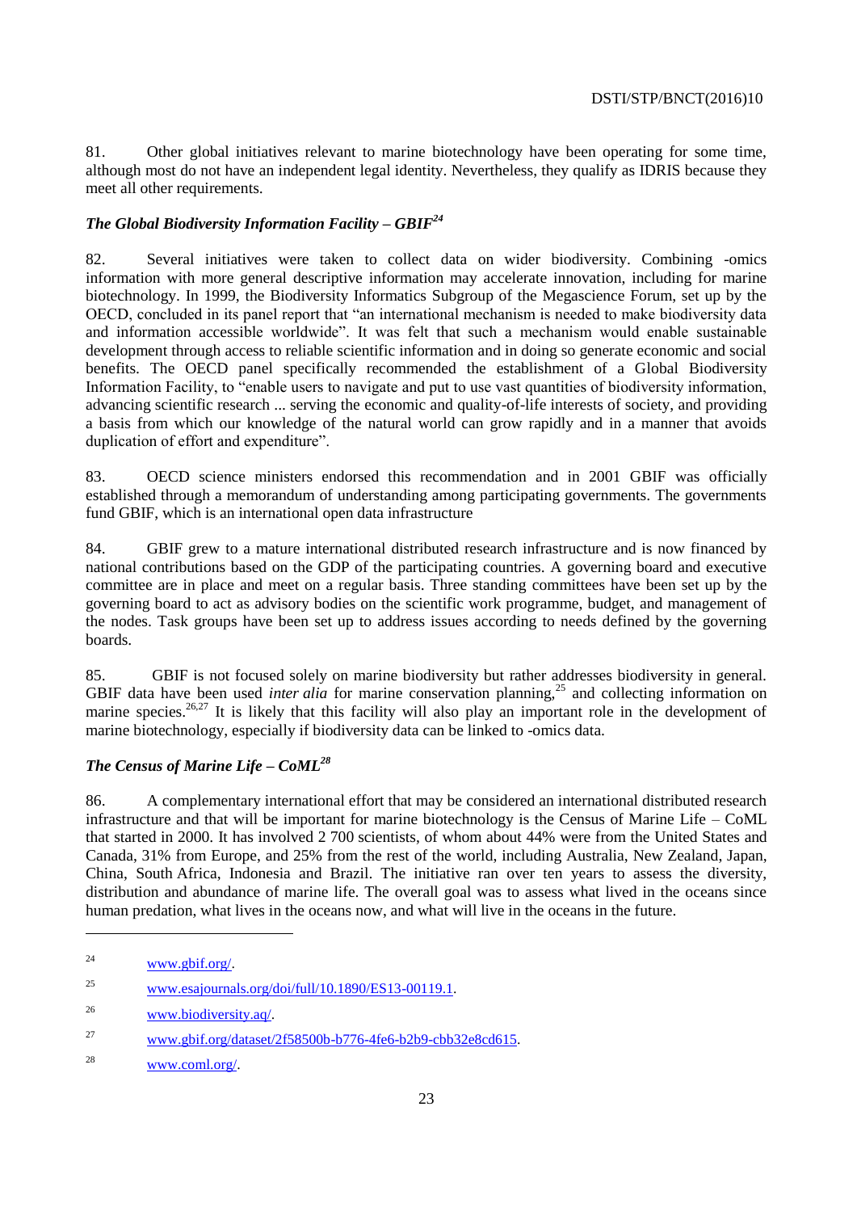81. Other global initiatives relevant to marine biotechnology have been operating for some time, although most do not have an independent legal identity. Nevertheless, they qualify as IDRIS because they meet all other requirements.

### *The Global Biodiversity Information Facility – GBIF*[24]

82. Several initiatives were taken to collect data on wider biodiversity. Combining -omics information with more general descriptive information may accelerate innovation, including for marine biotechnology. In 1999, the Biodiversity Informatics Subgroup of the Megascience Forum, set up by the OECD, concluded in its panel report that "an international mechanism is needed to make biodiversity data and information accessible worldwide". It was felt that such a mechanism would enable sustainable development through access to reliable scientific information and in doing so generate economic and social benefits. The OECD panel specifically recommended the establishment of a Global Biodiversity Information Facility, to "enable users to navigate and put to use vast quantities of biodiversity information, advancing scientific research ... serving the economic and quality-of-life interests of society, and providing a basis from which our knowledge of the natural world can grow rapidly and in a manner that avoids duplication of effort and expenditure".

83. OECD science ministers endorsed this recommendation and in 2001 GBIF was officially established through a memorandum of understanding among participating governments. The governments fund GBIF, which is an international open data infrastructure

84. GBIF grew to a mature international distributed research infrastructure and is now financed by national contributions based on the GDP of the participating countries. A governing board and executive committee are in place and meet on a regular basis. Three standing committees have been set up by the governing board to act as advisory bodies on the scientific work programme, budget, and management of the nodes. Task groups have been set up to address issues according to needs defined by the governing boards.

85. GBIF is not focused solely on marine biodiversity but rather addresses biodiversity in general. GBIF data have been used *inter alia* for marine conservation planning,[25] and collecting information on marine species.[26,27] It is likely that this facility will also play an important role in the development of marine biotechnology, especially if biodiversity data can be linked to -omics data.

### *The Census of Marine Life – CoML*[28]

86. A complementary international effort that may be considered an international distributed research infrastructure and that will be important for marine biotechnology is the Census of Marine Life – CoML that started in 2000. It has involved 2 700 scientists, of whom about 44% were from the United States and Canada, 31% from Europe, and 25% from the rest of the world, including Australia, New Zealand, Japan, China, South Africa, Indonesia and Brazil. The initiative ran over ten years to assess the diversity, distribution and abundance of marine life. The overall goal was to assess what lived in the oceans since human predation, what lives in the oceans now, and what will live in the oceans in the future.

---

[24] www.gbif.org/.

[25] www.esajournals.org/doi/full/10.1890/ES13-00119.1.

[26] www.biodiversity.aq/.

[27] www.gbif.org/dataset/2f58500b-b776-4fe6-b2b9-cbb32e8cd615.

[28] www.coml.org/.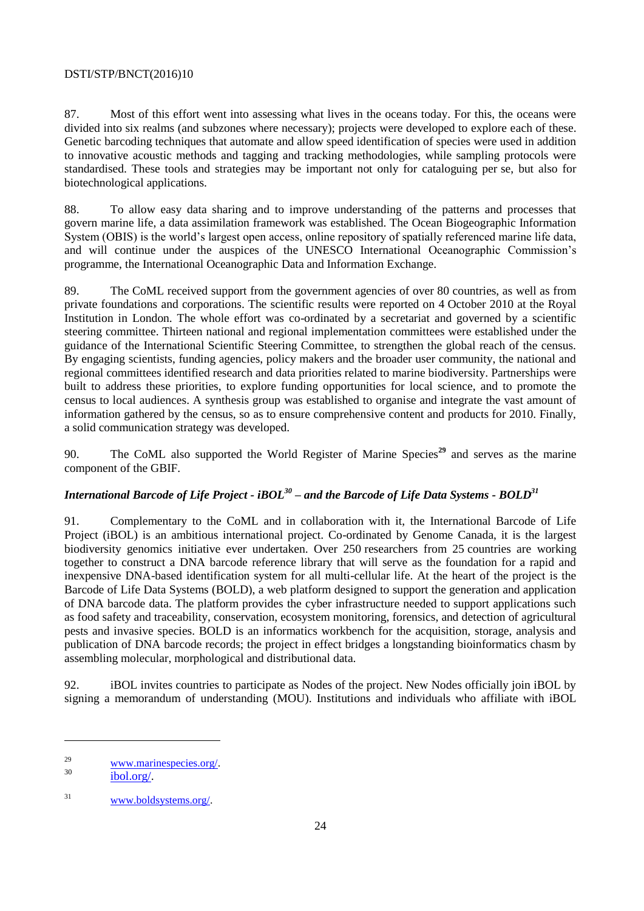87. Most of this effort went into assessing what lives in the oceans today. For this, the oceans were divided into six realms (and subzones where necessary); projects were developed to explore each of these. Genetic barcoding techniques that automate and allow speed identification of species were used in addition to innovative acoustic methods and tagging and tracking methodologies, while sampling protocols were standardised. These tools and strategies may be important not only for cataloguing per se, but also for biotechnological applications.

88. To allow easy data sharing and to improve understanding of the patterns and processes that govern marine life, a data assimilation framework was established. The Ocean Biogeographic Information System (OBIS) is the world's largest open access, online repository of spatially referenced marine life data, and will continue under the auspices of the UNESCO International Oceanographic Commission's programme, the International Oceanographic Data and Information Exchange.

89. The CoML received support from the government agencies of over 80 countries, as well as from private foundations and corporations. The scientific results were reported on 4 October 2010 at the Royal Institution in London. The whole effort was co-ordinated by a secretariat and governed by a scientific steering committee. Thirteen national and regional implementation committees were established under the guidance of the International Scientific Steering Committee, to strengthen the global reach of the census. By engaging scientists, funding agencies, policy makers and the broader user community, the national and regional committees identified research and data priorities related to marine biodiversity. Partnerships were built to address these priorities, to explore funding opportunities for local science, and to promote the census to local audiences. A synthesis group was established to organise and integrate the vast amount of information gathered by the census, so as to ensure comprehensive content and products for 2010. Finally, a solid communication strategy was developed.

90. The CoML also supported the World Register of Marine Species[29] and serves as the marine component of the GBIF.

### *International Barcode of Life Project - iBOL[30] – and the Barcode of Life Data Systems - BOLD[31]*

91. Complementary to the CoML and in collaboration with it, the International Barcode of Life Project (iBOL) is an ambitious international project. Co-ordinated by Genome Canada, it is the largest biodiversity genomics initiative ever undertaken. Over 250 researchers from 25 countries are working together to construct a DNA barcode reference library that will serve as the foundation for a rapid and inexpensive DNA-based identification system for all multi-cellular life. At the heart of the project is the Barcode of Life Data Systems (BOLD), a web platform designed to support the generation and application of DNA barcode data. The platform provides the cyber infrastructure needed to support applications such as food safety and traceability, conservation, ecosystem monitoring, forensics, and detection of agricultural pests and invasive species. BOLD is an informatics workbench for the acquisition, storage, analysis and publication of DNA barcode records; the project in effect bridges a longstanding bioinformatics chasm by assembling molecular, morphological and distributional data.

92. iBOL invites countries to participate as Nodes of the project. New Nodes officially join iBOL by signing a memorandum of understanding (MOU). Institutions and individuals who affiliate with iBOL

---

29 www.marinespecies.org/.

30 ibol.org/.

31 www.boldsystems.org/.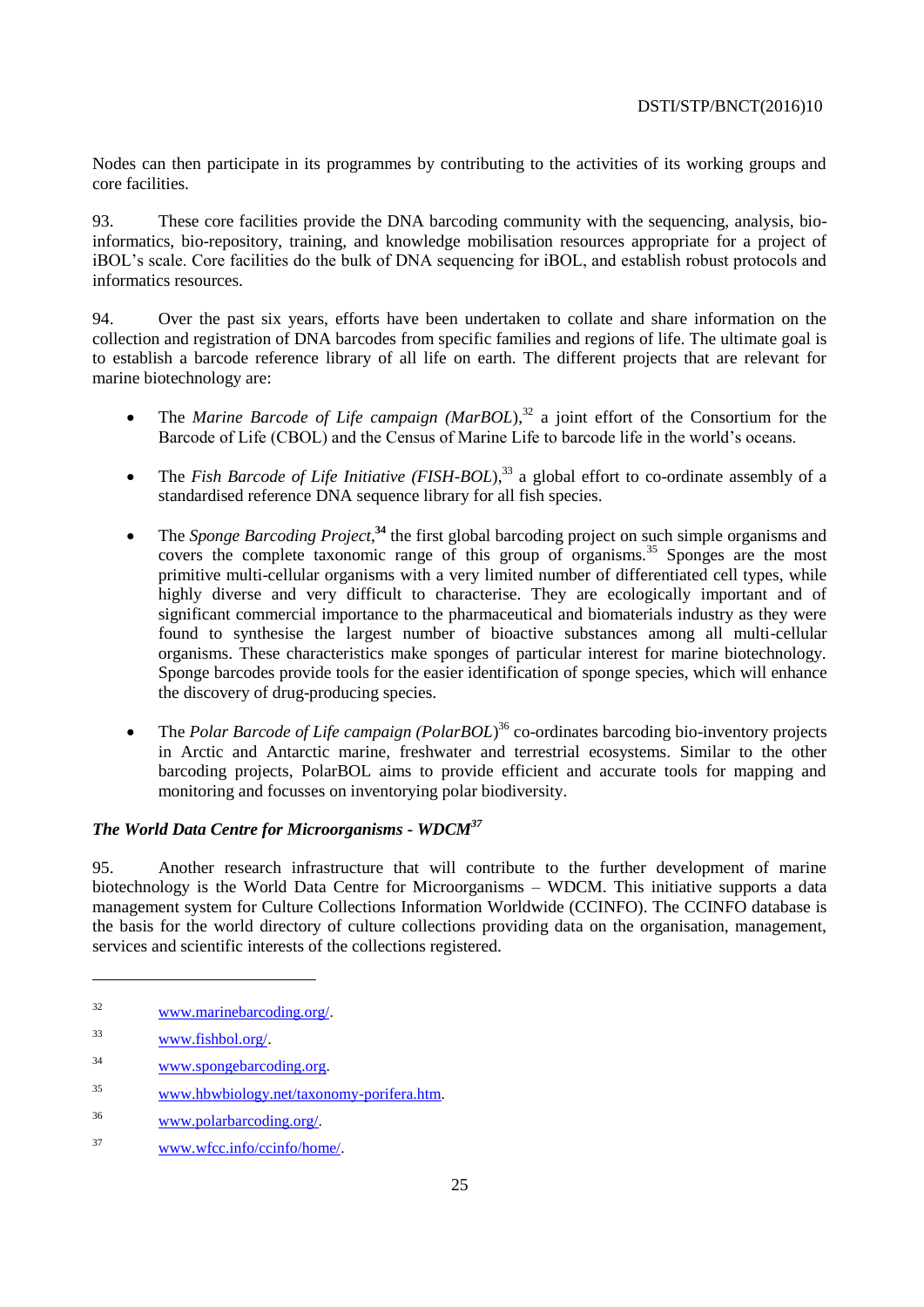Nodes can then participate in its programmes by contributing to the activities of its working groups and core facilities.

93. These core facilities provide the DNA barcoding community with the sequencing, analysis, bio-informatics, bio-repository, training, and knowledge mobilisation resources appropriate for a project of iBOL's scale. Core facilities do the bulk of DNA sequencing for iBOL, and establish robust protocols and informatics resources.

94. Over the past six years, efforts have been undertaken to collate and share information on the collection and registration of DNA barcodes from specific families and regions of life. The ultimate goal is to establish a barcode reference library of all life on earth. The different projects that are relevant for marine biotechnology are:

- The *Marine Barcode of Life campaign (MarBOL)*,[32] a joint effort of the Consortium for the Barcode of Life (CBOL) and the Census of Marine Life to barcode life in the world's oceans.

- The *Fish Barcode of Life Initiative (FISH-BOL)*,[33] a global effort to co-ordinate assembly of a standardised reference DNA sequence library for all fish species.

- The *Sponge Barcoding Project*,[34] the first global barcoding project on such simple organisms and covers the complete taxonomic range of this group of organisms.[35] Sponges are the most primitive multi-cellular organisms with a very limited number of differentiated cell types, while highly diverse and very difficult to characterise. They are ecologically important and of significant commercial importance to the pharmaceutical and biomaterials industry as they were found to synthesise the largest number of bioactive substances among all multi-cellular organisms. These characteristics make sponges of particular interest for marine biotechnology. Sponge barcodes provide tools for the easier identification of sponge species, which will enhance the discovery of drug-producing species.

- The *Polar Barcode of Life campaign (PolarBOL)*[36] co-ordinates barcoding bio-inventory projects in Arctic and Antarctic marine, freshwater and terrestrial ecosystems. Similar to the other barcoding projects, PolarBOL aims to provide efficient and accurate tools for mapping and monitoring and focusses on inventorying polar biodiversity.

***The World Data Centre for Microorganisms - WDCM[37]***

95. Another research infrastructure that will contribute to the further development of marine biotechnology is the World Data Centre for Microorganisms – WDCM. This initiative supports a data management system for Culture Collections Information Worldwide (CCINFO). The CCINFO database is the basis for the world directory of culture collections providing data on the organisation, management, services and scientific interests of the collections registered.

---

[32] www.marinebarcoding.org/.

[33] www.fishbol.org/.

[34] www.spongebarcoding.org.

[35] www.hbwbiology.net/taxonomy-porifera.htm.

[36] www.polarbarcoding.org/.

[37] www.wfcc.info/ccinfo/home/.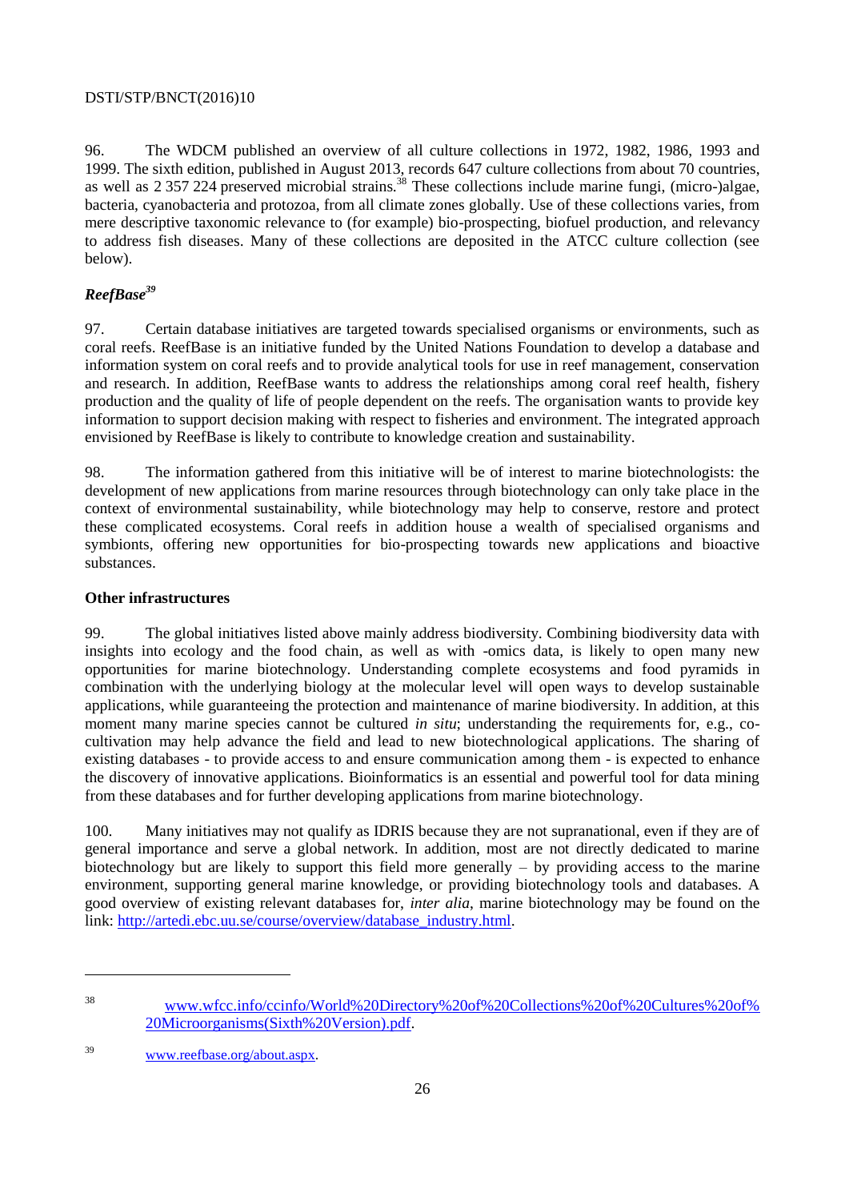96. The WDCM published an overview of all culture collections in 1972, 1982, 1986, 1993 and 1999. The sixth edition, published in August 2013, records 647 culture collections from about 70 countries, as well as 2 357 224 preserved microbial strains.[38] These collections include marine fungi, (micro-)algae, bacteria, cyanobacteria and protozoa, from all climate zones globally. Use of these collections varies, from mere descriptive taxonomic relevance to (for example) bio-prospecting, biofuel production, and relevancy to address fish diseases. Many of these collections are deposited in the ATCC culture collection (see below).

### *ReefBase*[39]

97. Certain database initiatives are targeted towards specialised organisms or environments, such as coral reefs. ReefBase is an initiative funded by the United Nations Foundation to develop a database and information system on coral reefs and to provide analytical tools for use in reef management, conservation and research. In addition, ReefBase wants to address the relationships among coral reef health, fishery production and the quality of life of people dependent on the reefs. The organisation wants to provide key information to support decision making with respect to fisheries and environment. The integrated approach envisioned by ReefBase is likely to contribute to knowledge creation and sustainability.

98. The information gathered from this initiative will be of interest to marine biotechnologists: the development of new applications from marine resources through biotechnology can only take place in the context of environmental sustainability, while biotechnology may help to conserve, restore and protect these complicated ecosystems. Coral reefs in addition house a wealth of specialised organisms and symbionts, offering new opportunities for bio-prospecting towards new applications and bioactive substances.

### Other infrastructures

99. The global initiatives listed above mainly address biodiversity. Combining biodiversity data with insights into ecology and the food chain, as well as with -omics data, is likely to open many new opportunities for marine biotechnology. Understanding complete ecosystems and food pyramids in combination with the underlying biology at the molecular level will open ways to develop sustainable applications, while guaranteeing the protection and maintenance of marine biodiversity. In addition, at this moment many marine species cannot be cultured *in situ*; understanding the requirements for, e.g., co-cultivation may help advance the field and lead to new biotechnological applications. The sharing of existing databases - to provide access to and ensure communication among them - is expected to enhance the discovery of innovative applications. Bioinformatics is an essential and powerful tool for data mining from these databases and for further developing applications from marine biotechnology.

100. Many initiatives may not qualify as IDRIS because they are not supranational, even if they are of general importance and serve a global network. In addition, most are not directly dedicated to marine biotechnology but are likely to support this field more generally – by providing access to the marine environment, supporting general marine knowledge, or providing biotechnology tools and databases. A good overview of existing relevant databases for, *inter alia*, marine biotechnology may be found on the link: http://artedi.ebc.uu.se/course/overview/database_industry.html.

---

[38] www.wfcc.info/ccinfo/World%20Directory%20of%20Collections%20of%20Cultures%20of%20Microorganisms(Sixth%20Version).pdf.

[39] www.reefbase.org/about.aspx.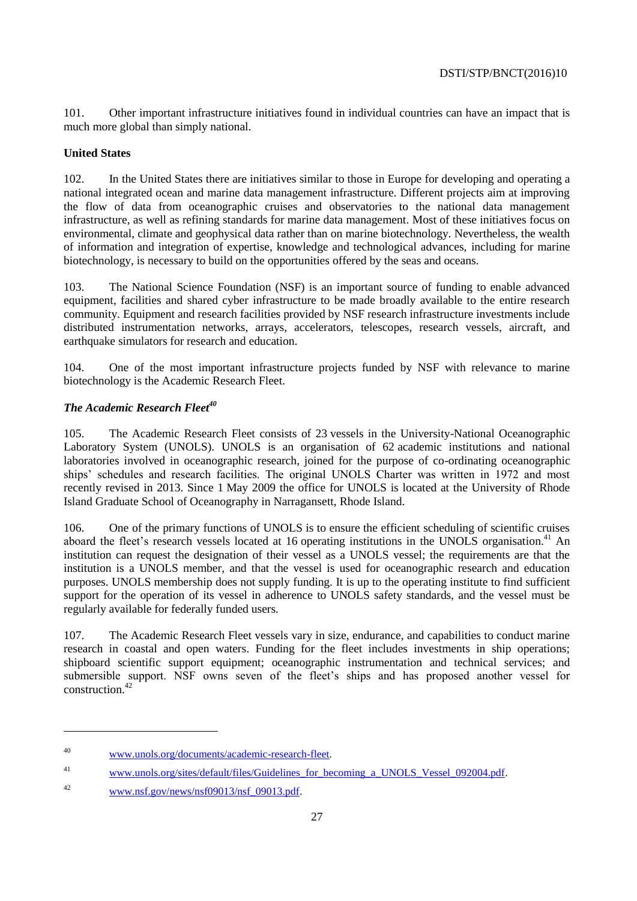101. Other important infrastructure initiatives found in individual countries can have an impact that is much more global than simply national.

**United States**

102. In the United States there are initiatives similar to those in Europe for developing and operating a national integrated ocean and marine data management infrastructure. Different projects aim at improving the flow of data from oceanographic cruises and observatories to the national data management infrastructure, as well as refining standards for marine data management. Most of these initiatives focus on environmental, climate and geophysical data rather than on marine biotechnology. Nevertheless, the wealth of information and integration of expertise, knowledge and technological advances, including for marine biotechnology, is necessary to build on the opportunities offered by the seas and oceans.

103. The National Science Foundation (NSF) is an important source of funding to enable advanced equipment, facilities and shared cyber infrastructure to be made broadly available to the entire research community. Equipment and research facilities provided by NSF research infrastructure investments include distributed instrumentation networks, arrays, accelerators, telescopes, research vessels, aircraft, and earthquake simulators for research and education.

104. One of the most important infrastructure projects funded by NSF with relevance to marine biotechnology is the Academic Research Fleet.

***The Academic Research Fleet*[40]**

105. The Academic Research Fleet consists of 23 vessels in the University-National Oceanographic Laboratory System (UNOLS). UNOLS is an organisation of 62 academic institutions and national laboratories involved in oceanographic research, joined for the purpose of co-ordinating oceanographic ships' schedules and research facilities. The original UNOLS Charter was written in 1972 and most recently revised in 2013. Since 1 May 2009 the office for UNOLS is located at the University of Rhode Island Graduate School of Oceanography in Narragansett, Rhode Island.

106. One of the primary functions of UNOLS is to ensure the efficient scheduling of scientific cruises aboard the fleet's research vessels located at 16 operating institutions in the UNOLS organisation.[41] An institution can request the designation of their vessel as a UNOLS vessel; the requirements are that the institution is a UNOLS member, and that the vessel is used for oceanographic research and education purposes. UNOLS membership does not supply funding. It is up to the operating institute to find sufficient support for the operation of its vessel in adherence to UNOLS safety standards, and the vessel must be regularly available for federally funded users.

107. The Academic Research Fleet vessels vary in size, endurance, and capabilities to conduct marine research in coastal and open waters. Funding for the fleet includes investments in ship operations; shipboard scientific support equipment; oceanographic instrumentation and technical services; and submersible support. NSF owns seven of the fleet's ships and has proposed another vessel for construction.[42]

---

[40] www.unols.org/documents/academic-research-fleet.

[41] www.unols.org/sites/default/files/Guidelines_for_becoming_a_UNOLS_Vessel_092004.pdf.

[42] www.nsf.gov/news/nsf09013/nsf_09013.pdf.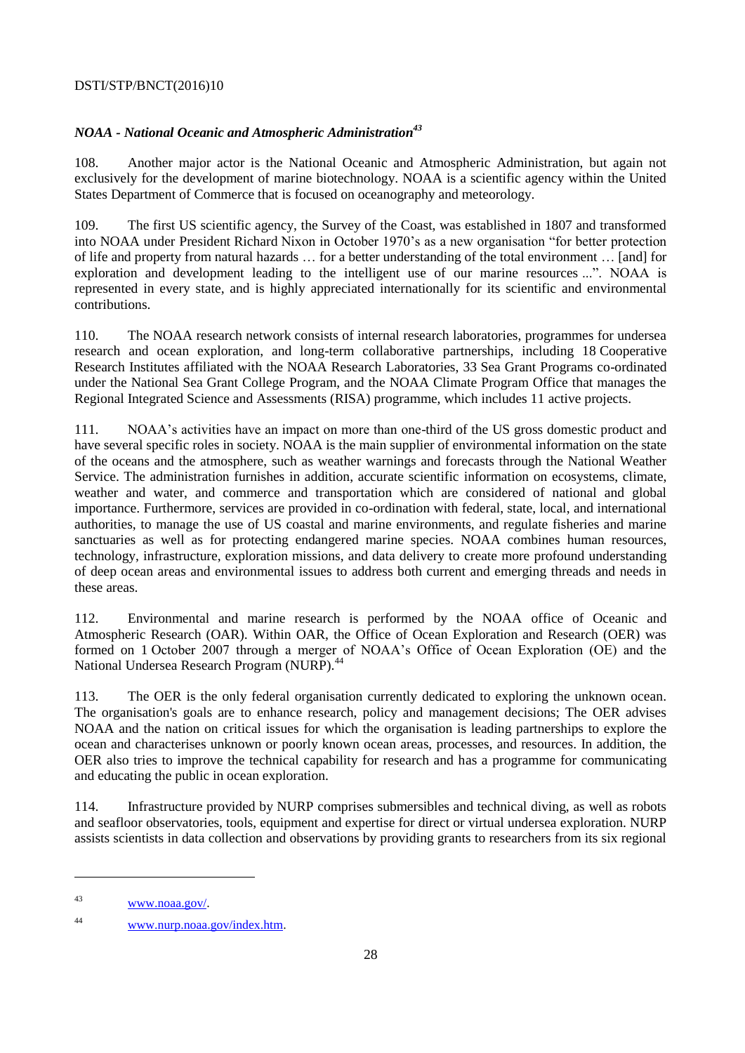### *NOAA - National Oceanic and Atmospheric Administration*[43]

108. Another major actor is the National Oceanic and Atmospheric Administration, but again not exclusively for the development of marine biotechnology. NOAA is a scientific agency within the United States Department of Commerce that is focused on oceanography and meteorology.

109. The first US scientific agency, the Survey of the Coast, was established in 1807 and transformed into NOAA under President Richard Nixon in October 1970's as a new organisation "for better protection of life and property from natural hazards … for a better understanding of the total environment … [and] for exploration and development leading to the intelligent use of our marine resources ...". NOAA is represented in every state, and is highly appreciated internationally for its scientific and environmental contributions.

110. The NOAA research network consists of internal research laboratories, programmes for undersea research and ocean exploration, and long-term collaborative partnerships, including 18 Cooperative Research Institutes affiliated with the NOAA Research Laboratories, 33 Sea Grant Programs co-ordinated under the National Sea Grant College Program, and the NOAA Climate Program Office that manages the Regional Integrated Science and Assessments (RISA) programme, which includes 11 active projects.

111. NOAA's activities have an impact on more than one-third of the US gross domestic product and have several specific roles in society. NOAA is the main supplier of environmental information on the state of the oceans and the atmosphere, such as weather warnings and forecasts through the National Weather Service. The administration furnishes in addition, accurate scientific information on ecosystems, climate, weather and water, and commerce and transportation which are considered of national and global importance. Furthermore, services are provided in co-ordination with federal, state, local, and international authorities, to manage the use of US coastal and marine environments, and regulate fisheries and marine sanctuaries as well as for protecting endangered marine species. NOAA combines human resources, technology, infrastructure, exploration missions, and data delivery to create more profound understanding of deep ocean areas and environmental issues to address both current and emerging threads and needs in these areas.

112. Environmental and marine research is performed by the NOAA office of Oceanic and Atmospheric Research (OAR). Within OAR, the Office of Ocean Exploration and Research (OER) was formed on 1 October 2007 through a merger of NOAA's Office of Ocean Exploration (OE) and the National Undersea Research Program (NURP).[44]

113. The OER is the only federal organisation currently dedicated to exploring the unknown ocean. The organisation's goals are to enhance research, policy and management decisions; The OER advises NOAA and the nation on critical issues for which the organisation is leading partnerships to explore the ocean and characterises unknown or poorly known ocean areas, processes, and resources. In addition, the OER also tries to improve the technical capability for research and has a programme for communicating and educating the public in ocean exploration.

114. Infrastructure provided by NURP comprises submersibles and technical diving, as well as robots and seafloor observatories, tools, equipment and expertise for direct or virtual undersea exploration. NURP assists scientists in data collection and observations by providing grants to researchers from its six regional

---

[43] www.noaa.gov/.

[44] www.nurp.noaa.gov/index.htm.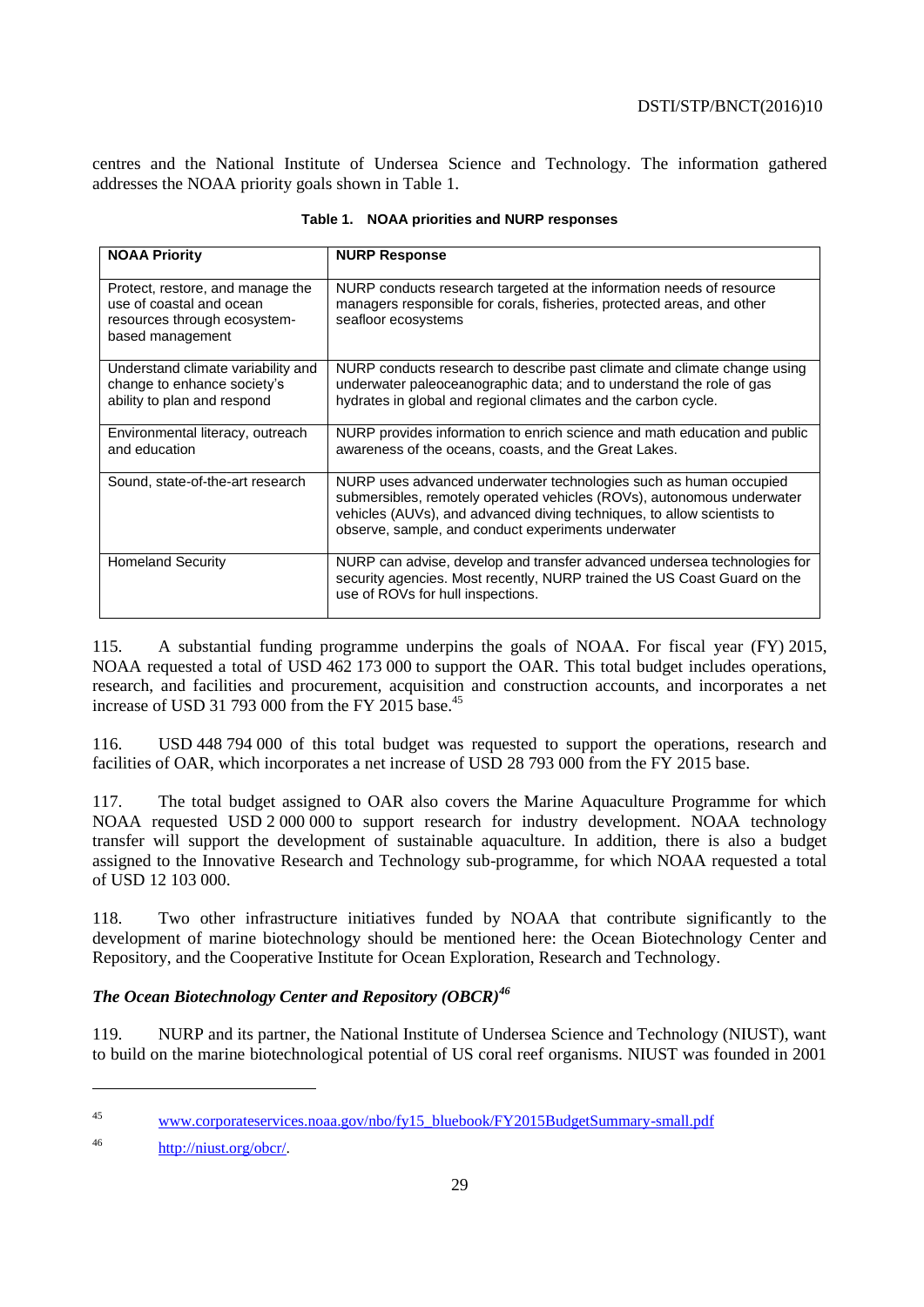centres and the National Institute of Undersea Science and Technology. The information gathered addresses the NOAA priority goals shown in Table 1.

**Table 1. NOAA priorities and NURP responses**

| NOAA Priority | NURP Response |
|---|---|
| Protect, restore, and manage the use of coastal and ocean resources through ecosystem-based management | NURP conducts research targeted at the information needs of resource managers responsible for corals, fisheries, protected areas, and other seafloor ecosystems |
| Understand climate variability and change to enhance society's ability to plan and respond | NURP conducts research to describe past climate and climate change using underwater paleoceanographic data; and to understand the role of gas hydrates in global and regional climates and the carbon cycle. |
| Environmental literacy, outreach and education | NURP provides information to enrich science and math education and public awareness of the oceans, coasts, and the Great Lakes. |
| Sound, state-of-the-art research | NURP uses advanced underwater technologies such as human occupied submersibles, remotely operated vehicles (ROVs), autonomous underwater vehicles (AUVs), and advanced diving techniques, to allow scientists to observe, sample, and conduct experiments underwater |
| Homeland Security | NURP can advise, develop and transfer advanced undersea technologies for security agencies. Most recently, NURP trained the US Coast Guard on the use of ROVs for hull inspections. |

115. A substantial funding programme underpins the goals of NOAA. For fiscal year (FY) 2015, NOAA requested a total of USD 462 173 000 to support the OAR. This total budget includes operations, research, and facilities and procurement, acquisition and construction accounts, and incorporates a net increase of USD 31 793 000 from the FY 2015 base.[45]

116. USD 448 794 000 of this total budget was requested to support the operations, research and facilities of OAR, which incorporates a net increase of USD 28 793 000 from the FY 2015 base.

117. The total budget assigned to OAR also covers the Marine Aquaculture Programme for which NOAA requested USD 2 000 000 to support research for industry development. NOAA technology transfer will support the development of sustainable aquaculture. In addition, there is also a budget assigned to the Innovative Research and Technology sub-programme, for which NOAA requested a total of USD 12 103 000.

118. Two other infrastructure initiatives funded by NOAA that contribute significantly to the development of marine biotechnology should be mentioned here: the Ocean Biotechnology Center and Repository, and the Cooperative Institute for Ocean Exploration, Research and Technology.

### *The Ocean Biotechnology Center and Repository (OBCR)*[46]

119. NURP and its partner, the National Institute of Undersea Science and Technology (NIUST), want to build on the marine biotechnological potential of US coral reef organisms. NIUST was founded in 2001

---

[45] www.corporateservices.noaa.gov/nbo/fy15_bluebook/FY2015BudgetSummary-small.pdf

[46] http://niust.org/obcr/.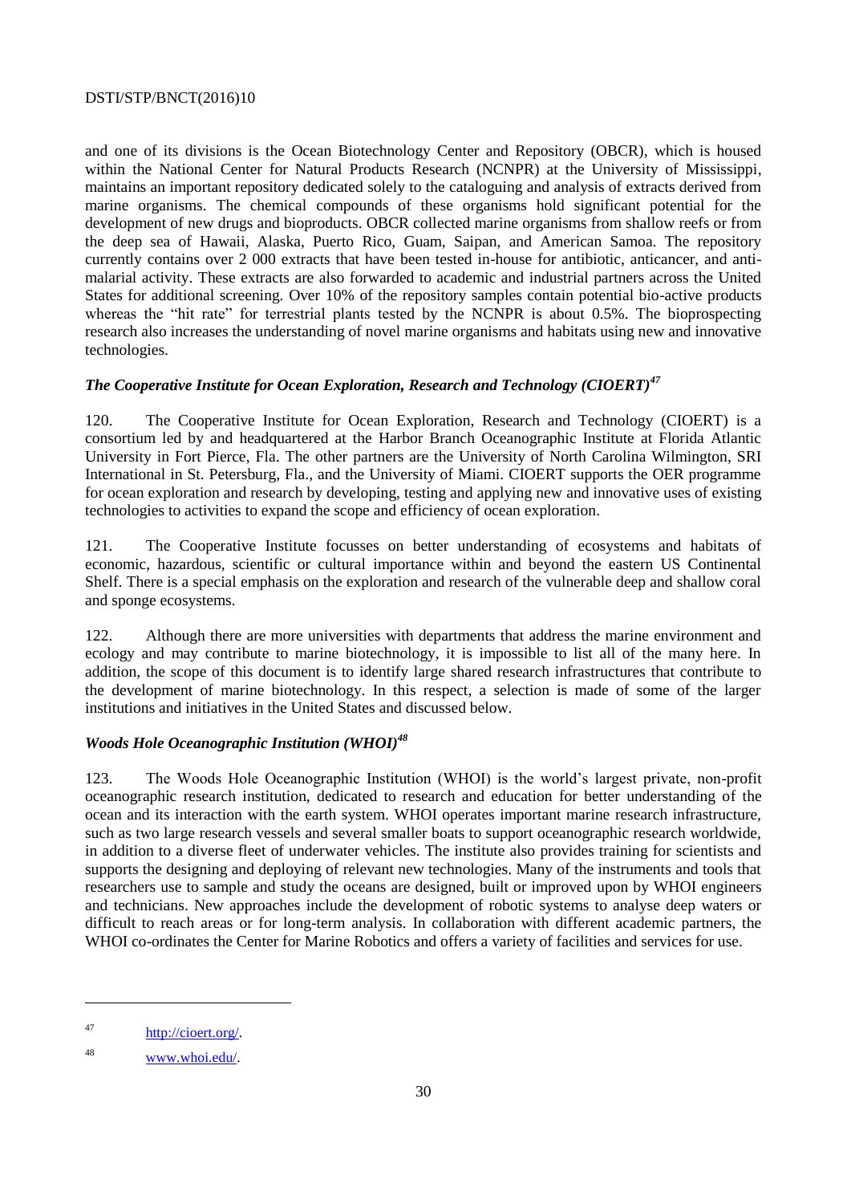and one of its divisions is the Ocean Biotechnology Center and Repository (OBCR), which is housed within the National Center for Natural Products Research (NCNPR) at the University of Mississippi, maintains an important repository dedicated solely to the cataloguing and analysis of extracts derived from marine organisms. The chemical compounds of these organisms hold significant potential for the development of new drugs and bioproducts. OBCR collected marine organisms from shallow reefs or from the deep sea of Hawaii, Alaska, Puerto Rico, Guam, Saipan, and American Samoa. The repository currently contains over 2 000 extracts that have been tested in-house for antibiotic, anticancer, and anti-malarial activity. These extracts are also forwarded to academic and industrial partners across the United States for additional screening. Over 10% of the repository samples contain potential bio-active products whereas the "hit rate" for terrestrial plants tested by the NCNPR is about 0.5%. The bioprospecting research also increases the understanding of novel marine organisms and habitats using new and innovative technologies.

### *The Cooperative Institute for Ocean Exploration, Research and Technology (CIOERT)*[47]

120. The Cooperative Institute for Ocean Exploration, Research and Technology (CIOERT) is a consortium led by and headquartered at the Harbor Branch Oceanographic Institute at Florida Atlantic University in Fort Pierce, Fla. The other partners are the University of North Carolina Wilmington, SRI International in St. Petersburg, Fla., and the University of Miami. CIOERT supports the OER programme for ocean exploration and research by developing, testing and applying new and innovative uses of existing technologies to activities to expand the scope and efficiency of ocean exploration.

121. The Cooperative Institute focusses on better understanding of ecosystems and habitats of economic, hazardous, scientific or cultural importance within and beyond the eastern US Continental Shelf. There is a special emphasis on the exploration and research of the vulnerable deep and shallow coral and sponge ecosystems.

122. Although there are more universities with departments that address the marine environment and ecology and may contribute to marine biotechnology, it is impossible to list all of the many here. In addition, the scope of this document is to identify large shared research infrastructures that contribute to the development of marine biotechnology. In this respect, a selection is made of some of the larger institutions and initiatives in the United States and discussed below.

### *Woods Hole Oceanographic Institution (WHOI)*[48]

123. The Woods Hole Oceanographic Institution (WHOI) is the world's largest private, non-profit oceanographic research institution, dedicated to research and education for better understanding of the ocean and its interaction with the earth system. WHOI operates important marine research infrastructure, such as two large research vessels and several smaller boats to support oceanographic research worldwide, in addition to a diverse fleet of underwater vehicles. The institute also provides training for scientists and supports the designing and deploying of relevant new technologies. Many of the instruments and tools that researchers use to sample and study the oceans are designed, built or improved upon by WHOI engineers and technicians. New approaches include the development of robotic systems to analyse deep waters or difficult to reach areas or for long-term analysis. In collaboration with different academic partners, the WHOI co-ordinates the Center for Marine Robotics and offers a variety of facilities and services for use.

---

[47] http://cioert.org/.

[48] www.whoi.edu/.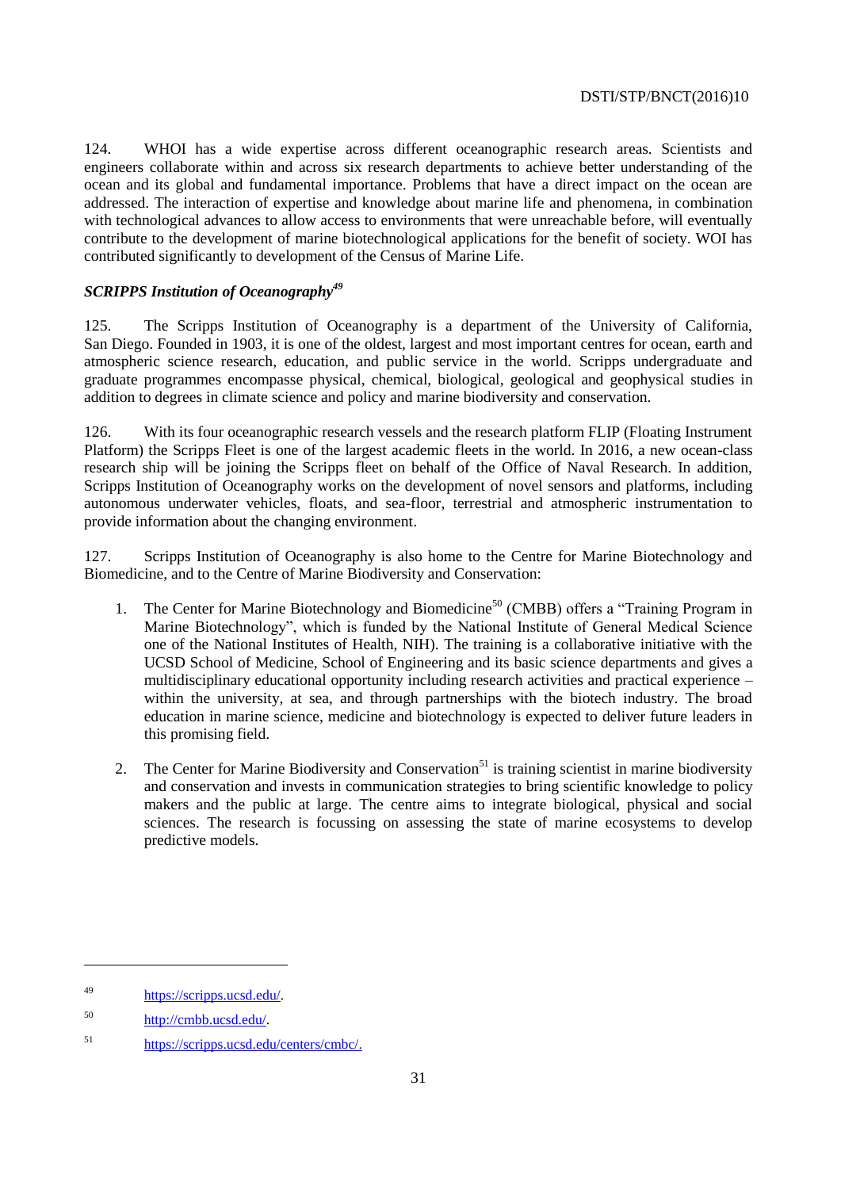124. WHOI has a wide expertise across different oceanographic research areas. Scientists and engineers collaborate within and across six research departments to achieve better understanding of the ocean and its global and fundamental importance. Problems that have a direct impact on the ocean are addressed. The interaction of expertise and knowledge about marine life and phenomena, in combination with technological advances to allow access to environments that were unreachable before, will eventually contribute to the development of marine biotechnological applications for the benefit of society. WOI has contributed significantly to development of the Census of Marine Life.

***SCRIPPS Institution of Oceanography*[49]**

125. The Scripps Institution of Oceanography is a department of the University of California, San Diego. Founded in 1903, it is one of the oldest, largest and most important centres for ocean, earth and atmospheric science research, education, and public service in the world. Scripps undergraduate and graduate programmes encompasse physical, chemical, biological, geological and geophysical studies in addition to degrees in climate science and policy and marine biodiversity and conservation.

126. With its four oceanographic research vessels and the research platform FLIP (Floating Instrument Platform) the Scripps Fleet is one of the largest academic fleets in the world. In 2016, a new ocean-class research ship will be joining the Scripps fleet on behalf of the Office of Naval Research. In addition, Scripps Institution of Oceanography works on the development of novel sensors and platforms, including autonomous underwater vehicles, floats, and sea-floor, terrestrial and atmospheric instrumentation to provide information about the changing environment.

127. Scripps Institution of Oceanography is also home to the Centre for Marine Biotechnology and Biomedicine, and to the Centre of Marine Biodiversity and Conservation:

1. The Center for Marine Biotechnology and Biomedicine[50] (CMBB) offers a "Training Program in Marine Biotechnology", which is funded by the National Institute of General Medical Science one of the National Institutes of Health, NIH). The training is a collaborative initiative with the UCSD School of Medicine, School of Engineering and its basic science departments and gives a multidisciplinary educational opportunity including research activities and practical experience – within the university, at sea, and through partnerships with the biotech industry. The broad education in marine science, medicine and biotechnology is expected to deliver future leaders in this promising field.

2. The Center for Marine Biodiversity and Conservation[51] is training scientist in marine biodiversity and conservation and invests in communication strategies to bring scientific knowledge to policy makers and the public at large. The centre aims to integrate biological, physical and social sciences. The research is focussing on assessing the state of marine ecosystems to develop predictive models.

---

49 https://scripps.ucsd.edu/.

50 http://cmbb.ucsd.edu/.

51 https://scripps.ucsd.edu/centers/cmbc/.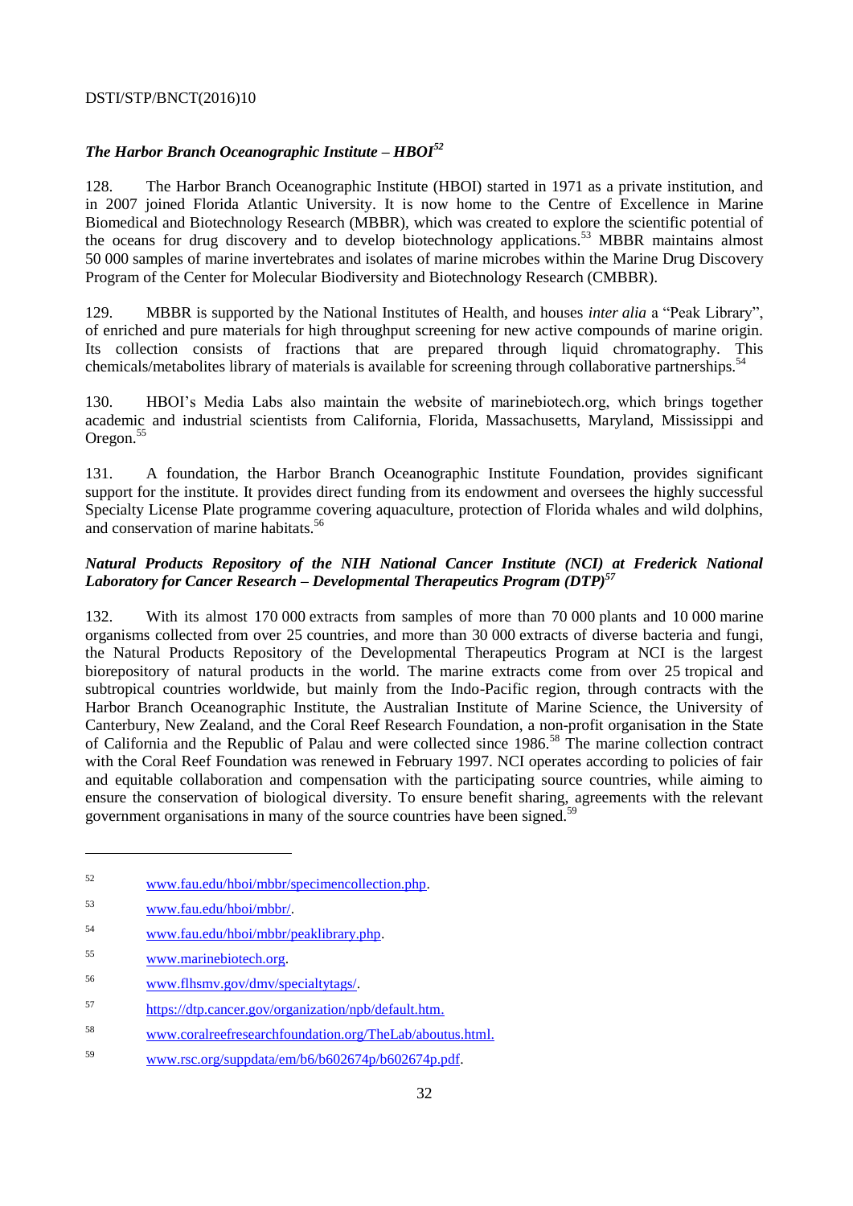***The Harbor Branch Oceanographic Institute – HBOI*[52]**

128. The Harbor Branch Oceanographic Institute (HBOI) started in 1971 as a private institution, and in 2007 joined Florida Atlantic University. It is now home to the Centre of Excellence in Marine Biomedical and Biotechnology Research (MBBR), which was created to explore the scientific potential of the oceans for drug discovery and to develop biotechnology applications.[53] MBBR maintains almost 50 000 samples of marine invertebrates and isolates of marine microbes within the Marine Drug Discovery Program of the Center for Molecular Biodiversity and Biotechnology Research (CMBBR).

129. MBBR is supported by the National Institutes of Health, and houses *inter alia* a "Peak Library", of enriched and pure materials for high throughput screening for new active compounds of marine origin. Its collection consists of fractions that are prepared through liquid chromatography. This chemicals/metabolites library of materials is available for screening through collaborative partnerships.[54]

130. HBOI's Media Labs also maintain the website of marinebiotech.org, which brings together academic and industrial scientists from California, Florida, Massachusetts, Maryland, Mississippi and Oregon.[55]

131. A foundation, the Harbor Branch Oceanographic Institute Foundation, provides significant support for the institute. It provides direct funding from its endowment and oversees the highly successful Specialty License Plate programme covering aquaculture, protection of Florida whales and wild dolphins, and conservation of marine habitats.[56]

***Natural Products Repository of the NIH National Cancer Institute (NCI) at Frederick National Laboratory for Cancer Research – Developmental Therapeutics Program (DTP)*[57]**

132. With its almost 170 000 extracts from samples of more than 70 000 plants and 10 000 marine organisms collected from over 25 countries, and more than 30 000 extracts of diverse bacteria and fungi, the Natural Products Repository of the Developmental Therapeutics Program at NCI is the largest biorepository of natural products in the world. The marine extracts come from over 25 tropical and subtropical countries worldwide, but mainly from the Indo-Pacific region, through contracts with the Harbor Branch Oceanographic Institute, the Australian Institute of Marine Science, the University of Canterbury, New Zealand, and the Coral Reef Research Foundation, a non-profit organisation in the State of California and the Republic of Palau and were collected since 1986.[58] The marine collection contract with the Coral Reef Foundation was renewed in February 1997. NCI operates according to policies of fair and equitable collaboration and compensation with the participating source countries, while aiming to ensure the conservation of biological diversity. To ensure benefit sharing, agreements with the relevant government organisations in many of the source countries have been signed.[59]

---

[52] www.fau.edu/hboi/mbbr/specimencollection.php.

[53] www.fau.edu/hboi/mbbr/.

[54] www.fau.edu/hboi/mbbr/peaklibrary.php.

[55] www.marinebiotech.org.

[56] www.flhsmv.gov/dmv/specialtytags/.

[57] https://dtp.cancer.gov/organization/npb/default.htm.

[58] www.coralreefresearchfoundation.org/TheLab/aboutus.html.

[59] www.rsc.org/suppdata/em/b6/b602674p/b602674p.pdf.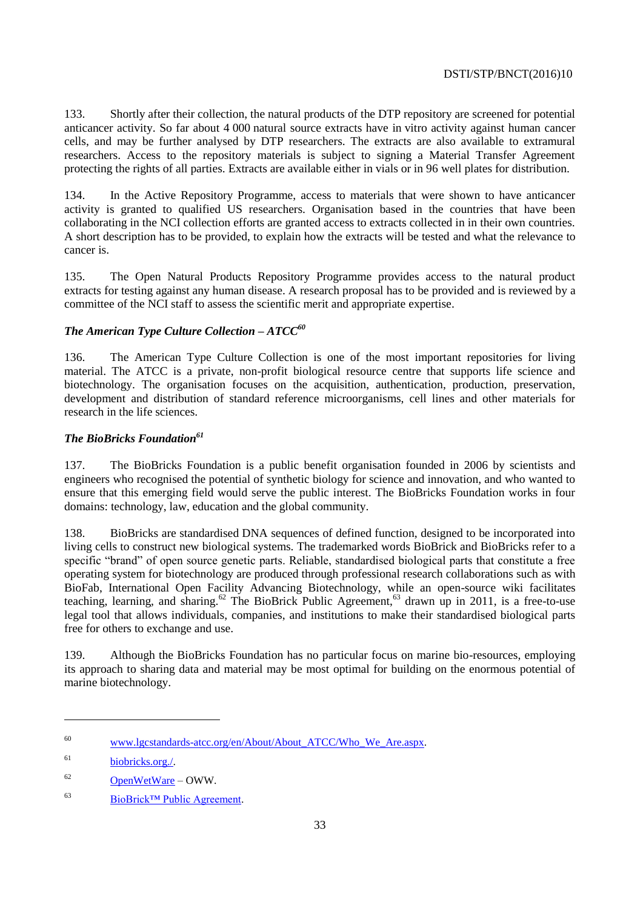133. Shortly after their collection, the natural products of the DTP repository are screened for potential anticancer activity. So far about 4 000 natural source extracts have in vitro activity against human cancer cells, and may be further analysed by DTP researchers. The extracts are also available to extramural researchers. Access to the repository materials is subject to signing a Material Transfer Agreement protecting the rights of all parties. Extracts are available either in vials or in 96 well plates for distribution.

134. In the Active Repository Programme, access to materials that were shown to have anticancer activity is granted to qualified US researchers. Organisation based in the countries that have been collaborating in the NCI collection efforts are granted access to extracts collected in in their own countries. A short description has to be provided, to explain how the extracts will be tested and what the relevance to cancer is.

135. The Open Natural Products Repository Programme provides access to the natural product extracts for testing against any human disease. A research proposal has to be provided and is reviewed by a committee of the NCI staff to assess the scientific merit and appropriate expertise.

### *The American Type Culture Collection – ATCC*[60]

136. The American Type Culture Collection is one of the most important repositories for living material. The ATCC is a private, non-profit biological resource centre that supports life science and biotechnology. The organisation focuses on the acquisition, authentication, production, preservation, development and distribution of standard reference microorganisms, cell lines and other materials for research in the life sciences.

### *The BioBricks Foundation*[61]

137. The BioBricks Foundation is a public benefit organisation founded in 2006 by scientists and engineers who recognised the potential of synthetic biology for science and innovation, and who wanted to ensure that this emerging field would serve the public interest. The BioBricks Foundation works in four domains: technology, law, education and the global community.

138. BioBricks are standardised DNA sequences of defined function, designed to be incorporated into living cells to construct new biological systems. The trademarked words BioBrick and BioBricks refer to a specific "brand" of open source genetic parts. Reliable, standardised biological parts that constitute a free operating system for biotechnology are produced through professional research collaborations such as with BioFab, International Open Facility Advancing Biotechnology, while an open-source wiki facilitates teaching, learning, and sharing.[62] The BioBrick Public Agreement,[63] drawn up in 2011, is a free-to-use legal tool that allows individuals, companies, and institutions to make their standardised biological parts free for others to exchange and use.

139. Although the BioBricks Foundation has no particular focus on marine bio-resources, employing its approach to sharing data and material may be most optimal for building on the enormous potential of marine biotechnology.

---

[60] www.lgcstandards-atcc.org/en/About/About_ATCC/Who_We_Are.aspx.

[61] biobricks.org./.

[62] OpenWetWare – OWW.

[63] BioBrick™ Public Agreement.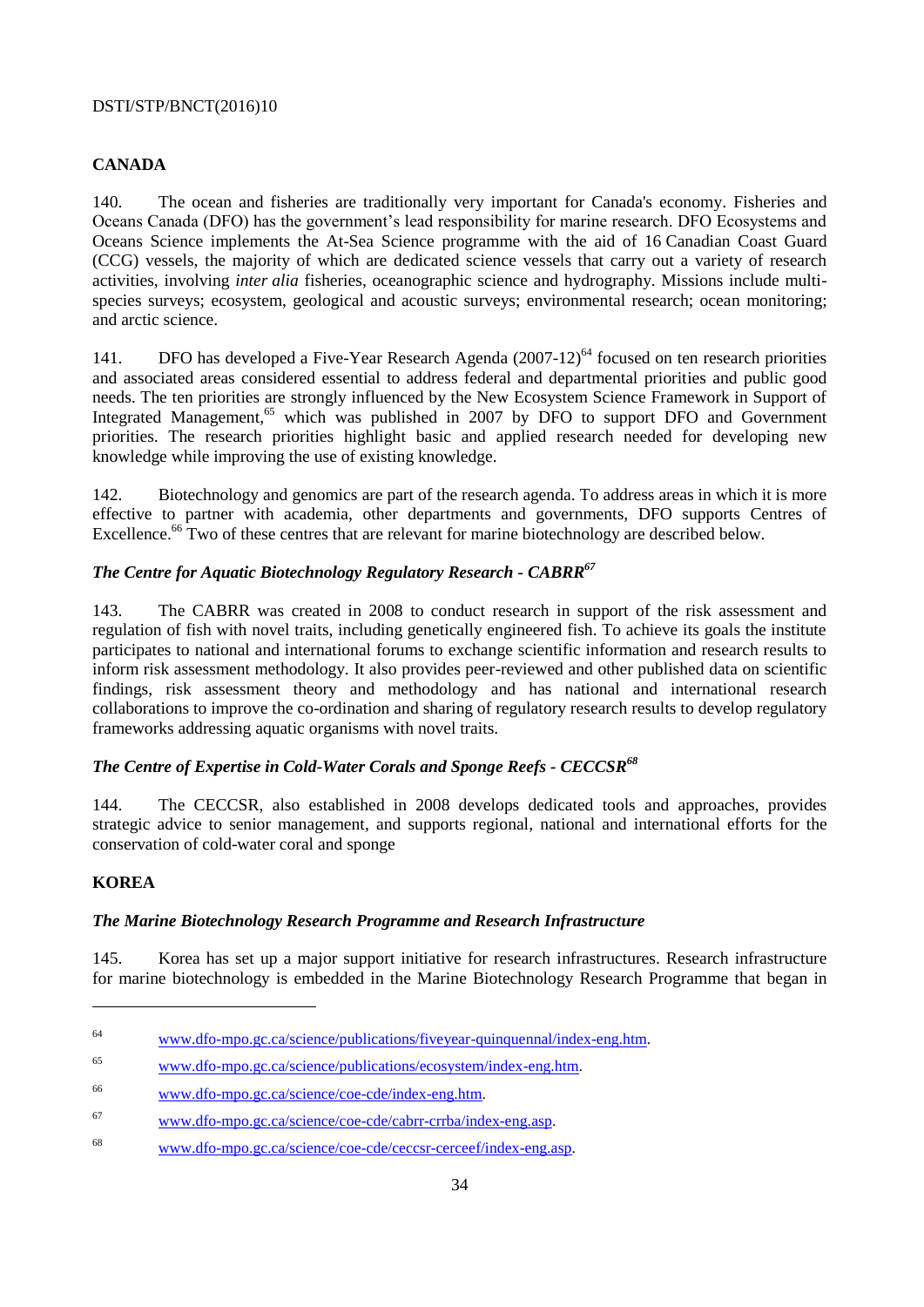## CANADA

140. The ocean and fisheries are traditionally very important for Canada's economy. Fisheries and Oceans Canada (DFO) has the government's lead responsibility for marine research. DFO Ecosystems and Oceans Science implements the At-Sea Science programme with the aid of 16 Canadian Coast Guard (CCG) vessels, the majority of which are dedicated science vessels that carry out a variety of research activities, involving *inter alia* fisheries, oceanographic science and hydrography. Missions include multi-species surveys; ecosystem, geological and acoustic surveys; environmental research; ocean monitoring; and arctic science.

141. DFO has developed a Five-Year Research Agenda (2007-12)[64] focused on ten research priorities and associated areas considered essential to address federal and departmental priorities and public good needs. The ten priorities are strongly influenced by the New Ecosystem Science Framework in Support of Integrated Management,[65] which was published in 2007 by DFO to support DFO and Government priorities. The research priorities highlight basic and applied research needed for developing new knowledge while improving the use of existing knowledge.

142. Biotechnology and genomics are part of the research agenda. To address areas in which it is more effective to partner with academia, other departments and governments, DFO supports Centres of Excellence.[66] Two of these centres that are relevant for marine biotechnology are described below.

### *The Centre for Aquatic Biotechnology Regulatory Research - CABRR*[67]

143. The CABRR was created in 2008 to conduct research in support of the risk assessment and regulation of fish with novel traits, including genetically engineered fish. To achieve its goals the institute participates to national and international forums to exchange scientific information and research results to inform risk assessment methodology. It also provides peer-reviewed and other published data on scientific findings, risk assessment theory and methodology and has national and international research collaborations to improve the co-ordination and sharing of regulatory research results to develop regulatory frameworks addressing aquatic organisms with novel traits.

### *The Centre of Expertise in Cold-Water Corals and Sponge Reefs - CECCSR*[68]

144. The CECCSR, also established in 2008 develops dedicated tools and approaches, provides strategic advice to senior management, and supports regional, national and international efforts for the conservation of cold-water coral and sponge

## KOREA

### *The Marine Biotechnology Research Programme and Research Infrastructure*

145. Korea has set up a major support initiative for research infrastructures. Research infrastructure for marine biotechnology is embedded in the Marine Biotechnology Research Programme that began in

---

64 www.dfo-mpo.gc.ca/science/publications/fiveyear-quinquennal/index-eng.htm.

65 www.dfo-mpo.gc.ca/science/publications/ecosystem/index-eng.htm.

66 www.dfo-mpo.gc.ca/science/coe-cde/index-eng.htm.

67 www.dfo-mpo.gc.ca/science/coe-cde/cabrr-crrba/index-eng.asp.

68 www.dfo-mpo.gc.ca/science/coe-cde/ceccsr-cerceef/index-eng.asp.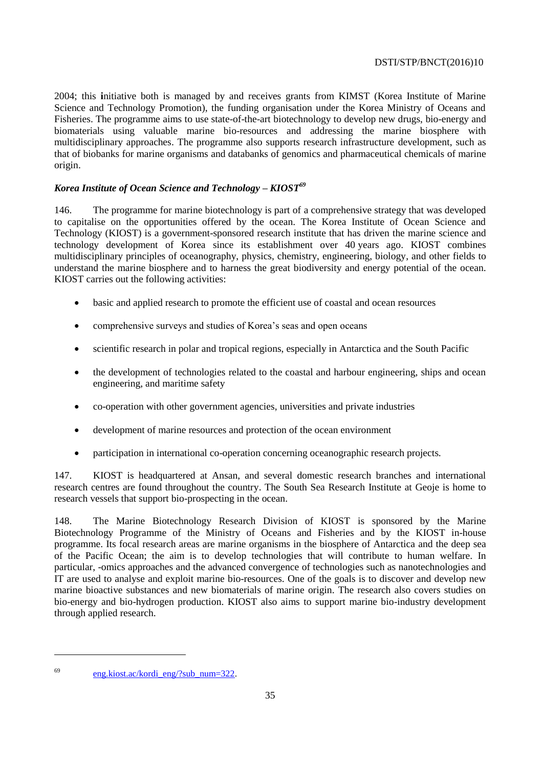2004; this initiative both is managed by and receives grants from KIMST (Korea Institute of Marine Science and Technology Promotion), the funding organisation under the Korea Ministry of Oceans and Fisheries. The programme aims to use state-of-the-art biotechnology to develop new drugs, bio-energy and biomaterials using valuable marine bio-resources and addressing the marine biosphere with multidisciplinary approaches. The programme also supports research infrastructure development, such as that of biobanks for marine organisms and databanks of genomics and pharmaceutical chemicals of marine origin.

### *Korea Institute of Ocean Science and Technology – KIOST*[69]

146. The programme for marine biotechnology is part of a comprehensive strategy that was developed to capitalise on the opportunities offered by the ocean. The Korea Institute of Ocean Science and Technology (KIOST) is a government-sponsored research institute that has driven the marine science and technology development of Korea since its establishment over 40 years ago. KIOST combines multidisciplinary principles of oceanography, physics, chemistry, engineering, biology, and other fields to understand the marine biosphere and to harness the great biodiversity and energy potential of the ocean. KIOST carries out the following activities:

- basic and applied research to promote the efficient use of coastal and ocean resources
- comprehensive surveys and studies of Korea's seas and open oceans
- scientific research in polar and tropical regions, especially in Antarctica and the South Pacific
- the development of technologies related to the coastal and harbour engineering, ships and ocean engineering, and maritime safety
- co-operation with other government agencies, universities and private industries
- development of marine resources and protection of the ocean environment
- participation in international co-operation concerning oceanographic research projects.

147. KIOST is headquartered at Ansan, and several domestic research branches and international research centres are found throughout the country. The South Sea Research Institute at Geoje is home to research vessels that support bio-prospecting in the ocean.

148. The Marine Biotechnology Research Division of KIOST is sponsored by the Marine Biotechnology Programme of the Ministry of Oceans and Fisheries and by the KIOST in-house programme. Its focal research areas are marine organisms in the biosphere of Antarctica and the deep sea of the Pacific Ocean; the aim is to develop technologies that will contribute to human welfare. In particular, -omics approaches and the advanced convergence of technologies such as nanotechnologies and IT are used to analyse and exploit marine bio-resources. One of the goals is to discover and develop new marine bioactive substances and new biomaterials of marine origin. The research also covers studies on bio-energy and bio-hydrogen production. KIOST also aims to support marine bio-industry development through applied research.

---

[69] eng.kiost.ac/kordi_eng/?sub_num=322.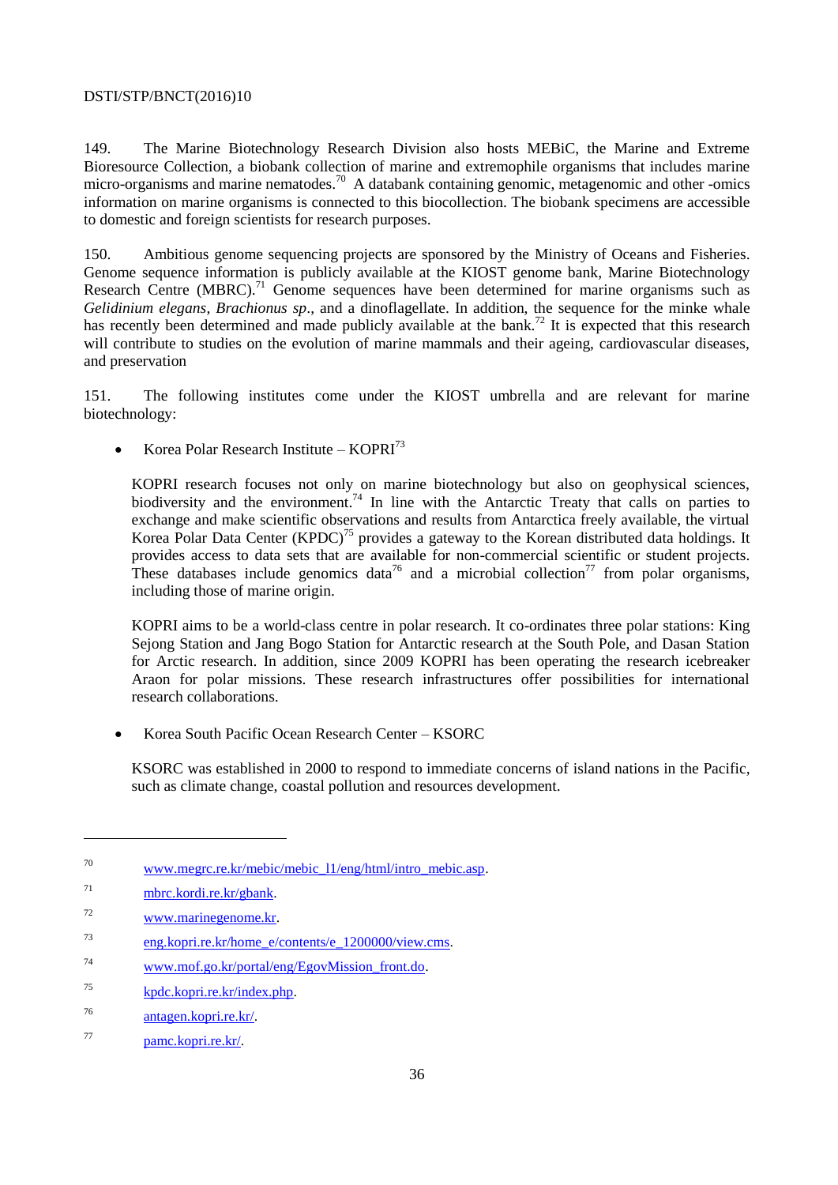149. The Marine Biotechnology Research Division also hosts MEBiC, the Marine and Extreme Bioresource Collection, a biobank collection of marine and extremophile organisms that includes marine micro-organisms and marine nematodes.[70] A databank containing genomic, metagenomic and other -omics information on marine organisms is connected to this biocollection. The biobank specimens are accessible to domestic and foreign scientists for research purposes.

150. Ambitious genome sequencing projects are sponsored by the Ministry of Oceans and Fisheries. Genome sequence information is publicly available at the KIOST genome bank, Marine Biotechnology Research Centre (MBRC).[71] Genome sequences have been determined for marine organisms such as *Gelidinium elegans*, *Brachionus sp*., and a dinoflagellate. In addition, the sequence for the minke whale has recently been determined and made publicly available at the bank.[72] It is expected that this research will contribute to studies on the evolution of marine mammals and their ageing, cardiovascular diseases, and preservation

151. The following institutes come under the KIOST umbrella and are relevant for marine biotechnology:

- Korea Polar Research Institute – KOPRI[73]

  KOPRI research focuses not only on marine biotechnology but also on geophysical sciences, biodiversity and the environment.[74] In line with the Antarctic Treaty that calls on parties to exchange and make scientific observations and results from Antarctica freely available, the virtual Korea Polar Data Center (KPDC)[75] provides a gateway to the Korean distributed data holdings. It provides access to data sets that are available for non-commercial scientific or student projects. These databases include genomics data[76] and a microbial collection[77] from polar organisms, including those of marine origin.

  KOPRI aims to be a world-class centre in polar research. It co-ordinates three polar stations: King Sejong Station and Jang Bogo Station for Antarctic research at the South Pole, and Dasan Station for Arctic research. In addition, since 2009 KOPRI has been operating the research icebreaker Araon for polar missions. These research infrastructures offer possibilities for international research collaborations.

- Korea South Pacific Ocean Research Center – KSORC

  KSORC was established in 2000 to respond to immediate concerns of island nations in the Pacific, such as climate change, coastal pollution and resources development.

---

70 www.megrc.re.kr/mebic/mebic_l1/eng/html/intro_mebic.asp.

71 mbrc.kordi.re.kr/gbank.

72 www.marinegenome.kr.

73 eng.kopri.re.kr/home_e/contents/e_1200000/view.cms.

74 www.mof.go.kr/portal/eng/EgovMission_front.do.

75 kpdc.kopri.re.kr/index.php.

76 antagen.kopri.re.kr/.

77 pamc.kopri.re.kr/.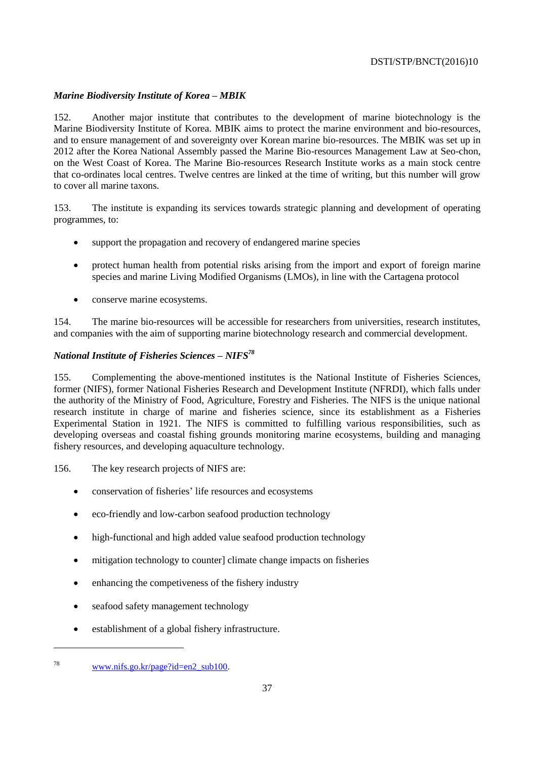### *Marine Biodiversity Institute of Korea – MBIK*

152. Another major institute that contributes to the development of marine biotechnology is the Marine Biodiversity Institute of Korea. MBIK aims to protect the marine environment and bio-resources, and to ensure management of and sovereignty over Korean marine bio-resources. The MBIK was set up in 2012 after the Korea National Assembly passed the Marine Bio-resources Management Law at Seo-chon, on the West Coast of Korea. The Marine Bio-resources Research Institute works as a main stock centre that co-ordinates local centres. Twelve centres are linked at the time of writing, but this number will grow to cover all marine taxons.

153. The institute is expanding its services towards strategic planning and development of operating programmes, to:

- support the propagation and recovery of endangered marine species
- protect human health from potential risks arising from the import and export of foreign marine species and marine Living Modified Organisms (LMOs), in line with the Cartagena protocol
- conserve marine ecosystems.

154. The marine bio-resources will be accessible for researchers from universities, research institutes, and companies with the aim of supporting marine biotechnology research and commercial development.

### *National Institute of Fisheries Sciences – NIFS*[78]

155. Complementing the above-mentioned institutes is the National Institute of Fisheries Sciences, former (NIFS), former National Fisheries Research and Development Institute (NFRDI), which falls under the authority of the Ministry of Food, Agriculture, Forestry and Fisheries. The NIFS is the unique national research institute in charge of marine and fisheries science, since its establishment as a Fisheries Experimental Station in 1921. The NIFS is committed to fulfilling various responsibilities, such as developing overseas and coastal fishing grounds monitoring marine ecosystems, building and managing fishery resources, and developing aquaculture technology.

156. The key research projects of NIFS are:

- conservation of fisheries' life resources and ecosystems
- eco-friendly and low-carbon seafood production technology
- high-functional and high added value seafood production technology
- mitigation technology to counter] climate change impacts on fisheries
- enhancing the competiveness of the fishery industry
- seafood safety management technology
- establishment of a global fishery infrastructure.

---

[78] www.nifs.go.kr/page?id=en2_sub100.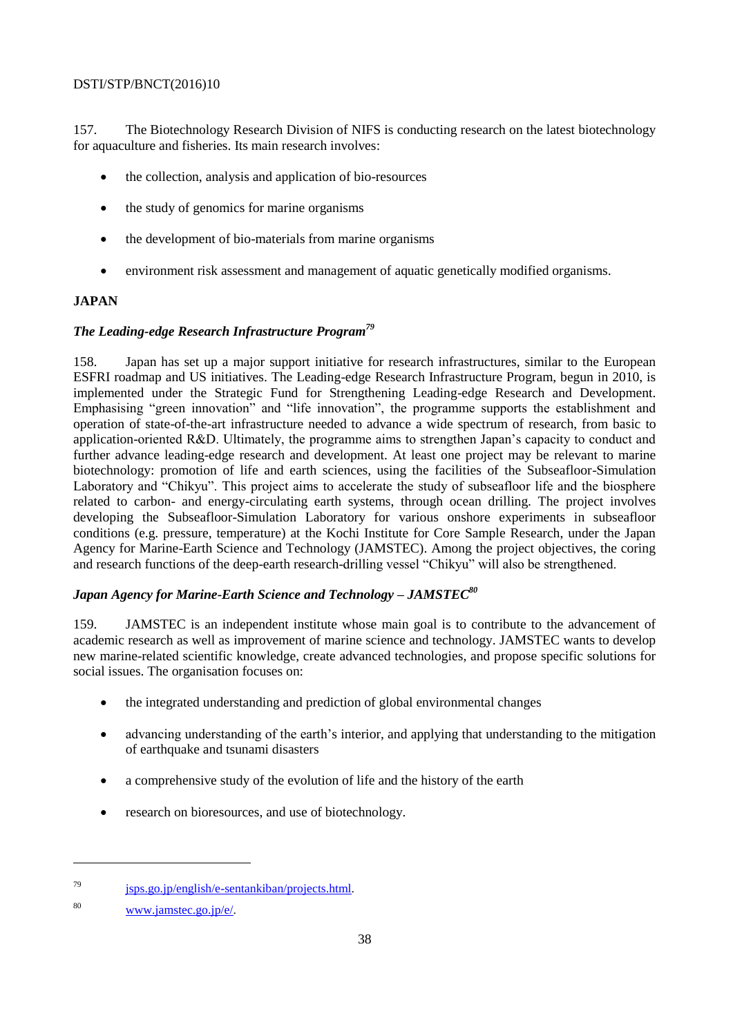157. The Biotechnology Research Division of NIFS is conducting research on the latest biotechnology for aquaculture and fisheries. Its main research involves:

- the collection, analysis and application of bio-resources
- the study of genomics for marine organisms
- the development of bio-materials from marine organisms
- environment risk assessment and management of aquatic genetically modified organisms.

## JAPAN

### *The Leading-edge Research Infrastructure Program*[79]

158. Japan has set up a major support initiative for research infrastructures, similar to the European ESFRI roadmap and US initiatives. The Leading-edge Research Infrastructure Program, begun in 2010, is implemented under the Strategic Fund for Strengthening Leading-edge Research and Development. Emphasising "green innovation" and "life innovation", the programme supports the establishment and operation of state-of-the-art infrastructure needed to advance a wide spectrum of research, from basic to application-oriented R&D. Ultimately, the programme aims to strengthen Japan's capacity to conduct and further advance leading-edge research and development. At least one project may be relevant to marine biotechnology: promotion of life and earth sciences, using the facilities of the Subseafloor-Simulation Laboratory and "Chikyu". This project aims to accelerate the study of subseafloor life and the biosphere related to carbon- and energy-circulating earth systems, through ocean drilling. The project involves developing the Subseafloor-Simulation Laboratory for various onshore experiments in subseafloor conditions (e.g. pressure, temperature) at the Kochi Institute for Core Sample Research, under the Japan Agency for Marine-Earth Science and Technology (JAMSTEC). Among the project objectives, the coring and research functions of the deep-earth research-drilling vessel "Chikyu" will also be strengthened.

### *Japan Agency for Marine-Earth Science and Technology – JAMSTEC*[80]

159. JAMSTEC is an independent institute whose main goal is to contribute to the advancement of academic research as well as improvement of marine science and technology. JAMSTEC wants to develop new marine-related scientific knowledge, create advanced technologies, and propose specific solutions for social issues. The organisation focuses on:

- the integrated understanding and prediction of global environmental changes
- advancing understanding of the earth's interior, and applying that understanding to the mitigation of earthquake and tsunami disasters
- a comprehensive study of the evolution of life and the history of the earth
- research on bioresources, and use of biotechnology.

---

[79] jsps.go.jp/english/e-sentankiban/projects.html.

[80] www.jamstec.go.jp/e/.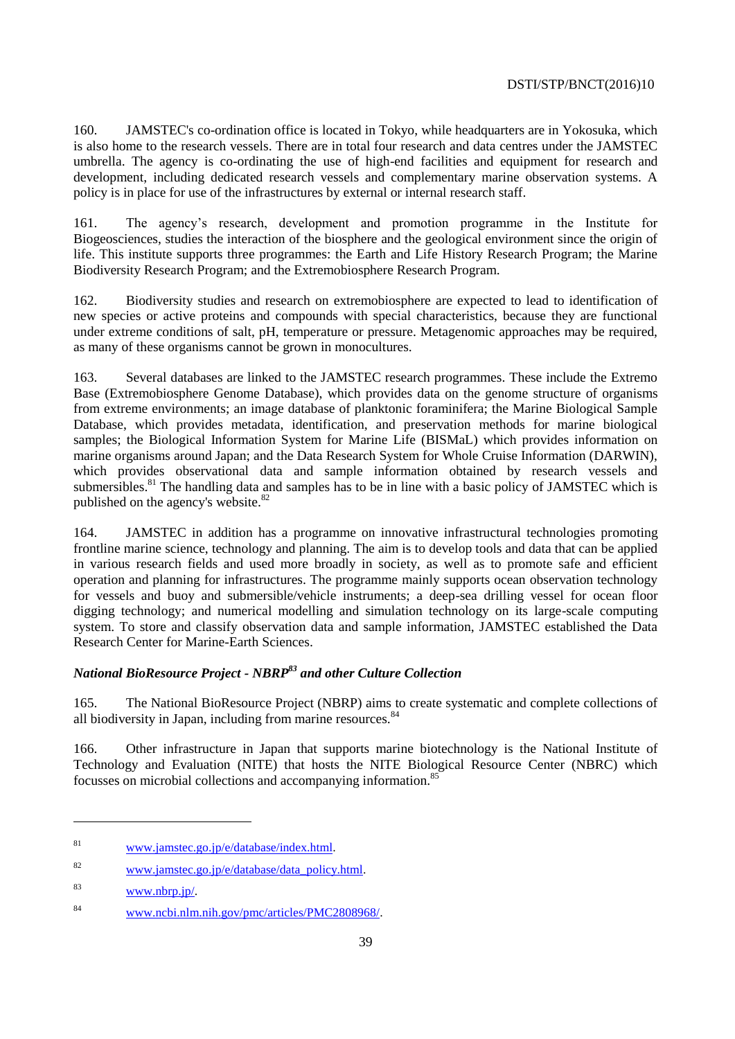160. JAMSTEC's co-ordination office is located in Tokyo, while headquarters are in Yokosuka, which is also home to the research vessels. There are in total four research and data centres under the JAMSTEC umbrella. The agency is co-ordinating the use of high-end facilities and equipment for research and development, including dedicated research vessels and complementary marine observation systems. A policy is in place for use of the infrastructures by external or internal research staff.

161. The agency's research, development and promotion programme in the Institute for Biogeosciences, studies the interaction of the biosphere and the geological environment since the origin of life. This institute supports three programmes: the Earth and Life History Research Program; the Marine Biodiversity Research Program; and the Extremobiosphere Research Program.

162. Biodiversity studies and research on extremobiosphere are expected to lead to identification of new species or active proteins and compounds with special characteristics, because they are functional under extreme conditions of salt, pH, temperature or pressure. Metagenomic approaches may be required, as many of these organisms cannot be grown in monocultures.

163. Several databases are linked to the JAMSTEC research programmes. These include the Extremo Base (Extremobiosphere Genome Database), which provides data on the genome structure of organisms from extreme environments; an image database of planktonic foraminifera; the Marine Biological Sample Database, which provides metadata, identification, and preservation methods for marine biological samples; the Biological Information System for Marine Life (BISMaL) which provides information on marine organisms around Japan; and the Data Research System for Whole Cruise Information (DARWIN), which provides observational data and sample information obtained by research vessels and submersibles.[81] The handling data and samples has to be in line with a basic policy of JAMSTEC which is published on the agency's website.[82]

164. JAMSTEC in addition has a programme on innovative infrastructural technologies promoting frontline marine science, technology and planning. The aim is to develop tools and data that can be applied in various research fields and used more broadly in society, as well as to promote safe and efficient operation and planning for infrastructures. The programme mainly supports ocean observation technology for vessels and buoy and submersible/vehicle instruments; a deep-sea drilling vessel for ocean floor digging technology; and numerical modelling and simulation technology on its large-scale computing system. To store and classify observation data and sample information, JAMSTEC established the Data Research Center for Marine-Earth Sciences.

### *National BioResource Project - NBRP[83] and other Culture Collection*

165. The National BioResource Project (NBRP) aims to create systematic and complete collections of all biodiversity in Japan, including from marine resources.[84]

166. Other infrastructure in Japan that supports marine biotechnology is the National Institute of Technology and Evaluation (NITE) that hosts the NITE Biological Resource Center (NBRC) which focusses on microbial collections and accompanying information.[85]

---

[81] www.jamstec.go.jp/e/database/index.html.

[82] www.jamstec.go.jp/e/database/data_policy.html.

[83] www.nbrp.jp/.

[84] www.ncbi.nlm.nih.gov/pmc/articles/PMC2808968/.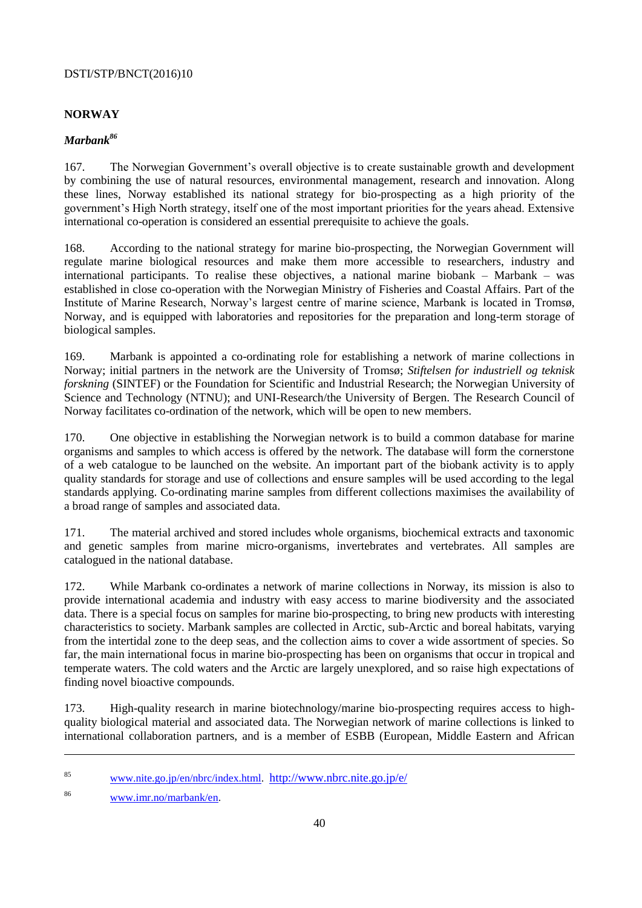## NORWAY

### *Marbank*[86]

167. The Norwegian Government's overall objective is to create sustainable growth and development by combining the use of natural resources, environmental management, research and innovation. Along these lines, Norway established its national strategy for bio-prospecting as a high priority of the government's High North strategy, itself one of the most important priorities for the years ahead. Extensive international co-operation is considered an essential prerequisite to achieve the goals.

168. According to the national strategy for marine bio-prospecting, the Norwegian Government will regulate marine biological resources and make them more accessible to researchers, industry and international participants. To realise these objectives, a national marine biobank – Marbank – was established in close co-operation with the Norwegian Ministry of Fisheries and Coastal Affairs. Part of the Institute of Marine Research, Norway's largest centre of marine science, Marbank is located in Tromsø, Norway, and is equipped with laboratories and repositories for the preparation and long-term storage of biological samples.

169. Marbank is appointed a co-ordinating role for establishing a network of marine collections in Norway; initial partners in the network are the University of Tromsø; *Stiftelsen for industriell og teknisk forskning* (SINTEF) or the Foundation for Scientific and Industrial Research; the Norwegian University of Science and Technology (NTNU); and UNI-Research/the University of Bergen. The Research Council of Norway facilitates co-ordination of the network, which will be open to new members.

170. One objective in establishing the Norwegian network is to build a common database for marine organisms and samples to which access is offered by the network. The database will form the cornerstone of a web catalogue to be launched on the website. An important part of the biobank activity is to apply quality standards for storage and use of collections and ensure samples will be used according to the legal standards applying. Co-ordinating marine samples from different collections maximises the availability of a broad range of samples and associated data.

171. The material archived and stored includes whole organisms, biochemical extracts and taxonomic and genetic samples from marine micro-organisms, invertebrates and vertebrates. All samples are catalogued in the national database.

172. While Marbank co-ordinates a network of marine collections in Norway, its mission is also to provide international academia and industry with easy access to marine biodiversity and the associated data. There is a special focus on samples for marine bio-prospecting, to bring new products with interesting characteristics to society. Marbank samples are collected in Arctic, sub-Arctic and boreal habitats, varying from the intertidal zone to the deep seas, and the collection aims to cover a wide assortment of species. So far, the main international focus in marine bio-prospecting has been on organisms that occur in tropical and temperate waters. The cold waters and the Arctic are largely unexplored, and so raise high expectations of finding novel bioactive compounds.

173. High-quality research in marine biotechnology/marine bio-prospecting requires access to high-quality biological material and associated data. The Norwegian network of marine collections is linked to international collaboration partners, and is a member of ESBB (European, Middle Eastern and African

---

[85] www.nite.go.jp/en/nbrc/index.html. http://www.nbrc.nite.go.jp/e/

[86] www.imr.no/marbank/en.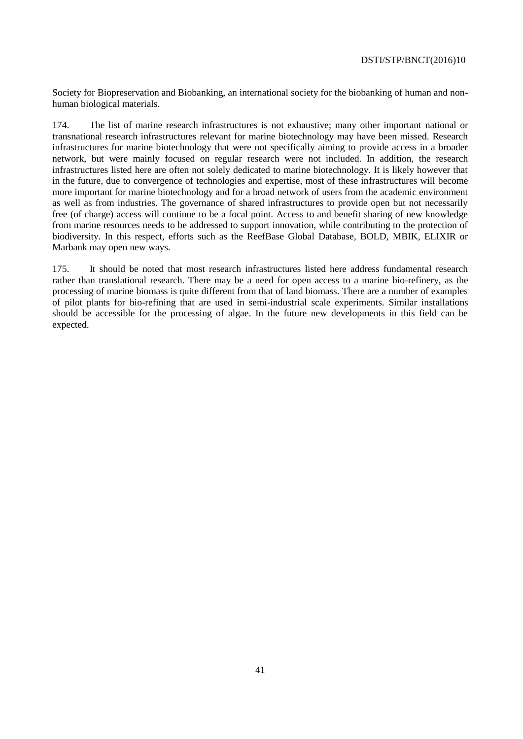Society for Biopreservation and Biobanking, an international society for the biobanking of human and non-human biological materials.

174. The list of marine research infrastructures is not exhaustive; many other important national or transnational research infrastructures relevant for marine biotechnology may have been missed. Research infrastructures for marine biotechnology that were not specifically aiming to provide access in a broader network, but were mainly focused on regular research were not included. In addition, the research infrastructures listed here are often not solely dedicated to marine biotechnology. It is likely however that in the future, due to convergence of technologies and expertise, most of these infrastructures will become more important for marine biotechnology and for a broad network of users from the academic environment as well as from industries. The governance of shared infrastructures to provide open but not necessarily free (of charge) access will continue to be a focal point. Access to and benefit sharing of new knowledge from marine resources needs to be addressed to support innovation, while contributing to the protection of biodiversity. In this respect, efforts such as the ReefBase Global Database, BOLD, MBIK, ELIXIR or Marbank may open new ways.

175. It should be noted that most research infrastructures listed here address fundamental research rather than translational research. There may be a need for open access to a marine bio-refinery, as the processing of marine biomass is quite different from that of land biomass. There are a number of examples of pilot plants for bio-refining that are used in semi-industrial scale experiments. Similar installations should be accessible for the processing of algae. In the future new developments in this field can be expected.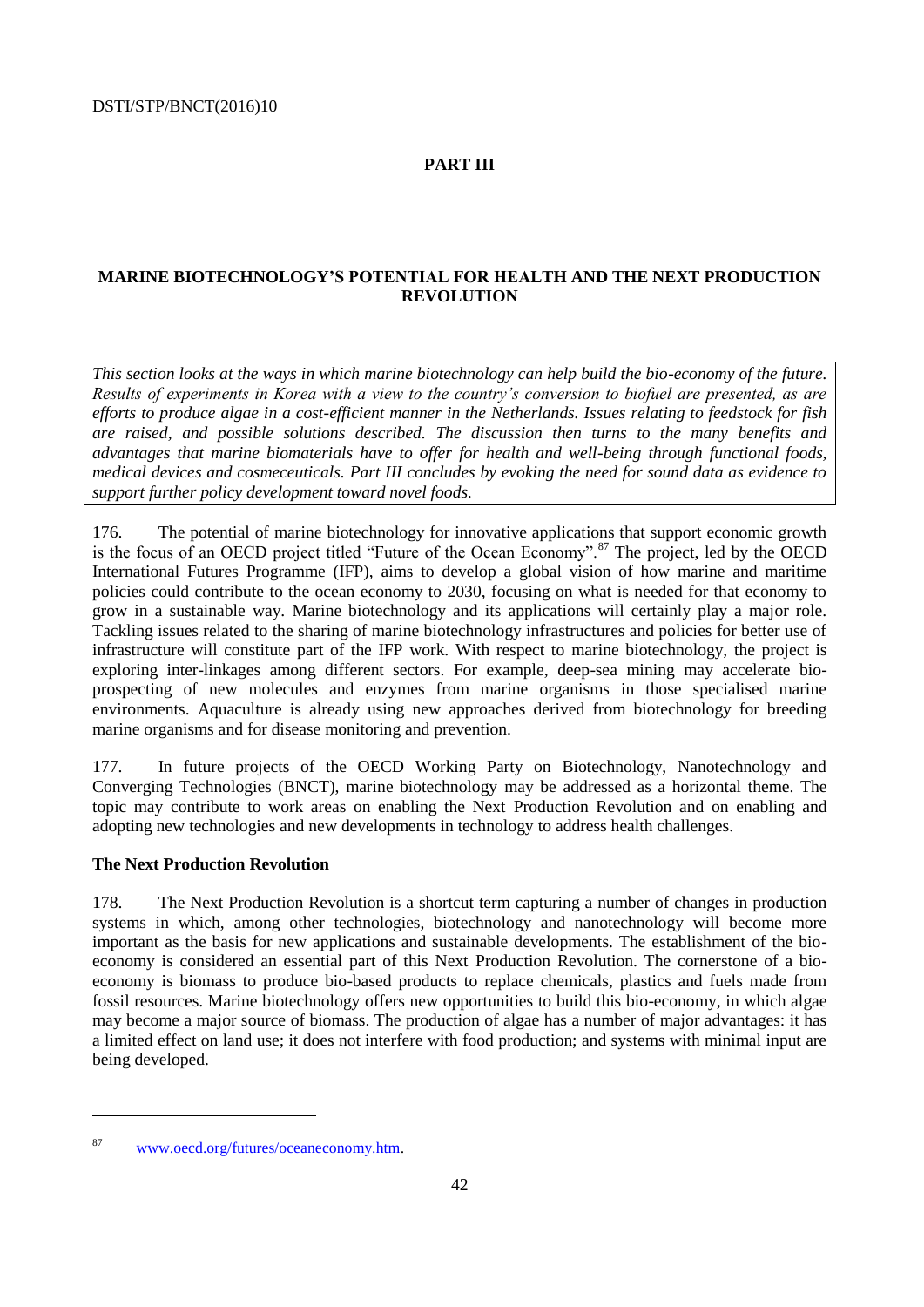# PART III

## MARINE BIOTECHNOLOGY'S POTENTIAL FOR HEALTH AND THE NEXT PRODUCTION REVOLUTION

*This section looks at the ways in which marine biotechnology can help build the bio-economy of the future. Results of experiments in Korea with a view to the country's conversion to biofuel are presented, as are efforts to produce algae in a cost-efficient manner in the Netherlands. Issues relating to feedstock for fish are raised, and possible solutions described. The discussion then turns to the many benefits and advantages that marine biomaterials have to offer for health and well-being through functional foods, medical devices and cosmeceuticals. Part III concludes by evoking the need for sound data as evidence to support further policy development toward novel foods.*

176. The potential of marine biotechnology for innovative applications that support economic growth is the focus of an OECD project titled "Future of the Ocean Economy".[87] The project, led by the OECD International Futures Programme (IFP), aims to develop a global vision of how marine and maritime policies could contribute to the ocean economy to 2030, focusing on what is needed for that economy to grow in a sustainable way. Marine biotechnology and its applications will certainly play a major role. Tackling issues related to the sharing of marine biotechnology infrastructures and policies for better use of infrastructure will constitute part of the IFP work. With respect to marine biotechnology, the project is exploring inter-linkages among different sectors. For example, deep-sea mining may accelerate bio-prospecting of new molecules and enzymes from marine organisms in those specialised marine environments. Aquaculture is already using new approaches derived from biotechnology for breeding marine organisms and for disease monitoring and prevention.

177. In future projects of the OECD Working Party on Biotechnology, Nanotechnology and Converging Technologies (BNCT), marine biotechnology may be addressed as a horizontal theme. The topic may contribute to work areas on enabling the Next Production Revolution and on enabling and adopting new technologies and new developments in technology to address health challenges.

### The Next Production Revolution

178. The Next Production Revolution is a shortcut term capturing a number of changes in production systems in which, among other technologies, biotechnology and nanotechnology will become more important as the basis for new applications and sustainable developments. The establishment of the bio-economy is considered an essential part of this Next Production Revolution. The cornerstone of a bio-economy is biomass to produce bio-based products to replace chemicals, plastics and fuels made from fossil resources. Marine biotechnology offers new opportunities to build this bio-economy, in which algae may become a major source of biomass. The production of algae has a number of major advantages: it has a limited effect on land use; it does not interfere with food production; and systems with minimal input are being developed.

---

[87] www.oecd.org/futures/oceaneconomy.htm.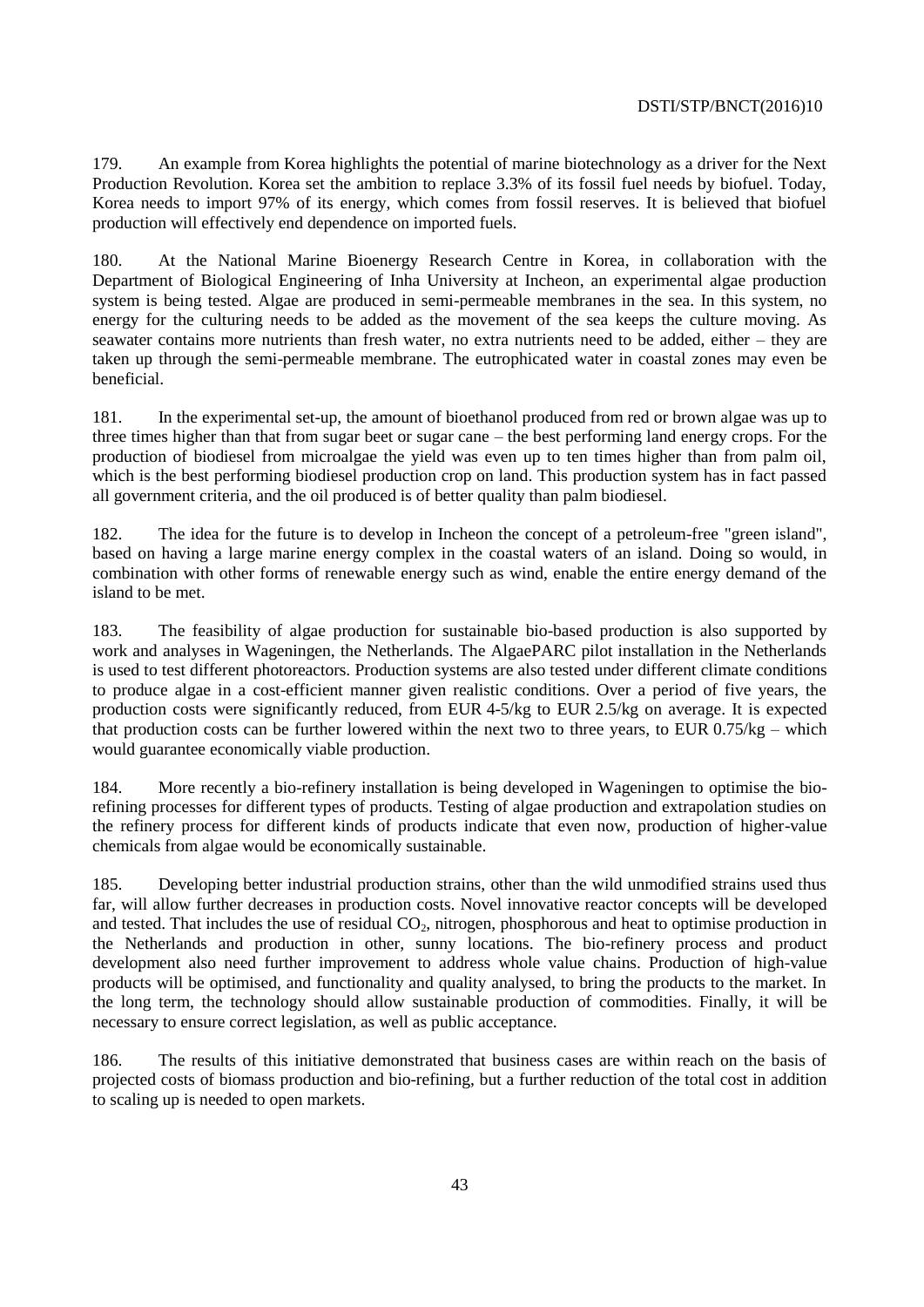179. An example from Korea highlights the potential of marine biotechnology as a driver for the Next Production Revolution. Korea set the ambition to replace 3.3% of its fossil fuel needs by biofuel. Today, Korea needs to import 97% of its energy, which comes from fossil reserves. It is believed that biofuel production will effectively end dependence on imported fuels.

180. At the National Marine Bioenergy Research Centre in Korea, in collaboration with the Department of Biological Engineering of Inha University at Incheon, an experimental algae production system is being tested. Algae are produced in semi-permeable membranes in the sea. In this system, no energy for the culturing needs to be added as the movement of the sea keeps the culture moving. As seawater contains more nutrients than fresh water, no extra nutrients need to be added, either – they are taken up through the semi-permeable membrane. The eutrophicated water in coastal zones may even be beneficial.

181. In the experimental set-up, the amount of bioethanol produced from red or brown algae was up to three times higher than that from sugar beet or sugar cane – the best performing land energy crops. For the production of biodiesel from microalgae the yield was even up to ten times higher than from palm oil, which is the best performing biodiesel production crop on land. This production system has in fact passed all government criteria, and the oil produced is of better quality than palm biodiesel.

182. The idea for the future is to develop in Incheon the concept of a petroleum-free "green island", based on having a large marine energy complex in the coastal waters of an island. Doing so would, in combination with other forms of renewable energy such as wind, enable the entire energy demand of the island to be met.

183. The feasibility of algae production for sustainable bio-based production is also supported by work and analyses in Wageningen, the Netherlands. The AlgaePARC pilot installation in the Netherlands is used to test different photoreactors. Production systems are also tested under different climate conditions to produce algae in a cost-efficient manner given realistic conditions. Over a period of five years, the production costs were significantly reduced, from EUR 4-5/kg to EUR 2.5/kg on average. It is expected that production costs can be further lowered within the next two to three years, to EUR 0.75/kg – which would guarantee economically viable production.

184. More recently a bio-refinery installation is being developed in Wageningen to optimise the bio-refining processes for different types of products. Testing of algae production and extrapolation studies on the refinery process for different kinds of products indicate that even now, production of higher-value chemicals from algae would be economically sustainable.

185. Developing better industrial production strains, other than the wild unmodified strains used thus far, will allow further decreases in production costs. Novel innovative reactor concepts will be developed and tested. That includes the use of residual $CO_2$, nitrogen, phosphorous and heat to optimise production in the Netherlands and production in other, sunny locations. The bio-refinery process and product development also need further improvement to address whole value chains. Production of high-value products will be optimised, and functionality and quality analysed, to bring the products to the market. In the long term, the technology should allow sustainable production of commodities. Finally, it will be necessary to ensure correct legislation, as well as public acceptance.

186. The results of this initiative demonstrated that business cases are within reach on the basis of projected costs of biomass production and bio-refining, but a further reduction of the total cost in addition to scaling up is needed to open markets.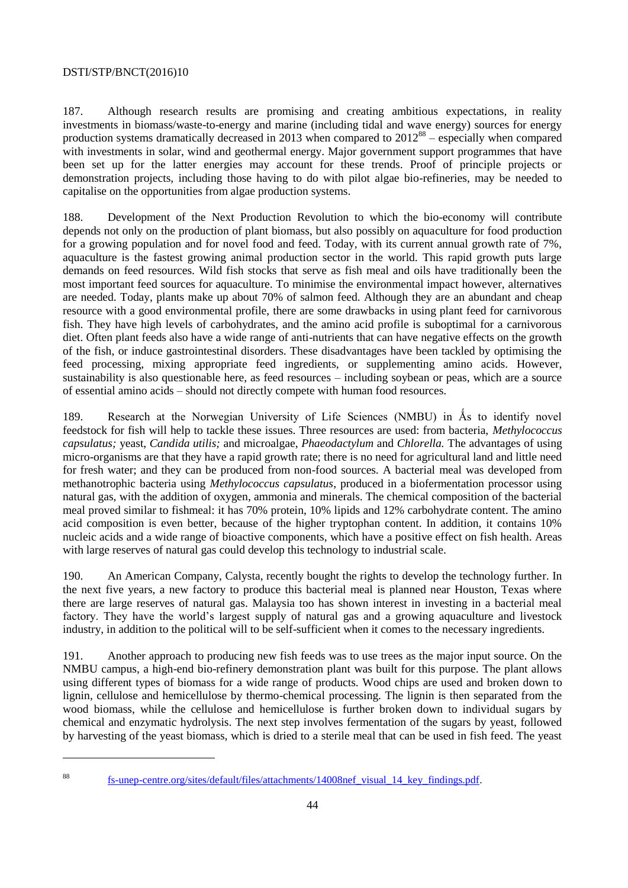187. Although research results are promising and creating ambitious expectations, in reality investments in biomass/waste-to-energy and marine (including tidal and wave energy) sources for energy production systems dramatically decreased in 2013 when compared to 2012[88] – especially when compared with investments in solar, wind and geothermal energy. Major government support programmes that have been set up for the latter energies may account for these trends. Proof of principle projects or demonstration projects, including those having to do with pilot algae bio-refineries, may be needed to capitalise on the opportunities from algae production systems.

188. Development of the Next Production Revolution to which the bio-economy will contribute depends not only on the production of plant biomass, but also possibly on aquaculture for food production for a growing population and for novel food and feed. Today, with its current annual growth rate of 7%, aquaculture is the fastest growing animal production sector in the world. This rapid growth puts large demands on feed resources. Wild fish stocks that serve as fish meal and oils have traditionally been the most important feed sources for aquaculture. To minimise the environmental impact however, alternatives are needed. Today, plants make up about 70% of salmon feed. Although they are an abundant and cheap resource with a good environmental profile, there are some drawbacks in using plant feed for carnivorous fish. They have high levels of carbohydrates, and the amino acid profile is suboptimal for a carnivorous diet. Often plant feeds also have a wide range of anti-nutrients that can have negative effects on the growth of the fish, or induce gastrointestinal disorders. These disadvantages have been tackled by optimising the feed processing, mixing appropriate feed ingredients, or supplementing amino acids. However, sustainability is also questionable here, as feed resources – including soybean or peas, which are a source of essential amino acids – should not directly compete with human food resources.

189. Research at the Norwegian University of Life Sciences (NMBU) in Ǻs to identify novel feedstock for fish will help to tackle these issues. Three resources are used: from bacteria, *Methylococcus capsulatus;* yeast, *Candida utilis;* and microalgae, *Phaeodactylum* and *Chlorella.* The advantages of using micro-organisms are that they have a rapid growth rate; there is no need for agricultural land and little need for fresh water; and they can be produced from non-food sources. A bacterial meal was developed from methanotrophic bacteria using *Methylococcus capsulatus*, produced in a biofermentation processor using natural gas, with the addition of oxygen, ammonia and minerals. The chemical composition of the bacterial meal proved similar to fishmeal: it has 70% protein, 10% lipids and 12% carbohydrate content. The amino acid composition is even better, because of the higher tryptophan content. In addition, it contains 10% nucleic acids and a wide range of bioactive components, which have a positive effect on fish health. Areas with large reserves of natural gas could develop this technology to industrial scale.

190. An American Company, Calysta, recently bought the rights to develop the technology further. In the next five years, a new factory to produce this bacterial meal is planned near Houston, Texas where there are large reserves of natural gas. Malaysia too has shown interest in investing in a bacterial meal factory. They have the world's largest supply of natural gas and a growing aquaculture and livestock industry, in addition to the political will to be self-sufficient when it comes to the necessary ingredients.

191. Another approach to producing new fish feeds was to use trees as the major input source. On the NMBU campus, a high-end bio-refinery demonstration plant was built for this purpose. The plant allows using different types of biomass for a wide range of products. Wood chips are used and broken down to lignin, cellulose and hemicellulose by thermo-chemical processing. The lignin is then separated from the wood biomass, while the cellulose and hemicellulose is further broken down to individual sugars by chemical and enzymatic hydrolysis. The next step involves fermentation of the sugars by yeast, followed by harvesting of the yeast biomass, which is dried to a sterile meal that can be used in fish feed. The yeast

[88] fs-unep-centre.org/sites/default/files/attachments/14008nef_visual_14_key_findings.pdf.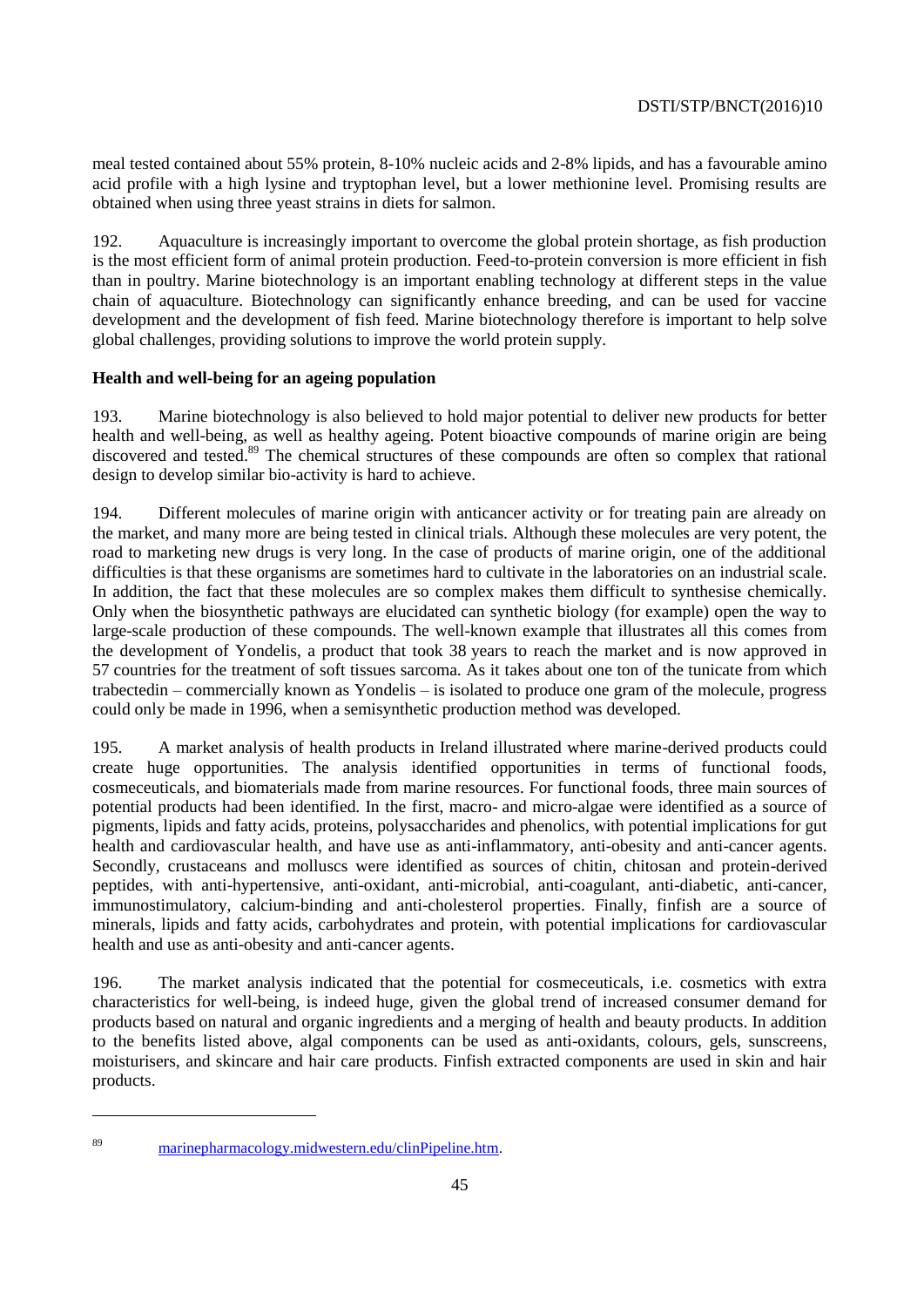meal tested contained about 55% protein, 8-10% nucleic acids and 2-8% lipids, and has a favourable amino acid profile with a high lysine and tryptophan level, but a lower methionine level. Promising results are obtained when using three yeast strains in diets for salmon.

192. Aquaculture is increasingly important to overcome the global protein shortage, as fish production is the most efficient form of animal protein production. Feed-to-protein conversion is more efficient in fish than in poultry. Marine biotechnology is an important enabling technology at different steps in the value chain of aquaculture. Biotechnology can significantly enhance breeding, and can be used for vaccine development and the development of fish feed. Marine biotechnology therefore is important to help solve global challenges, providing solutions to improve the world protein supply.

**Health and well-being for an ageing population**

193. Marine biotechnology is also believed to hold major potential to deliver new products for better health and well-being, as well as healthy ageing. Potent bioactive compounds of marine origin are being discovered and tested.[89] The chemical structures of these compounds are often so complex that rational design to develop similar bio-activity is hard to achieve.

194. Different molecules of marine origin with anticancer activity or for treating pain are already on the market, and many more are being tested in clinical trials. Although these molecules are very potent, the road to marketing new drugs is very long. In the case of products of marine origin, one of the additional difficulties is that these organisms are sometimes hard to cultivate in the laboratories on an industrial scale. In addition, the fact that these molecules are so complex makes them difficult to synthesise chemically. Only when the biosynthetic pathways are elucidated can synthetic biology (for example) open the way to large-scale production of these compounds. The well-known example that illustrates all this comes from the development of Yondelis, a product that took 38 years to reach the market and is now approved in 57 countries for the treatment of soft tissues sarcoma. As it takes about one ton of the tunicate from which trabectedin – commercially known as Yondelis – is isolated to produce one gram of the molecule, progress could only be made in 1996, when a semisynthetic production method was developed.

195. A market analysis of health products in Ireland illustrated where marine-derived products could create huge opportunities. The analysis identified opportunities in terms of functional foods, cosmeceuticals, and biomaterials made from marine resources. For functional foods, three main sources of potential products had been identified. In the first, macro- and micro-algae were identified as a source of pigments, lipids and fatty acids, proteins, polysaccharides and phenolics, with potential implications for gut health and cardiovascular health, and have use as anti-inflammatory, anti-obesity and anti-cancer agents. Secondly, crustaceans and molluscs were identified as sources of chitin, chitosan and protein-derived peptides, with anti-hypertensive, anti-oxidant, anti-microbial, anti-coagulant, anti-diabetic, anti-cancer, immunostimulatory, calcium-binding and anti-cholesterol properties. Finally, finfish are a source of minerals, lipids and fatty acids, carbohydrates and protein, with potential implications for cardiovascular health and use as anti-obesity and anti-cancer agents.

196. The market analysis indicated that the potential for cosmeceuticals, i.e. cosmetics with extra characteristics for well-being, is indeed huge, given the global trend of increased consumer demand for products based on natural and organic ingredients and a merging of health and beauty products. In addition to the benefits listed above, algal components can be used as anti-oxidants, colours, gels, sunscreens, moisturisers, and skincare and hair care products. Finfish extracted components are used in skin and hair products.

---

[89] marinepharmacology.midwestern.edu/clinPipeline.htm.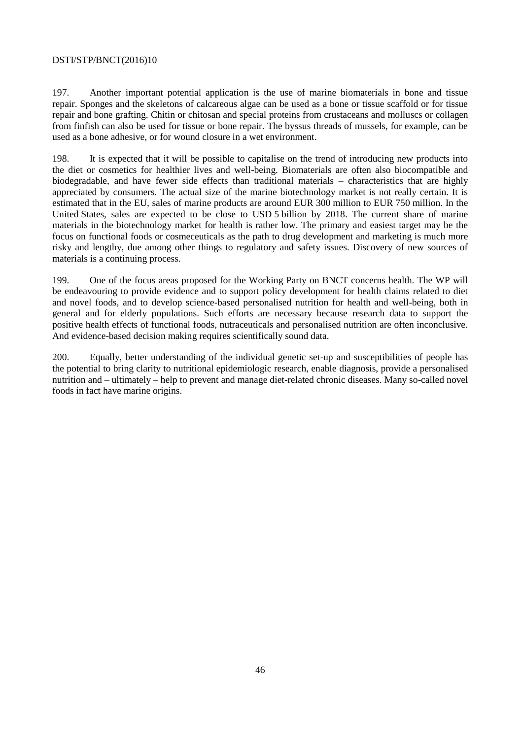197. Another important potential application is the use of marine biomaterials in bone and tissue repair. Sponges and the skeletons of calcareous algae can be used as a bone or tissue scaffold or for tissue repair and bone grafting. Chitin or chitosan and special proteins from crustaceans and molluscs or collagen from finfish can also be used for tissue or bone repair. The byssus threads of mussels, for example, can be used as a bone adhesive, or for wound closure in a wet environment.

198. It is expected that it will be possible to capitalise on the trend of introducing new products into the diet or cosmetics for healthier lives and well-being. Biomaterials are often also biocompatible and biodegradable, and have fewer side effects than traditional materials – characteristics that are highly appreciated by consumers. The actual size of the marine biotechnology market is not really certain. It is estimated that in the EU, sales of marine products are around EUR 300 million to EUR 750 million. In the United States, sales are expected to be close to USD 5 billion by 2018. The current share of marine materials in the biotechnology market for health is rather low. The primary and easiest target may be the focus on functional foods or cosmeceuticals as the path to drug development and marketing is much more risky and lengthy, due among other things to regulatory and safety issues. Discovery of new sources of materials is a continuing process.

199. One of the focus areas proposed for the Working Party on BNCT concerns health. The WP will be endeavouring to provide evidence and to support policy development for health claims related to diet and novel foods, and to develop science-based personalised nutrition for health and well-being, both in general and for elderly populations. Such efforts are necessary because research data to support the positive health effects of functional foods, nutraceuticals and personalised nutrition are often inconclusive. And evidence-based decision making requires scientifically sound data.

200. Equally, better understanding of the individual genetic set-up and susceptibilities of people has the potential to bring clarity to nutritional epidemiologic research, enable diagnosis, provide a personalised nutrition and – ultimately – help to prevent and manage diet-related chronic diseases. Many so-called novel foods in fact have marine origins.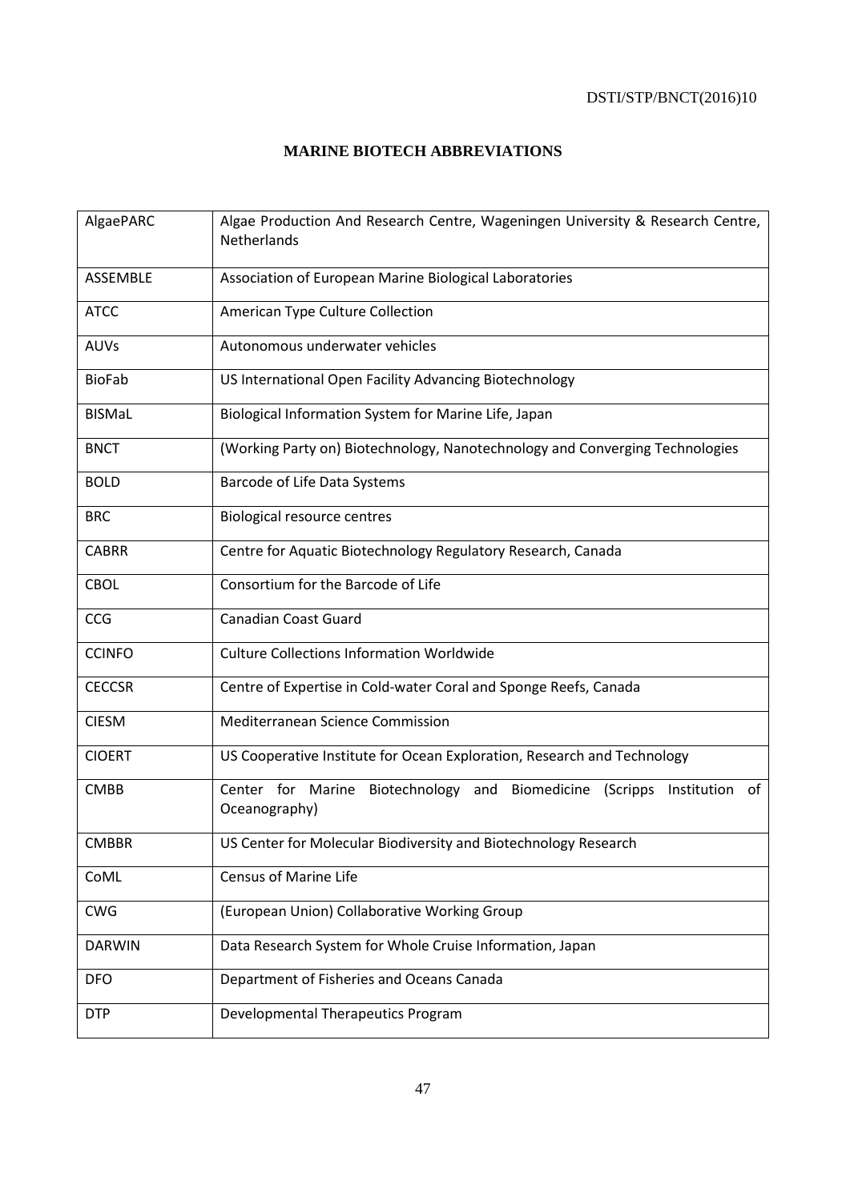# MARINE BIOTECH ABBREVIATIONS

| | |
|---|---|
| AlgaePARC | Algae Production And Research Centre, Wageningen University & Research Centre, Netherlands |
| ASSEMBLE | Association of European Marine Biological Laboratories |
| ATCC | American Type Culture Collection |
| AUVs | Autonomous underwater vehicles |
| BioFab | US International Open Facility Advancing Biotechnology |
| BISMaL | Biological Information System for Marine Life, Japan |
| BNCT | (Working Party on) Biotechnology, Nanotechnology and Converging Technologies |
| BOLD | Barcode of Life Data Systems |
| BRC | Biological resource centres |
| CABRR | Centre for Aquatic Biotechnology Regulatory Research, Canada |
| CBOL | Consortium for the Barcode of Life |
| CCG | Canadian Coast Guard |
| CCINFO | Culture Collections Information Worldwide |
| CECCSR | Centre of Expertise in Cold-water Coral and Sponge Reefs, Canada |
| CIESM | Mediterranean Science Commission |
| CIOERT | US Cooperative Institute for Ocean Exploration, Research and Technology |
| CMBB | Center for Marine Biotechnology and Biomedicine (Scripps Institution of Oceanography) |
| CMBBR | US Center for Molecular Biodiversity and Biotechnology Research |
| CoML | Census of Marine Life |
| CWG | (European Union) Collaborative Working Group |
| DARWIN | Data Research System for Whole Cruise Information, Japan |
| DFO | Department of Fisheries and Oceans Canada |
| DTP | Developmental Therapeutics Program |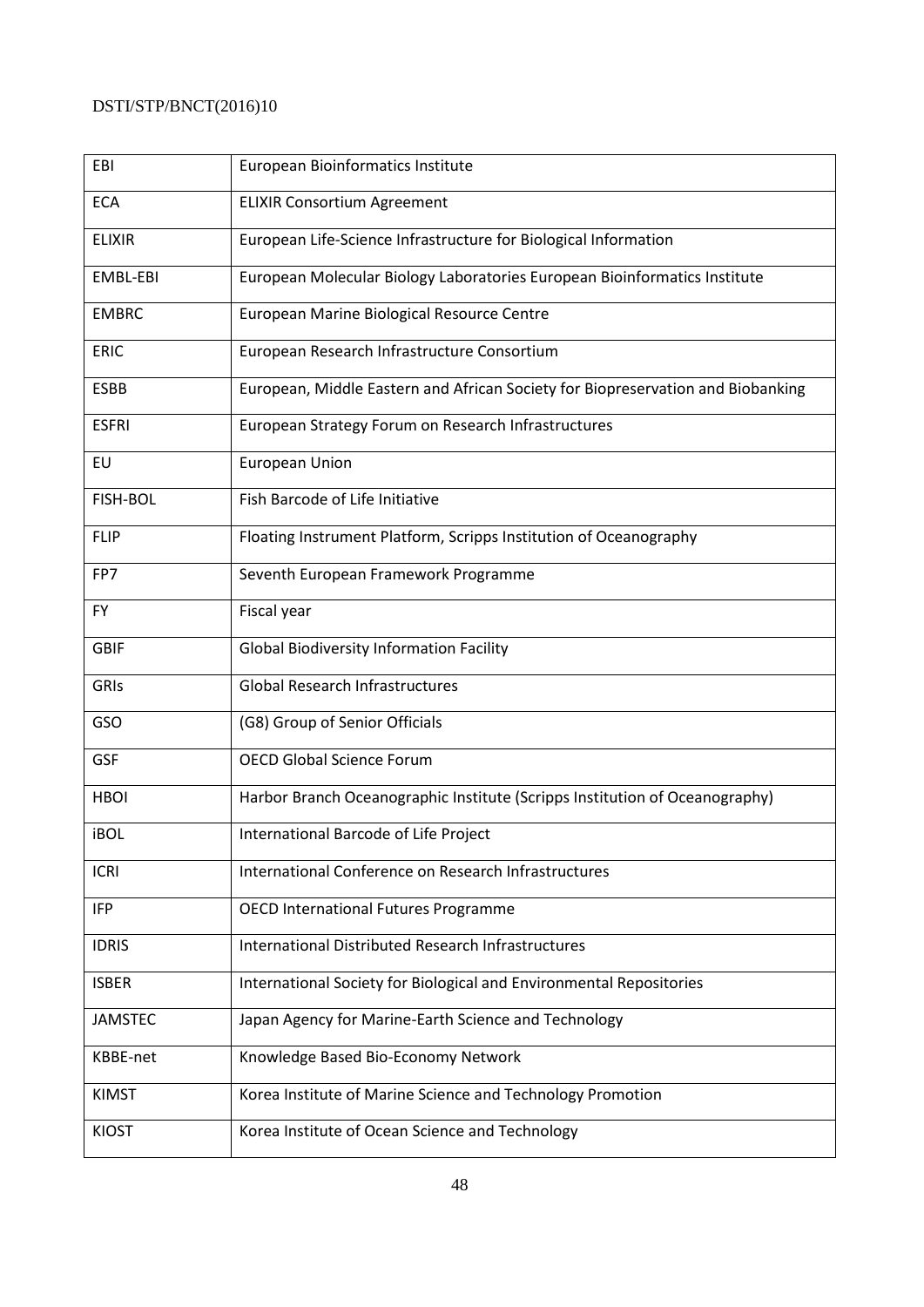| | |
|---|---|
| EBI | European Bioinformatics Institute |
| ECA | ELIXIR Consortium Agreement |
| ELIXIR | European Life-Science Infrastructure for Biological Information |
| EMBL-EBI | European Molecular Biology Laboratories European Bioinformatics Institute |
| EMBRC | European Marine Biological Resource Centre |
| ERIC | European Research Infrastructure Consortium |
| ESBB | European, Middle Eastern and African Society for Biopreservation and Biobanking |
| ESFRI | European Strategy Forum on Research Infrastructures |
| EU | European Union |
| FISH-BOL | Fish Barcode of Life Initiative |
| FLIP | Floating Instrument Platform, Scripps Institution of Oceanography |
| FP7 | Seventh European Framework Programme |
| FY | Fiscal year |
| GBIF | Global Biodiversity Information Facility |
| GRIs | Global Research Infrastructures |
| GSO | (G8) Group of Senior Officials |
| GSF | OECD Global Science Forum |
| HBOI | Harbor Branch Oceanographic Institute (Scripps Institution of Oceanography) |
| iBOL | International Barcode of Life Project |
| ICRI | International Conference on Research Infrastructures |
| IFP | OECD International Futures Programme |
| IDRIS | International Distributed Research Infrastructures |
| ISBER | International Society for Biological and Environmental Repositories |
| JAMSTEC | Japan Agency for Marine-Earth Science and Technology |
| KBBE-net | Knowledge Based Bio-Economy Network |
| KIMST | Korea Institute of Marine Science and Technology Promotion |
| KIOST | Korea Institute of Ocean Science and Technology |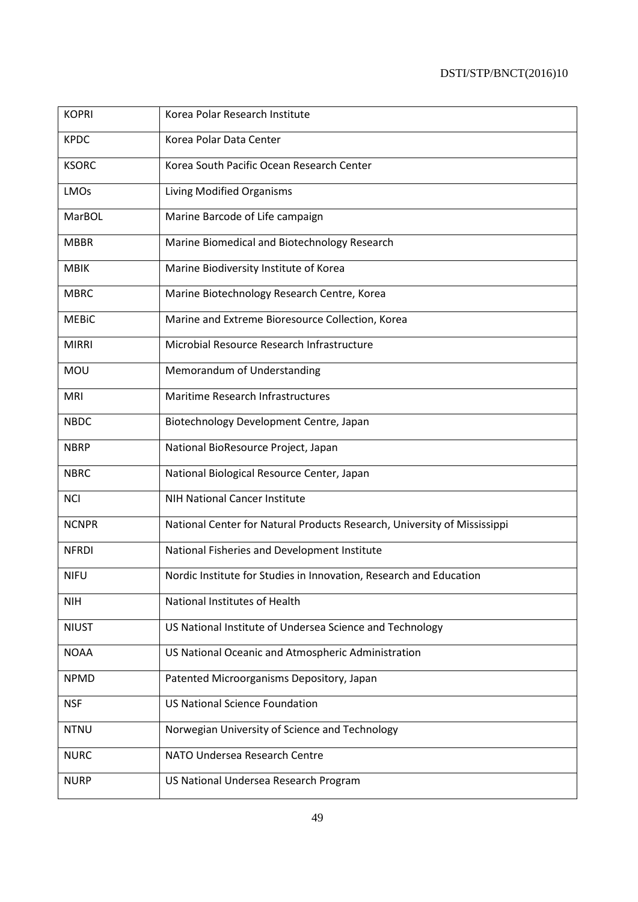| KOPRI | Korea Polar Research Institute |
|---|---|
| KPDC | Korea Polar Data Center |
| KSORC | Korea South Pacific Ocean Research Center |
| LMOs | Living Modified Organisms |
| MarBOL | Marine Barcode of Life campaign |
| MBBR | Marine Biomedical and Biotechnology Research |
| MBIK | Marine Biodiversity Institute of Korea |
| MBRC | Marine Biotechnology Research Centre, Korea |
| MEBiC | Marine and Extreme Bioresource Collection, Korea |
| MIRRI | Microbial Resource Research Infrastructure |
| MOU | Memorandum of Understanding |
| MRI | Maritime Research Infrastructures |
| NBDC | Biotechnology Development Centre, Japan |
| NBRP | National BioResource Project, Japan |
| NBRC | National Biological Resource Center, Japan |
| NCI | NIH National Cancer Institute |
| NCNPR | National Center for Natural Products Research, University of Mississippi |
| NFRDI | National Fisheries and Development Institute |
| NIFU | Nordic Institute for Studies in Innovation, Research and Education |
| NIH | National Institutes of Health |
| NIUST | US National Institute of Undersea Science and Technology |
| NOAA | US National Oceanic and Atmospheric Administration |
| NPMD | Patented Microorganisms Depository, Japan |
| NSF | US National Science Foundation |
| NTNU | Norwegian University of Science and Technology |
| NURC | NATO Undersea Research Centre |
| NURP | US National Undersea Research Program |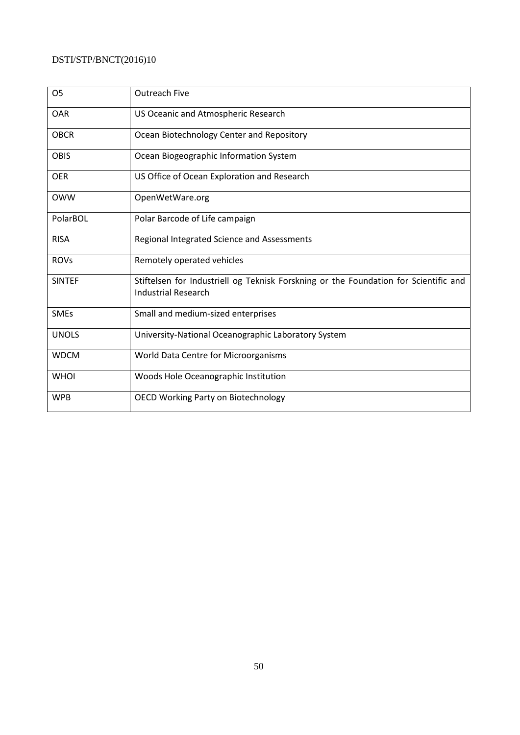| | |
|---|---|
| O5 | Outreach Five |
| OAR | US Oceanic and Atmospheric Research |
| OBCR | Ocean Biotechnology Center and Repository |
| OBIS | Ocean Biogeographic Information System |
| OER | US Office of Ocean Exploration and Research |
| OWW | OpenWetWare.org |
| PolarBOL | Polar Barcode of Life campaign |
| RISA | Regional Integrated Science and Assessments |
| ROVs | Remotely operated vehicles |
| SINTEF | Stiftelsen for Industriell og Teknisk Forskning or the Foundation for Scientific and Industrial Research |
| SMEs | Small and medium-sized enterprises |
| UNOLS | University-National Oceanographic Laboratory System |
| WDCM | World Data Centre for Microorganisms |
| WHOI | Woods Hole Oceanographic Institution |
| WPB | OECD Working Party on Biotechnology |